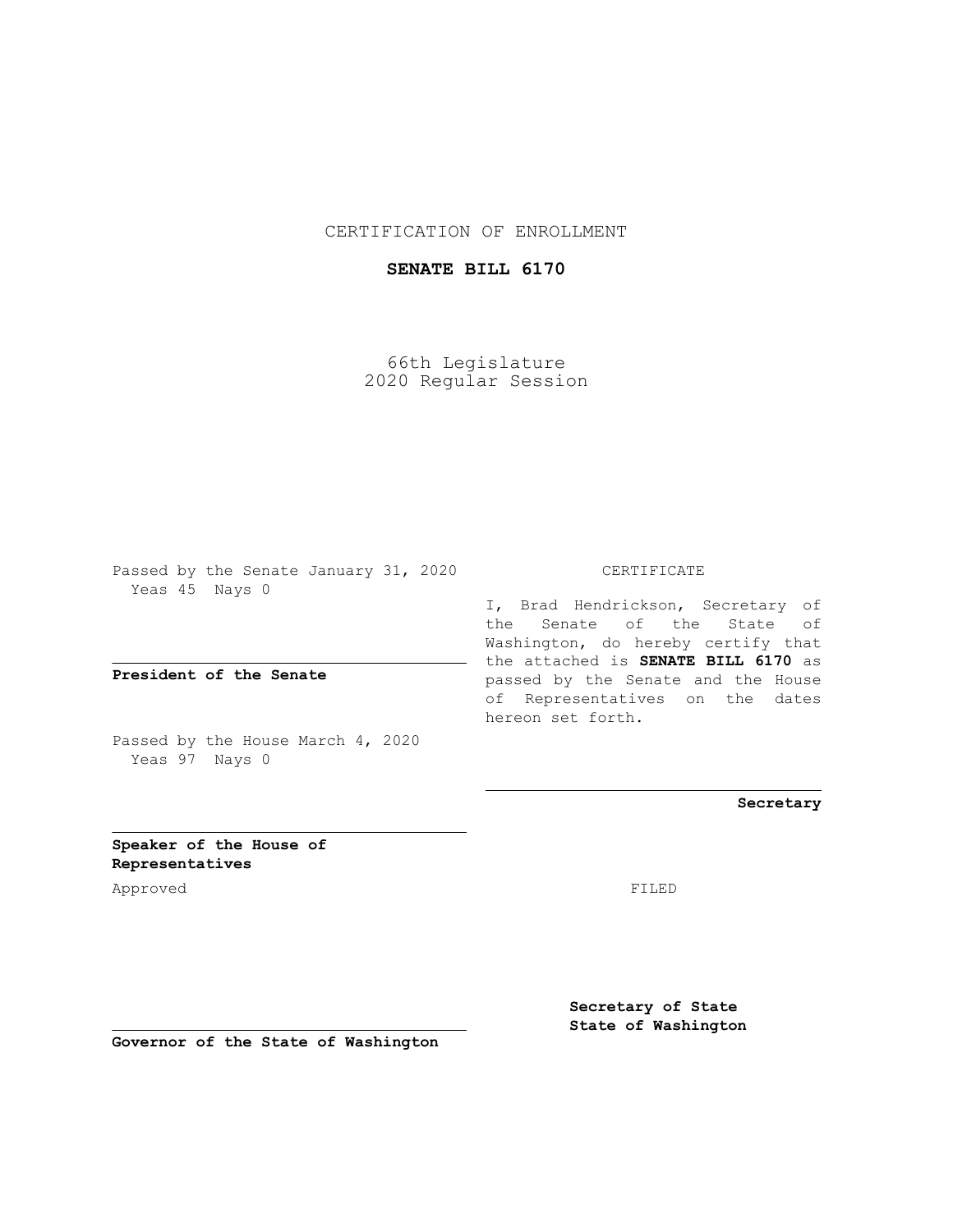CERTIFICATION OF ENROLLMENT

**SENATE BILL 6170**

66th Legislature
2020 Regular Session

Passed by the Senate January 31, 2020
Yeas 45 Nays 0

**President of the Senate**

Passed by the House March 4, 2020
Yeas 97 Nays 0

**Speaker of the House of Representatives**

Approved

**Governor of the State of Washington**

CERTIFICATE

I, Brad Hendrickson, Secretary of the Senate of the State of Washington, do hereby certify that the attached is **SENATE BILL 6170** as passed by the Senate and the House of Representatives on the dates hereon set forth.

**Secretary**

FILED

**Secretary of State**
**State of Washington**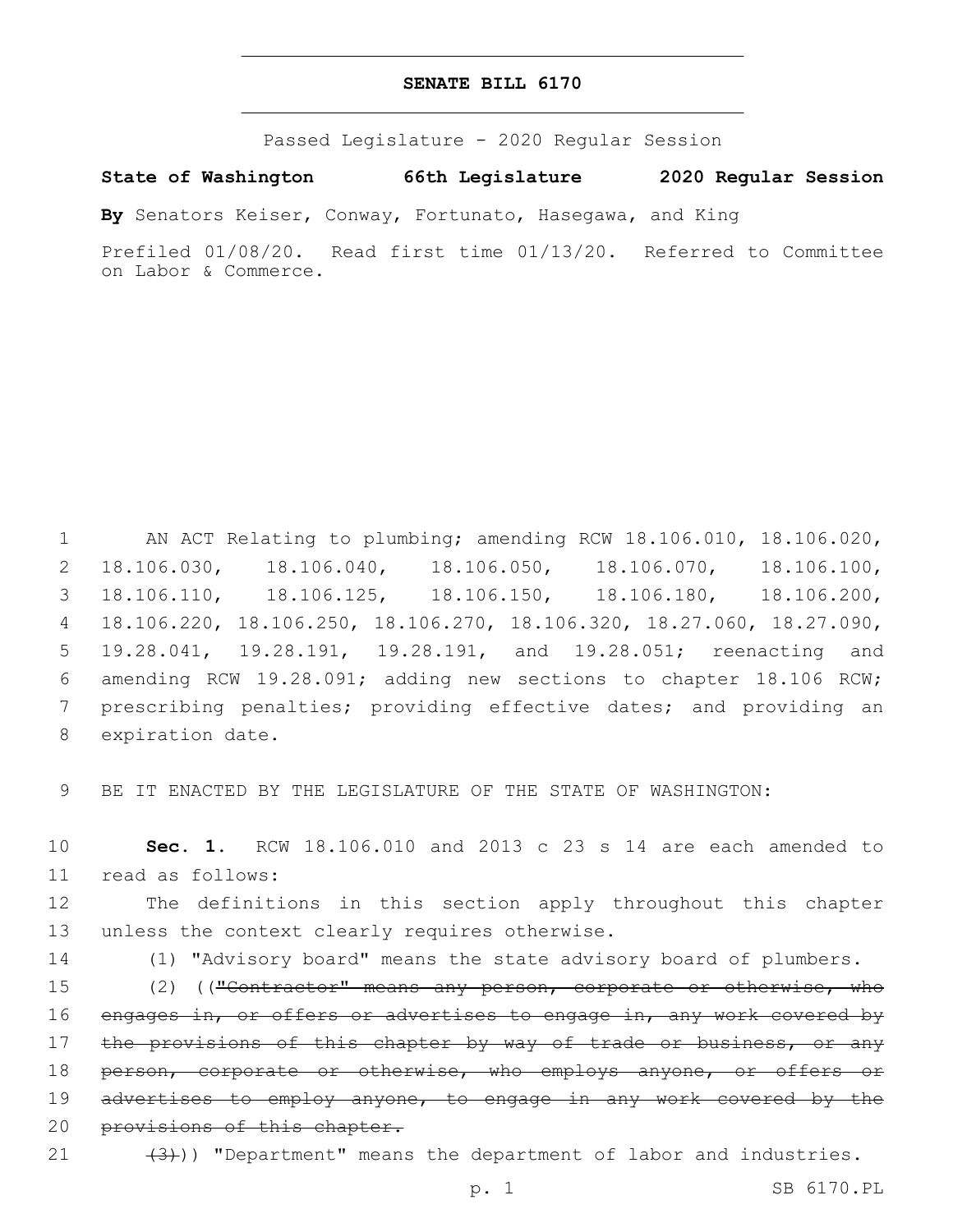**SENATE BILL 6170**

Passed Legislature - 2020 Regular Session

**State of Washington 66th Legislature 2020 Regular Session**

**By** Senators Keiser, Conway, Fortunato, Hasegawa, and King

Prefiled 01/08/20. Read first time 01/13/20. Referred to Committee on Labor & Commerce.

1 AN ACT Relating to plumbing; amending RCW 18.106.010, 18.106.020, 2 18.106.030, 18.106.040, 18.106.050, 18.106.070, 18.106.100, 3 18.106.110, 18.106.125, 18.106.150, 18.106.180, 18.106.200, 4 18.106.220, 18.106.250, 18.106.270, 18.106.320, 18.27.060, 18.27.090, 5 19.28.041, 19.28.191, 19.28.191, and 19.28.051; reenacting and 6 amending RCW 19.28.091; adding new sections to chapter 18.106 RCW; 7 prescribing penalties; providing effective dates; and providing an 8 expiration date.

9 BE IT ENACTED BY THE LEGISLATURE OF THE STATE OF WASHINGTON:

10 **Sec. 1.** RCW 18.106.010 and 2013 c 23 s 14 are each amended to 11 read as follows:

12 The definitions in this section apply throughout this chapter 13 unless the context clearly requires otherwise.

14 (1) "Advisory board" means the state advisory board of plumbers.

15 (2) ((~~"Contractor" means any person, corporate or otherwise, who~~ 16 ~~engages in, or offers or advertises to engage in, any work covered by~~ 17 ~~the provisions of this chapter by way of trade or business, or any~~ 18 ~~person, corporate or otherwise, who employs anyone, or offers or~~ 19 ~~advertises to employ anyone, to engage in any work covered by the~~ 20 ~~provisions of this chapter.~~

21 ~~(3)~~)) "Department" means the department of labor and industries.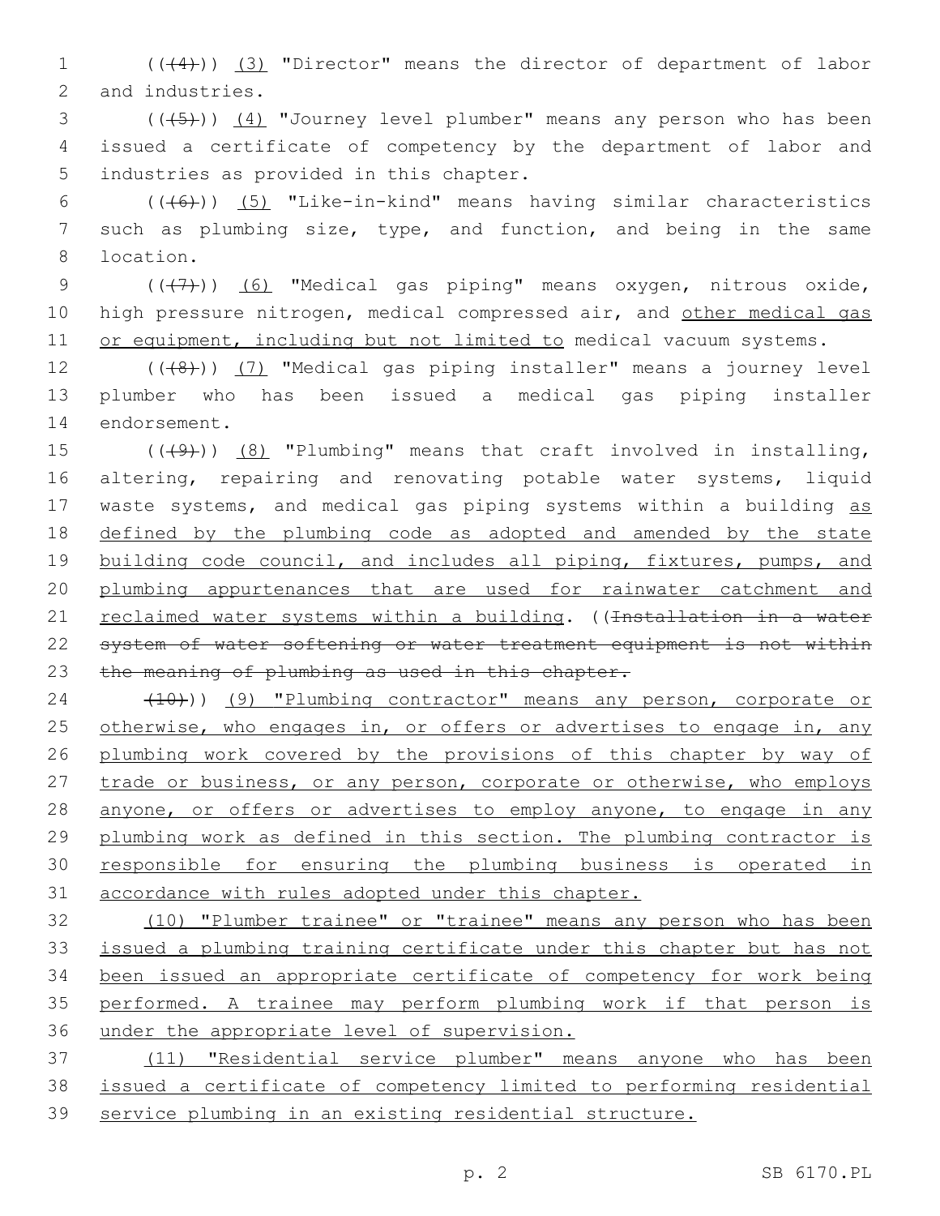(((4))) (3) "Director" means the director of department of labor and industries.

(((5))) (4) "Journey level plumber" means any person who has been issued a certificate of competency by the department of labor and industries as provided in this chapter.

(((6))) (5) "Like-in-kind" means having similar characteristics such as plumbing size, type, and function, and being in the same location.

(((7))) (6) "Medical gas piping" means oxygen, nitrous oxide, high pressure nitrogen, medical compressed air, and other medical gas or equipment, including but not limited to medical vacuum systems.

(((8))) (7) "Medical gas piping installer" means a journey level plumber who has been issued a medical gas piping installer endorsement.

(((9))) (8) "Plumbing" means that craft involved in installing, altering, repairing and renovating potable water systems, liquid waste systems, and medical gas piping systems within a building as defined by the plumbing code as adopted and amended by the state building code council, and includes all piping, fixtures, pumps, and plumbing appurtenances that are used for rainwater catchment and reclaimed water systems within a building. ((~~Installation in a water system of water softening or water treatment equipment is not within the meaning of plumbing as used in this chapter.~~

~~(10)~~)) (9) "Plumbing contractor" means any person, corporate or otherwise, who engages in, or offers or advertises to engage in, any plumbing work covered by the provisions of this chapter by way of trade or business, or any person, corporate or otherwise, who employs anyone, or offers or advertises to employ anyone, to engage in any plumbing work as defined in this section. The plumbing contractor is responsible for ensuring the plumbing business is operated in accordance with rules adopted under this chapter.

(10) "Plumber trainee" or "trainee" means any person who has been issued a plumbing training certificate under this chapter but has not been issued an appropriate certificate of competency for work being performed. A trainee may perform plumbing work if that person is under the appropriate level of supervision.

(11) "Residential service plumber" means anyone who has been issued a certificate of competency limited to performing residential service plumbing in an existing residential structure.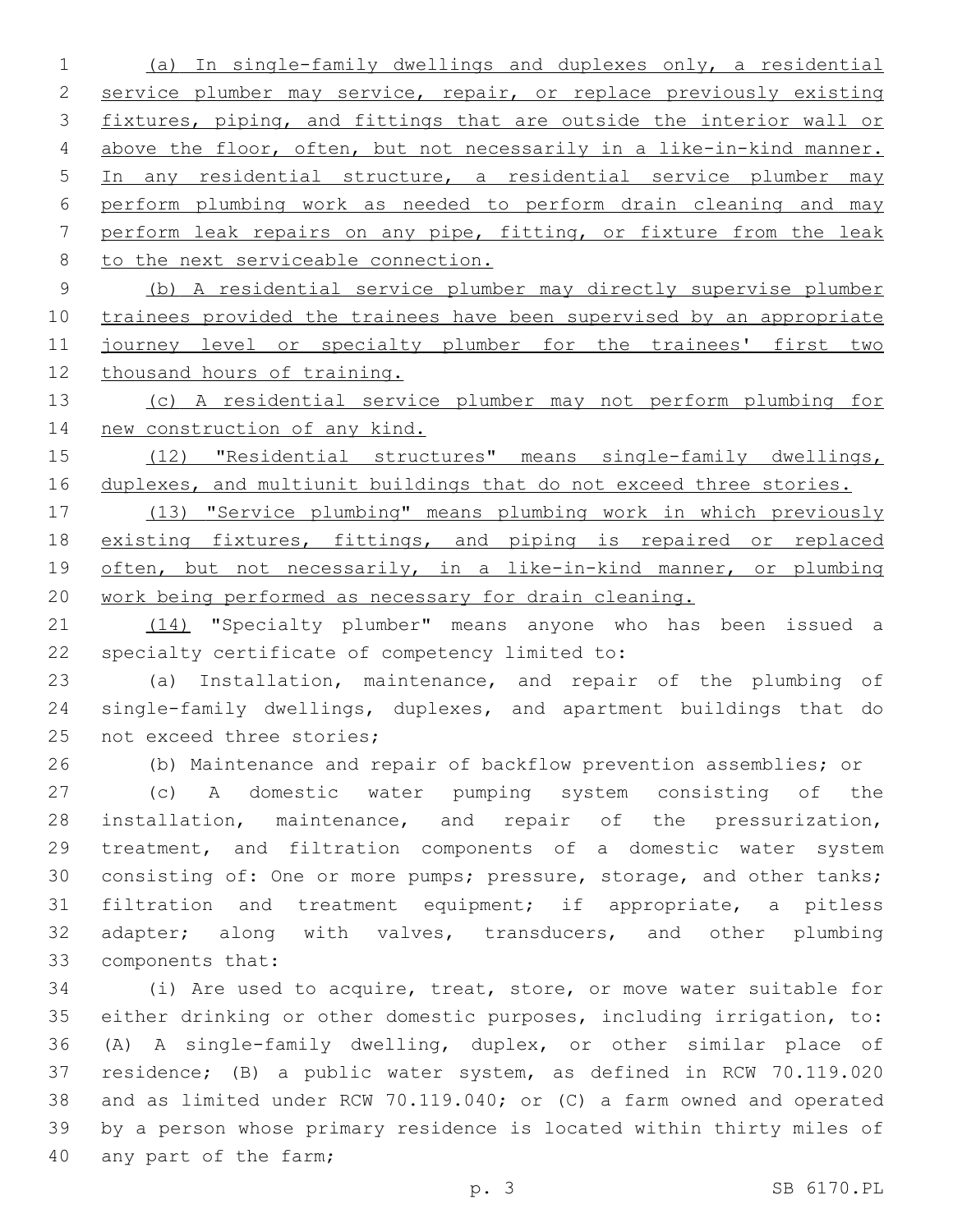(a) In single-family dwellings and duplexes only, a residential service plumber may service, repair, or replace previously existing fixtures, piping, and fittings that are outside the interior wall or above the floor, often, but not necessarily in a like-in-kind manner. In any residential structure, a residential service plumber may perform plumbing work as needed to perform drain cleaning and may perform leak repairs on any pipe, fitting, or fixture from the leak to the next serviceable connection.

(b) A residential service plumber may directly supervise plumber trainees provided the trainees have been supervised by an appropriate journey level or specialty plumber for the trainees' first two thousand hours of training.

(c) A residential service plumber may not perform plumbing for new construction of any kind.

(12) "Residential structures" means single-family dwellings, duplexes, and multiunit buildings that do not exceed three stories.

(13) "Service plumbing" means plumbing work in which previously existing fixtures, fittings, and piping is repaired or replaced often, but not necessarily, in a like-in-kind manner, or plumbing work being performed as necessary for drain cleaning.

(14) "Specialty plumber" means anyone who has been issued a specialty certificate of competency limited to:

(a) Installation, maintenance, and repair of the plumbing of single-family dwellings, duplexes, and apartment buildings that do not exceed three stories;

(b) Maintenance and repair of backflow prevention assemblies; or

(c) A domestic water pumping system consisting of the installation, maintenance, and repair of the pressurization, treatment, and filtration components of a domestic water system consisting of: One or more pumps; pressure, storage, and other tanks; filtration and treatment equipment; if appropriate, a pitless adapter; along with valves, transducers, and other plumbing components that:

(i) Are used to acquire, treat, store, or move water suitable for either drinking or other domestic purposes, including irrigation, to: (A) A single-family dwelling, duplex, or other similar place of residence; (B) a public water system, as defined in RCW 70.119.020 and as limited under RCW 70.119.040; or (C) a farm owned and operated by a person whose primary residence is located within thirty miles of any part of the farm;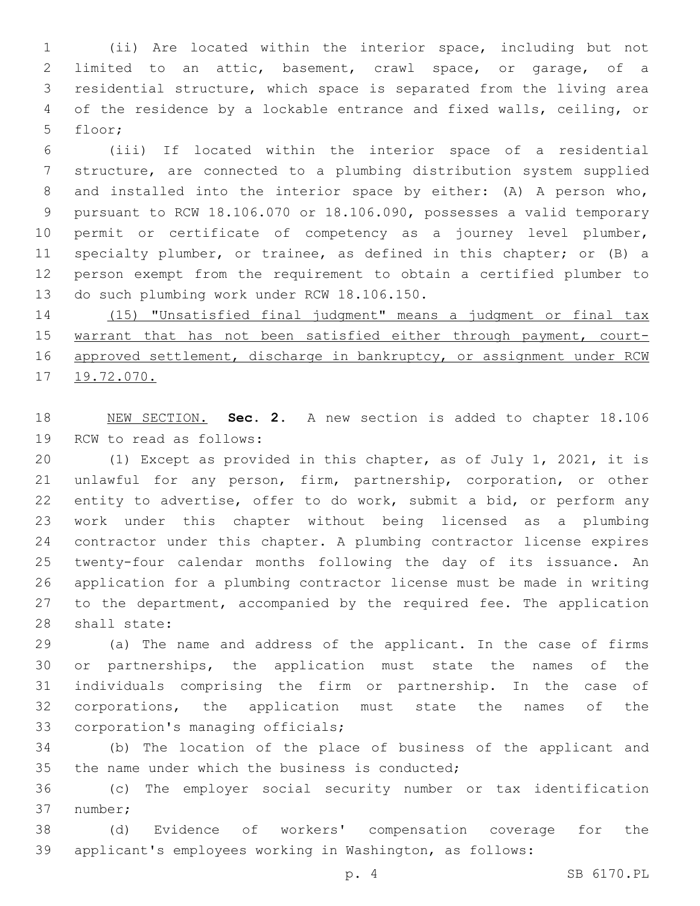(ii) Are located within the interior space, including but not limited to an attic, basement, crawl space, or garage, of a residential structure, which space is separated from the living area of the residence by a lockable entrance and fixed walls, ceiling, or floor;

(iii) If located within the interior space of a residential structure, are connected to a plumbing distribution system supplied and installed into the interior space by either: (A) A person who, pursuant to RCW 18.106.070 or 18.106.090, possesses a valid temporary permit or certificate of competency as a journey level plumber, specialty plumber, or trainee, as defined in this chapter; or (B) a person exempt from the requirement to obtain a certified plumber to do such plumbing work under RCW 18.106.150.

<u>(15) "Unsatisfied final judgment" means a judgment or final tax warrant that has not been satisfied either through payment, court-approved settlement, discharge in bankruptcy, or assignment under RCW 19.72.070.</u>

<u>NEW SECTION.</u> **Sec. 2.** A new section is added to chapter 18.106 RCW to read as follows:

(1) Except as provided in this chapter, as of July 1, 2021, it is unlawful for any person, firm, partnership, corporation, or other entity to advertise, offer to do work, submit a bid, or perform any work under this chapter without being licensed as a plumbing contractor under this chapter. A plumbing contractor license expires twenty-four calendar months following the day of its issuance. An application for a plumbing contractor license must be made in writing to the department, accompanied by the required fee. The application shall state:

(a) The name and address of the applicant. In the case of firms or partnerships, the application must state the names of the individuals comprising the firm or partnership. In the case of corporations, the application must state the names of the corporation's managing officials;

(b) The location of the place of business of the applicant and the name under which the business is conducted;

(c) The employer social security number or tax identification number;

(d) Evidence of workers' compensation coverage for the applicant's employees working in Washington, as follows: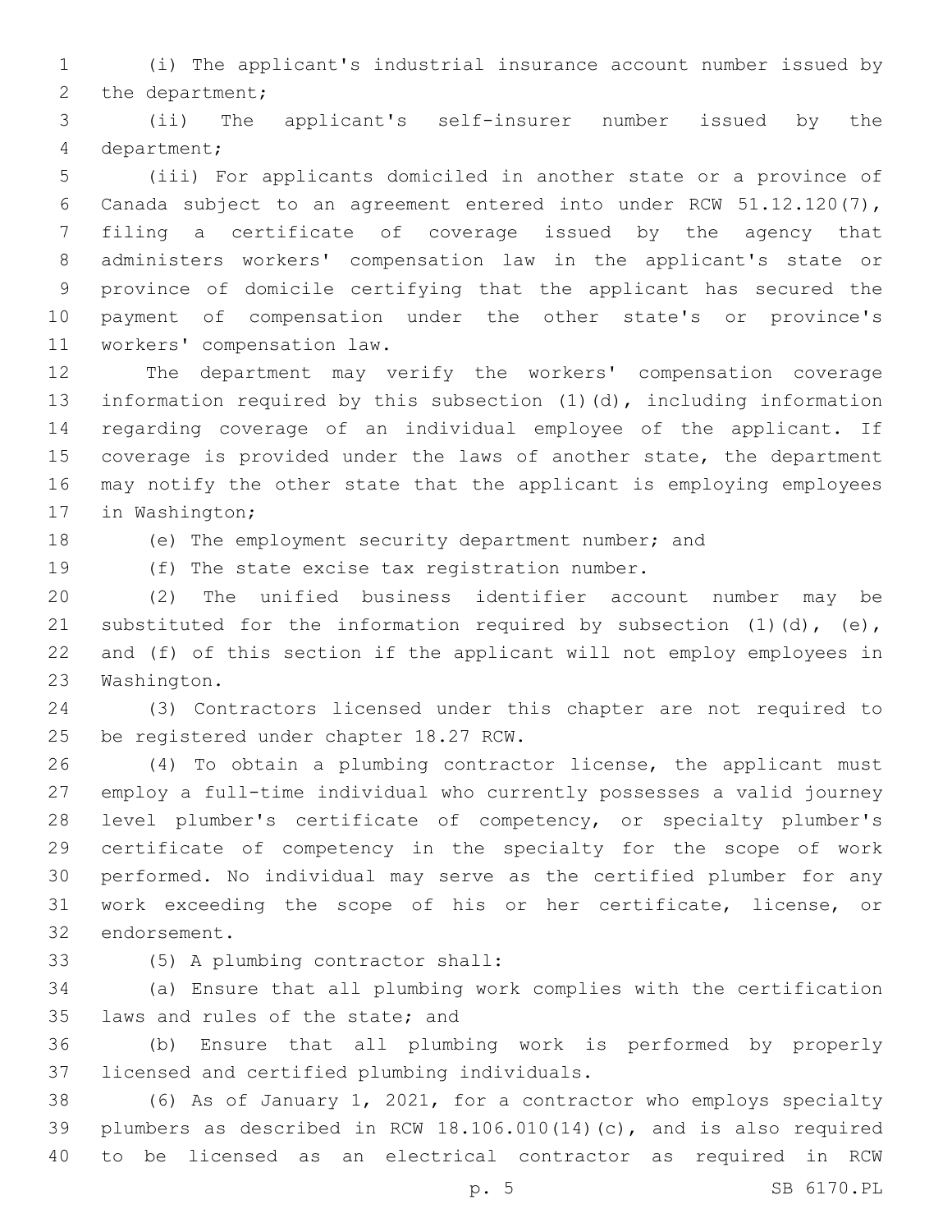(i) The applicant's industrial insurance account number issued by the department;

(ii) The applicant's self-insurer number issued by the department;

(iii) For applicants domiciled in another state or a province of Canada subject to an agreement entered into under RCW 51.12.120(7), filing a certificate of coverage issued by the agency that administers workers' compensation law in the applicant's state or province of domicile certifying that the applicant has secured the payment of compensation under the other state's or province's workers' compensation law.

The department may verify the workers' compensation coverage information required by this subsection (1)(d), including information regarding coverage of an individual employee of the applicant. If coverage is provided under the laws of another state, the department may notify the other state that the applicant is employing employees in Washington;

(e) The employment security department number; and

(f) The state excise tax registration number.

(2) The unified business identifier account number may be substituted for the information required by subsection (1)(d), (e), and (f) of this section if the applicant will not employ employees in Washington.

(3) Contractors licensed under this chapter are not required to be registered under chapter 18.27 RCW.

(4) To obtain a plumbing contractor license, the applicant must employ a full-time individual who currently possesses a valid journey level plumber's certificate of competency, or specialty plumber's certificate of competency in the specialty for the scope of work performed. No individual may serve as the certified plumber for any work exceeding the scope of his or her certificate, license, or endorsement.

(5) A plumbing contractor shall:

(a) Ensure that all plumbing work complies with the certification laws and rules of the state; and

(b) Ensure that all plumbing work is performed by properly licensed and certified plumbing individuals.

(6) As of January 1, 2021, for a contractor who employs specialty plumbers as described in RCW 18.106.010(14)(c), and is also required to be licensed as an electrical contractor as required in RCW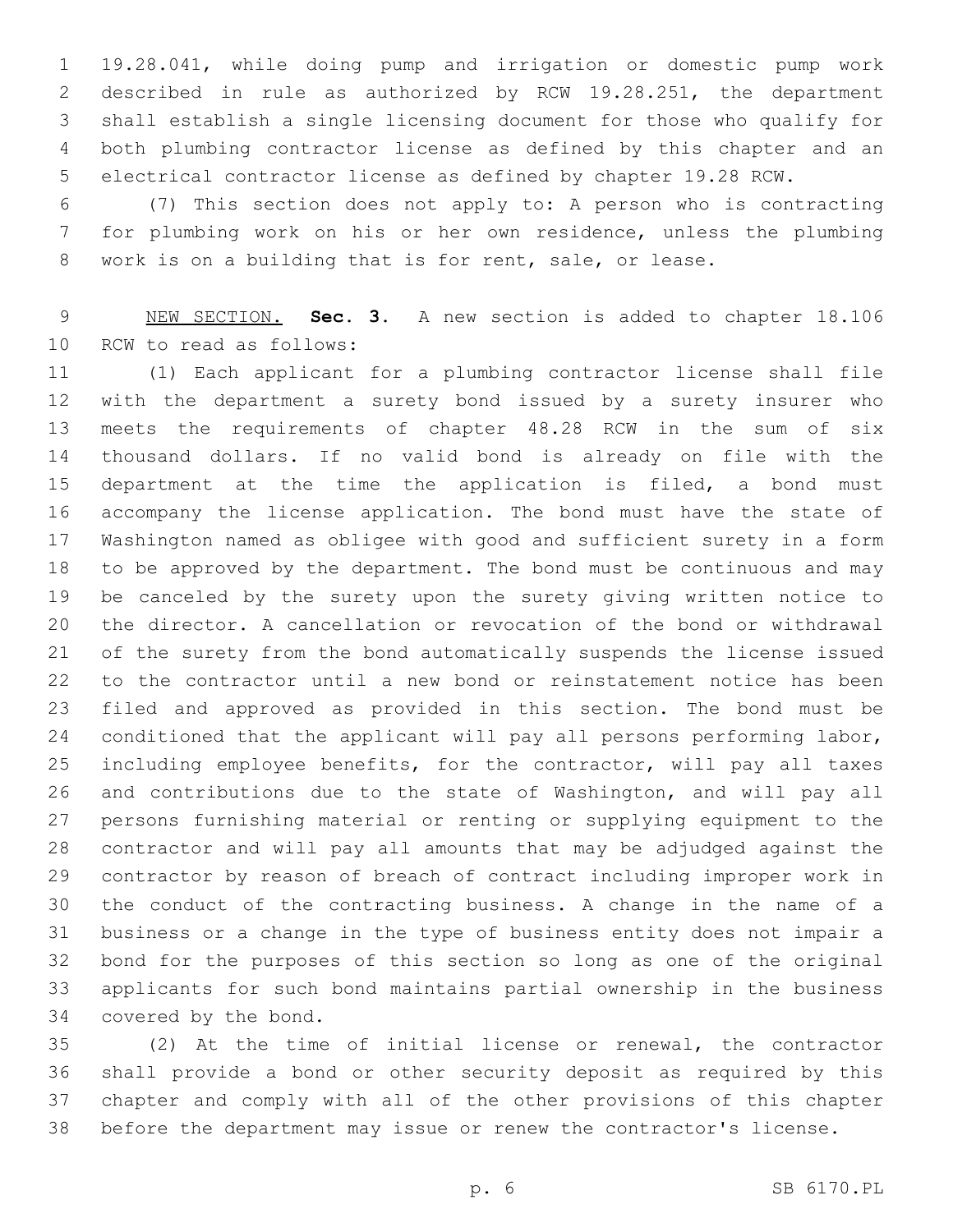19.28.041, while doing pump and irrigation or domestic pump work described in rule as authorized by RCW 19.28.251, the department shall establish a single licensing document for those who qualify for both plumbing contractor license as defined by this chapter and an electrical contractor license as defined by chapter 19.28 RCW.

(7) This section does not apply to: A person who is contracting for plumbing work on his or her own residence, unless the plumbing work is on a building that is for rent, sale, or lease.

NEW SECTION. **Sec. 3.** A new section is added to chapter 18.106 RCW to read as follows:

(1) Each applicant for a plumbing contractor license shall file with the department a surety bond issued by a surety insurer who meets the requirements of chapter 48.28 RCW in the sum of six thousand dollars. If no valid bond is already on file with the department at the time the application is filed, a bond must accompany the license application. The bond must have the state of Washington named as obligee with good and sufficient surety in a form to be approved by the department. The bond must be continuous and may be canceled by the surety upon the surety giving written notice to the director. A cancellation or revocation of the bond or withdrawal of the surety from the bond automatically suspends the license issued to the contractor until a new bond or reinstatement notice has been filed and approved as provided in this section. The bond must be conditioned that the applicant will pay all persons performing labor, including employee benefits, for the contractor, will pay all taxes and contributions due to the state of Washington, and will pay all persons furnishing material or renting or supplying equipment to the contractor and will pay all amounts that may be adjudged against the contractor by reason of breach of contract including improper work in the conduct of the contracting business. A change in the name of a business or a change in the type of business entity does not impair a bond for the purposes of this section so long as one of the original applicants for such bond maintains partial ownership in the business covered by the bond.

(2) At the time of initial license or renewal, the contractor shall provide a bond or other security deposit as required by this chapter and comply with all of the other provisions of this chapter before the department may issue or renew the contractor's license.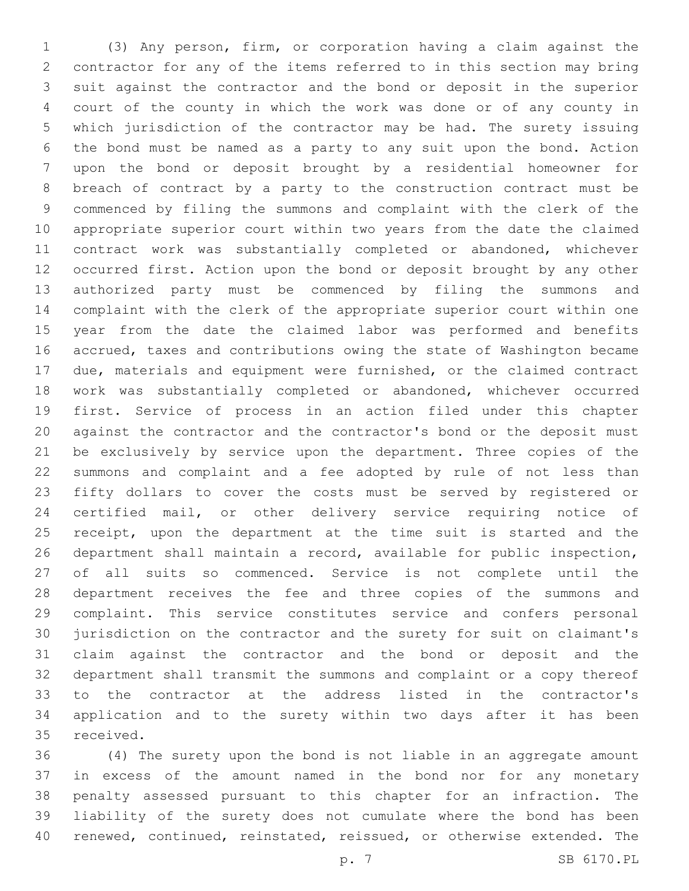(3) Any person, firm, or corporation having a claim against the contractor for any of the items referred to in this section may bring suit against the contractor and the bond or deposit in the superior court of the county in which the work was done or of any county in which jurisdiction of the contractor may be had. The surety issuing the bond must be named as a party to any suit upon the bond. Action upon the bond or deposit brought by a residential homeowner for breach of contract by a party to the construction contract must be commenced by filing the summons and complaint with the clerk of the appropriate superior court within two years from the date the claimed contract work was substantially completed or abandoned, whichever occurred first. Action upon the bond or deposit brought by any other authorized party must be commenced by filing the summons and complaint with the clerk of the appropriate superior court within one year from the date the claimed labor was performed and benefits accrued, taxes and contributions owing the state of Washington became due, materials and equipment were furnished, or the claimed contract work was substantially completed or abandoned, whichever occurred first. Service of process in an action filed under this chapter against the contractor and the contractor's bond or the deposit must be exclusively by service upon the department. Three copies of the summons and complaint and a fee adopted by rule of not less than fifty dollars to cover the costs must be served by registered or certified mail, or other delivery service requiring notice of receipt, upon the department at the time suit is started and the department shall maintain a record, available for public inspection, of all suits so commenced. Service is not complete until the department receives the fee and three copies of the summons and complaint. This service constitutes service and confers personal jurisdiction on the contractor and the surety for suit on claimant's claim against the contractor and the bond or deposit and the department shall transmit the summons and complaint or a copy thereof to the contractor at the address listed in the contractor's application and to the surety within two days after it has been received.

(4) The surety upon the bond is not liable in an aggregate amount in excess of the amount named in the bond nor for any monetary penalty assessed pursuant to this chapter for an infraction. The liability of the surety does not cumulate where the bond has been renewed, continued, reinstated, reissued, or otherwise extended. The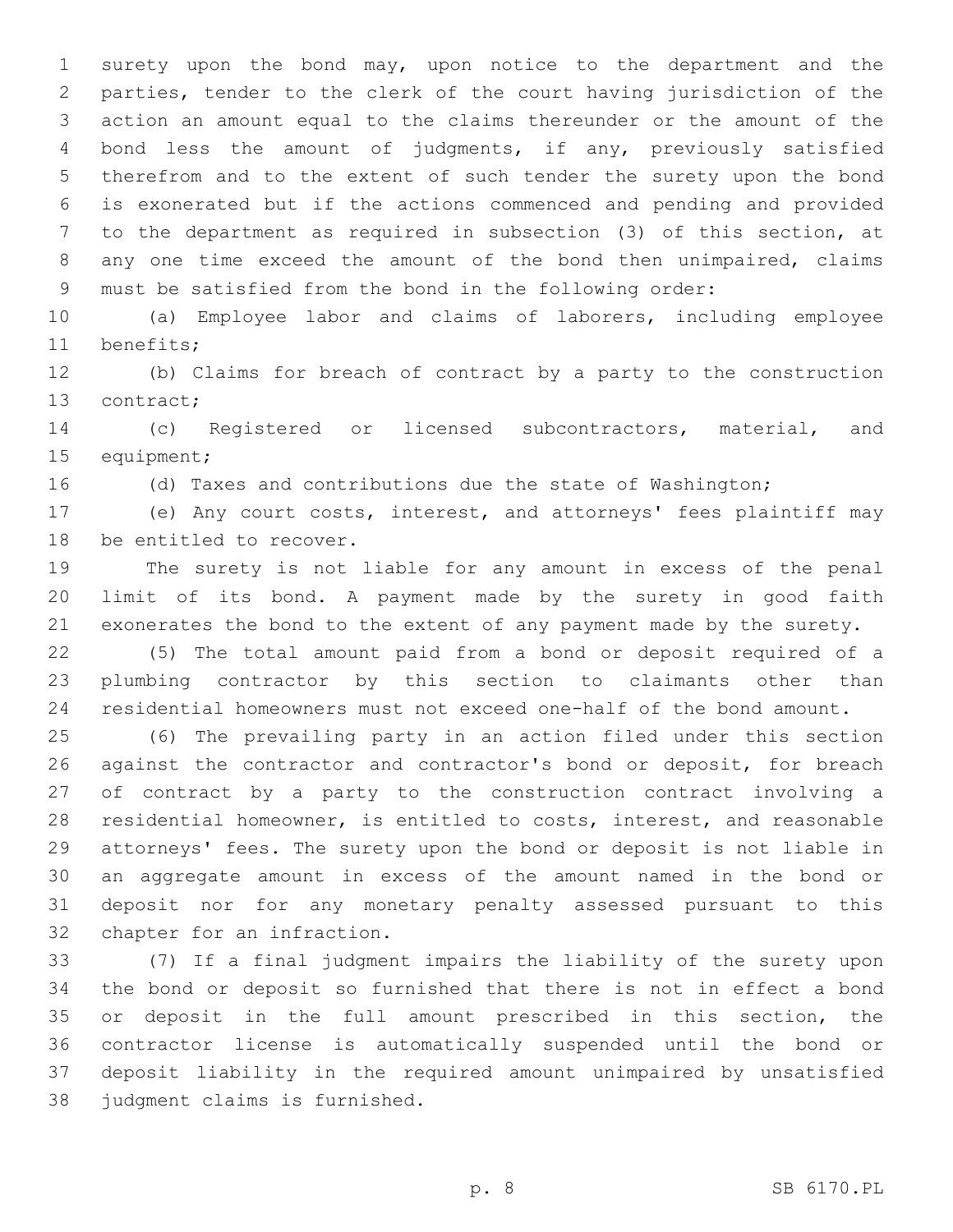surety upon the bond may, upon notice to the department and the parties, tender to the clerk of the court having jurisdiction of the action an amount equal to the claims thereunder or the amount of the bond less the amount of judgments, if any, previously satisfied therefrom and to the extent of such tender the surety upon the bond is exonerated but if the actions commenced and pending and provided to the department as required in subsection (3) of this section, at any one time exceed the amount of the bond then unimpaired, claims must be satisfied from the bond in the following order:

(a) Employee labor and claims of laborers, including employee benefits;

(b) Claims for breach of contract by a party to the construction contract;

(c) Registered or licensed subcontractors, material, and equipment;

(d) Taxes and contributions due the state of Washington;

(e) Any court costs, interest, and attorneys' fees plaintiff may be entitled to recover.

The surety is not liable for any amount in excess of the penal limit of its bond. A payment made by the surety in good faith exonerates the bond to the extent of any payment made by the surety.

(5) The total amount paid from a bond or deposit required of a plumbing contractor by this section to claimants other than residential homeowners must not exceed one-half of the bond amount.

(6) The prevailing party in an action filed under this section against the contractor and contractor's bond or deposit, for breach of contract by a party to the construction contract involving a residential homeowner, is entitled to costs, interest, and reasonable attorneys' fees. The surety upon the bond or deposit is not liable in an aggregate amount in excess of the amount named in the bond or deposit nor for any monetary penalty assessed pursuant to this chapter for an infraction.

(7) If a final judgment impairs the liability of the surety upon the bond or deposit so furnished that there is not in effect a bond or deposit in the full amount prescribed in this section, the contractor license is automatically suspended until the bond or deposit liability in the required amount unimpaired by unsatisfied judgment claims is furnished.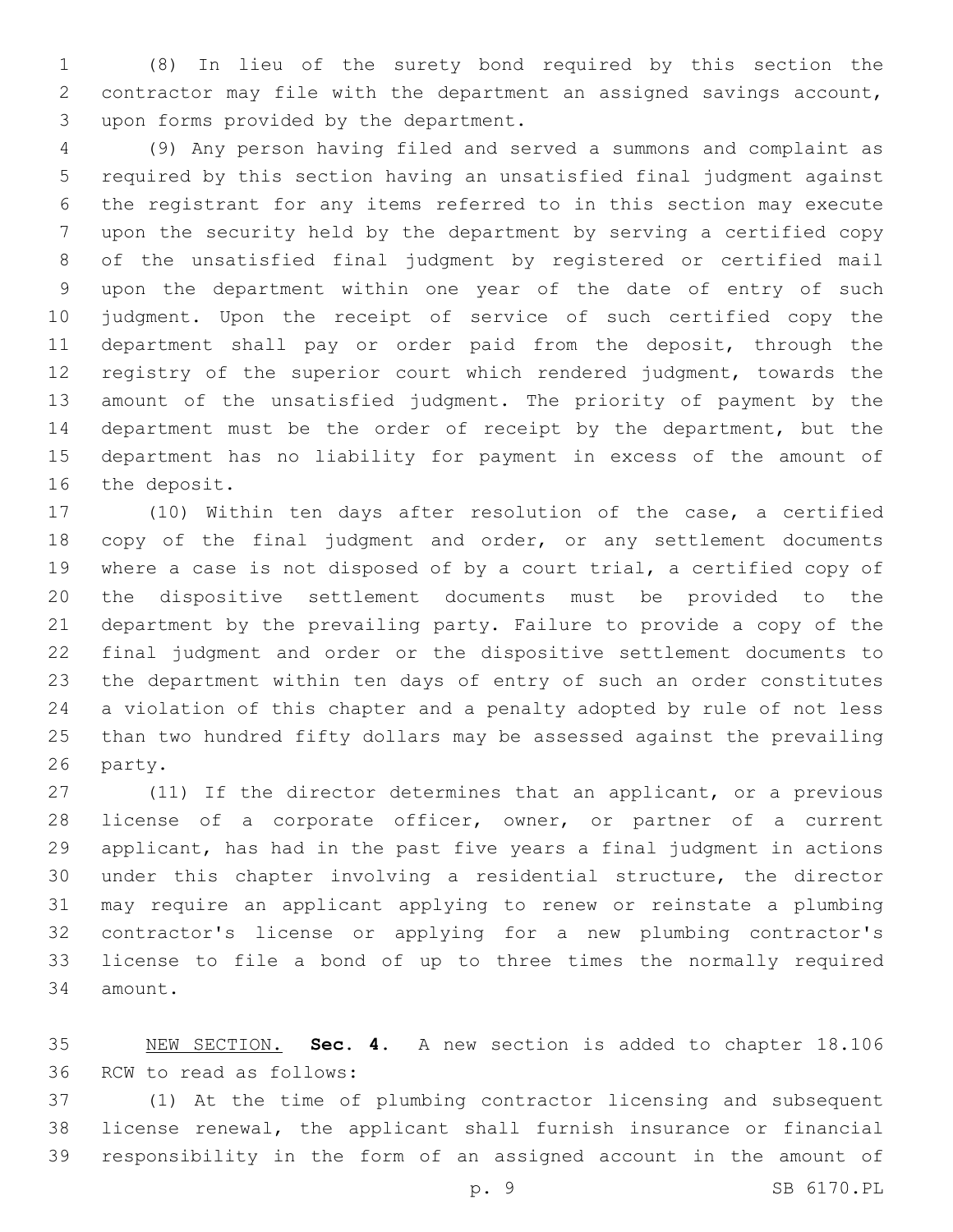(8) In lieu of the surety bond required by this section the contractor may file with the department an assigned savings account, upon forms provided by the department.

(9) Any person having filed and served a summons and complaint as required by this section having an unsatisfied final judgment against the registrant for any items referred to in this section may execute upon the security held by the department by serving a certified copy of the unsatisfied final judgment by registered or certified mail upon the department within one year of the date of entry of such judgment. Upon the receipt of service of such certified copy the department shall pay or order paid from the deposit, through the registry of the superior court which rendered judgment, towards the amount of the unsatisfied judgment. The priority of payment by the department must be the order of receipt by the department, but the department has no liability for payment in excess of the amount of the deposit.

(10) Within ten days after resolution of the case, a certified copy of the final judgment and order, or any settlement documents where a case is not disposed of by a court trial, a certified copy of the dispositive settlement documents must be provided to the department by the prevailing party. Failure to provide a copy of the final judgment and order or the dispositive settlement documents to the department within ten days of entry of such an order constitutes a violation of this chapter and a penalty adopted by rule of not less than two hundred fifty dollars may be assessed against the prevailing party.

(11) If the director determines that an applicant, or a previous license of a corporate officer, owner, or partner of a current applicant, has had in the past five years a final judgment in actions under this chapter involving a residential structure, the director may require an applicant applying to renew or reinstate a plumbing contractor's license or applying for a new plumbing contractor's license to file a bond of up to three times the normally required amount.

NEW SECTION. **Sec. 4.** A new section is added to chapter 18.106 RCW to read as follows:

(1) At the time of plumbing contractor licensing and subsequent license renewal, the applicant shall furnish insurance or financial responsibility in the form of an assigned account in the amount of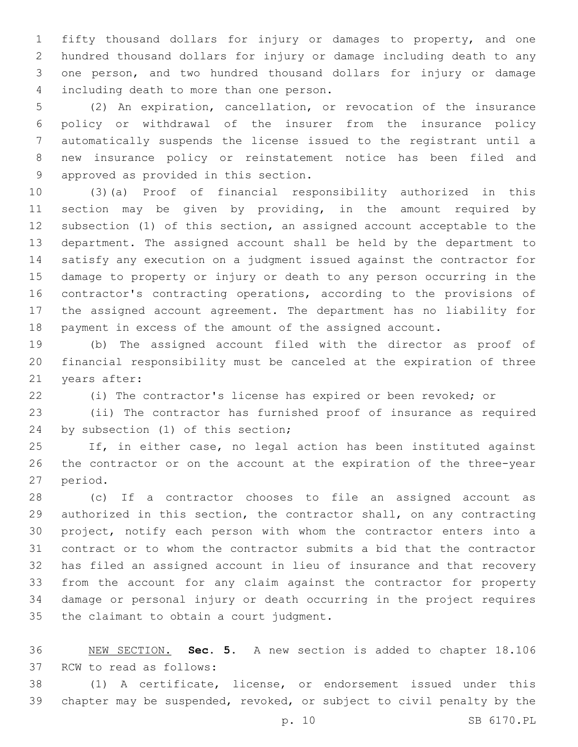fifty thousand dollars for injury or damages to property, and one hundred thousand dollars for injury or damage including death to any one person, and two hundred thousand dollars for injury or damage including death to more than one person.

(2) An expiration, cancellation, or revocation of the insurance policy or withdrawal of the insurer from the insurance policy automatically suspends the license issued to the registrant until a new insurance policy or reinstatement notice has been filed and approved as provided in this section.

(3)(a) Proof of financial responsibility authorized in this section may be given by providing, in the amount required by subsection (1) of this section, an assigned account acceptable to the department. The assigned account shall be held by the department to satisfy any execution on a judgment issued against the contractor for damage to property or injury or death to any person occurring in the contractor's contracting operations, according to the provisions of the assigned account agreement. The department has no liability for payment in excess of the amount of the assigned account.

(b) The assigned account filed with the director as proof of financial responsibility must be canceled at the expiration of three years after:

(i) The contractor's license has expired or been revoked; or

(ii) The contractor has furnished proof of insurance as required by subsection (1) of this section;

If, in either case, no legal action has been instituted against the contractor or on the account at the expiration of the three-year period.

(c) If a contractor chooses to file an assigned account as authorized in this section, the contractor shall, on any contracting project, notify each person with whom the contractor enters into a contract or to whom the contractor submits a bid that the contractor has filed an assigned account in lieu of insurance and that recovery from the account for any claim against the contractor for property damage or personal injury or death occurring in the project requires the claimant to obtain a court judgment.

NEW SECTION. **Sec. 5.** A new section is added to chapter 18.106 RCW to read as follows:

(1) A certificate, license, or endorsement issued under this chapter may be suspended, revoked, or subject to civil penalty by the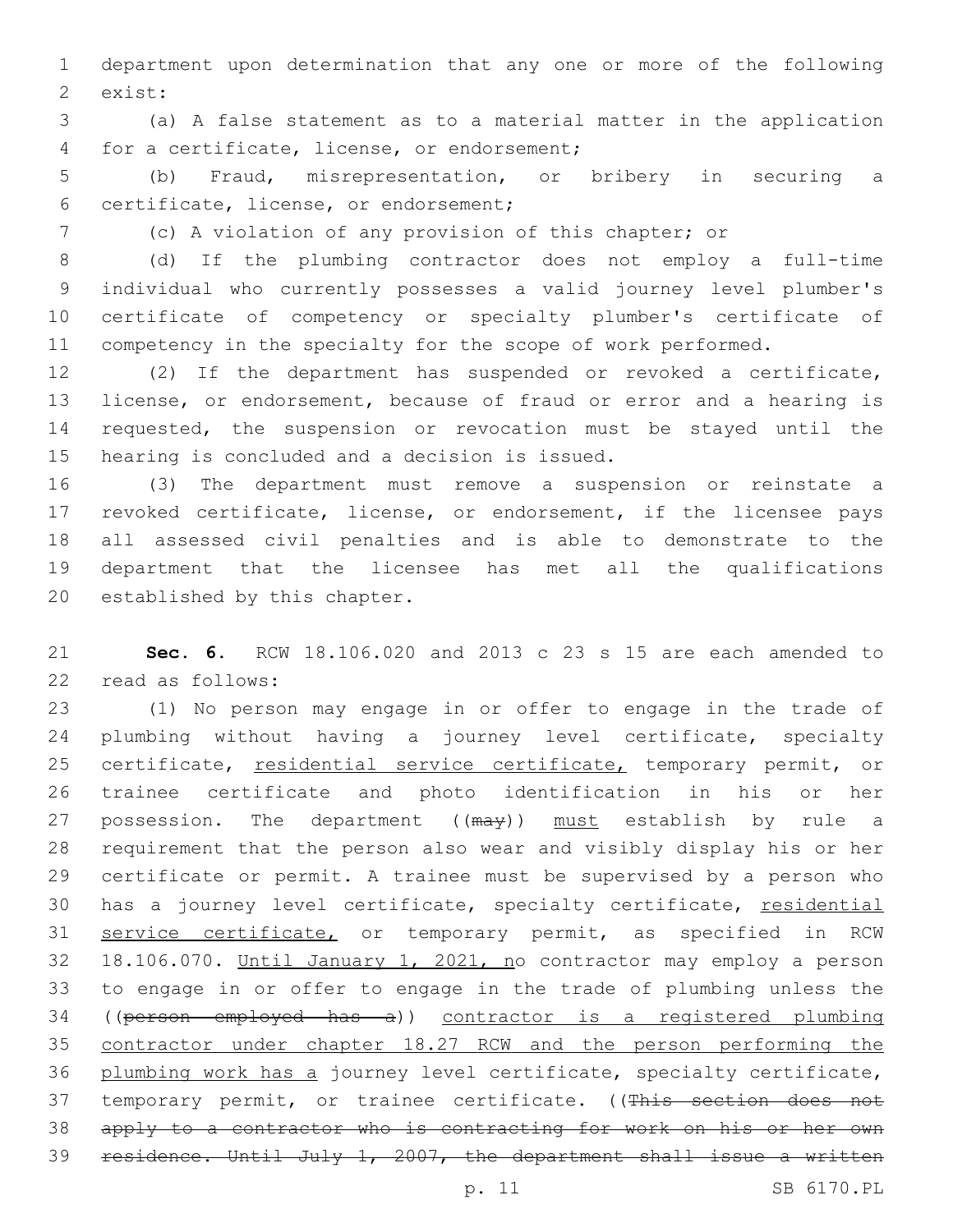department upon determination that any one or more of the following exist:

(a) A false statement as to a material matter in the application for a certificate, license, or endorsement;

(b) Fraud, misrepresentation, or bribery in securing a certificate, license, or endorsement;

(c) A violation of any provision of this chapter; or

(d) If the plumbing contractor does not employ a full-time individual who currently possesses a valid journey level plumber's certificate of competency or specialty plumber's certificate of competency in the specialty for the scope of work performed.

(2) If the department has suspended or revoked a certificate, license, or endorsement, because of fraud or error and a hearing is requested, the suspension or revocation must be stayed until the hearing is concluded and a decision is issued.

(3) The department must remove a suspension or reinstate a revoked certificate, license, or endorsement, if the licensee pays all assessed civil penalties and is able to demonstrate to the department that the licensee has met all the qualifications established by this chapter.

**Sec. 6.** RCW 18.106.020 and 2013 c 23 s 15 are each amended to read as follows:

(1) No person may engage in or offer to engage in the trade of plumbing without having a journey level certificate, specialty certificate, <u>residential service certificate,</u> temporary permit, or trainee certificate and photo identification in his or her possession. The department ((~~may~~)) <u>must</u> establish by rule a requirement that the person also wear and visibly display his or her certificate or permit. A trainee must be supervised by a person who has a journey level certificate, specialty certificate, <u>residential service certificate,</u> or temporary permit, as specified in RCW 18.106.070. <u>Until January 1, 2021, n</u>o contractor may employ a person to engage in or offer to engage in the trade of plumbing unless the ((~~person employed has a~~)) <u>contractor is a registered plumbing contractor under chapter 18.27 RCW and the person performing the plumbing work has a</u> journey level certificate, specialty certificate, temporary permit, or trainee certificate. ((~~This section does not apply to a contractor who is contracting for work on his or her own residence. Until July 1, 2007, the department shall issue a written~~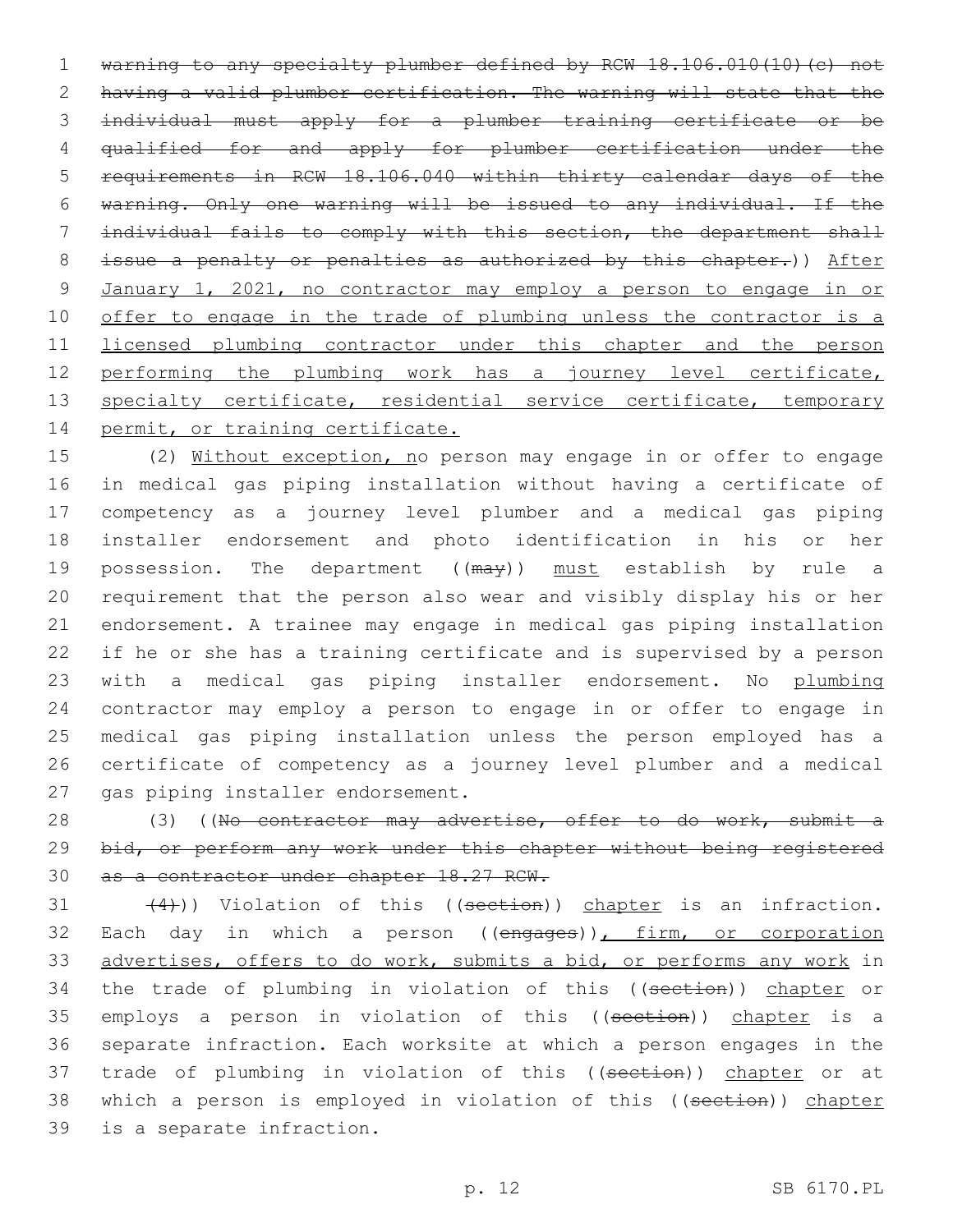~~warning to any specialty plumber defined by RCW 18.106.010(10)(c) not having a valid plumber certification. The warning will state that the individual must apply for a plumber training certificate or be qualified for and apply for plumber certification under the requirements in RCW 18.106.040 within thirty calendar days of the warning. Only one warning will be issued to any individual. If the individual fails to comply with this section, the department shall issue a penalty or penalties as authorized by this chapter.~~)) After January 1, 2021, no contractor may employ a person to engage in or offer to engage in the trade of plumbing unless the contractor is a licensed plumbing contractor under this chapter and the person performing the plumbing work has a journey level certificate, specialty certificate, residential service certificate, temporary permit, or training certificate.

(2) Without exception, no person may engage in or offer to engage in medical gas piping installation without having a certificate of competency as a journey level plumber and a medical gas piping installer endorsement and photo identification in his or her possession. The department ((~~may~~)) must establish by rule a requirement that the person also wear and visibly display his or her endorsement. A trainee may engage in medical gas piping installation if he or she has a training certificate and is supervised by a person with a medical gas piping installer endorsement. No plumbing contractor may employ a person to engage in or offer to engage in medical gas piping installation unless the person employed has a certificate of competency as a journey level plumber and a medical gas piping installer endorsement.

(3) ((~~No contractor may advertise, offer to do work, submit a bid, or perform any work under this chapter without being registered as a contractor under chapter 18.27 RCW.~~

~~(4)~~)) Violation of this ((~~section~~)) chapter is an infraction. Each day in which a person ((~~engages~~)), firm, or corporation advertises, offers to do work, submits a bid, or performs any work in the trade of plumbing in violation of this ((~~section~~)) chapter or employs a person in violation of this ((~~section~~)) chapter is a separate infraction. Each worksite at which a person engages in the trade of plumbing in violation of this ((~~section~~)) chapter or at which a person is employed in violation of this ((~~section~~)) chapter is a separate infraction.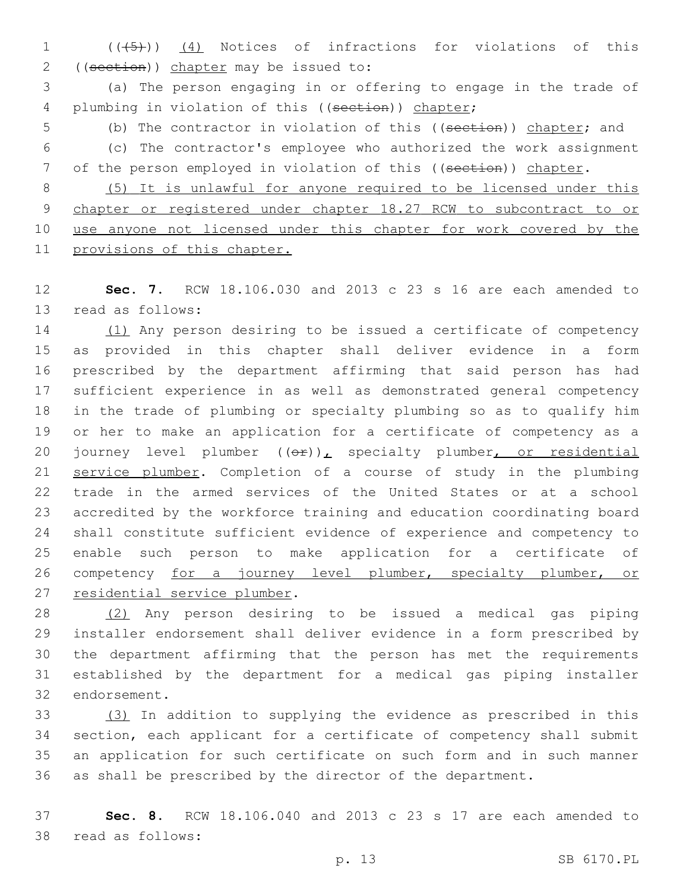(((5))) (4) Notices of infractions for violations of this ((section)) chapter may be issued to:

(a) The person engaging in or offering to engage in the trade of plumbing in violation of this ((section)) chapter;

(b) The contractor in violation of this ((section)) chapter; and

(c) The contractor's employee who authorized the work assignment of the person employed in violation of this ((section)) chapter.

(5) It is unlawful for anyone required to be licensed under this chapter or registered under chapter 18.27 RCW to subcontract to or use anyone not licensed under this chapter for work covered by the provisions of this chapter.

**Sec. 7.** RCW 18.106.030 and 2013 c 23 s 16 are each amended to read as follows:

(1) Any person desiring to be issued a certificate of competency as provided in this chapter shall deliver evidence in a form prescribed by the department affirming that said person has had sufficient experience in as well as demonstrated general competency in the trade of plumbing or specialty plumbing so as to qualify him or her to make an application for a certificate of competency as a journey level plumber ((or)), specialty plumber, or residential service plumber. Completion of a course of study in the plumbing trade in the armed services of the United States or at a school accredited by the workforce training and education coordinating board shall constitute sufficient evidence of experience and competency to enable such person to make application for a certificate of competency for a journey level plumber, specialty plumber, or residential service plumber.

(2) Any person desiring to be issued a medical gas piping installer endorsement shall deliver evidence in a form prescribed by the department affirming that the person has met the requirements established by the department for a medical gas piping installer endorsement.

(3) In addition to supplying the evidence as prescribed in this section, each applicant for a certificate of competency shall submit an application for such certificate on such form and in such manner as shall be prescribed by the director of the department.

**Sec. 8.** RCW 18.106.040 and 2013 c 23 s 17 are each amended to read as follows: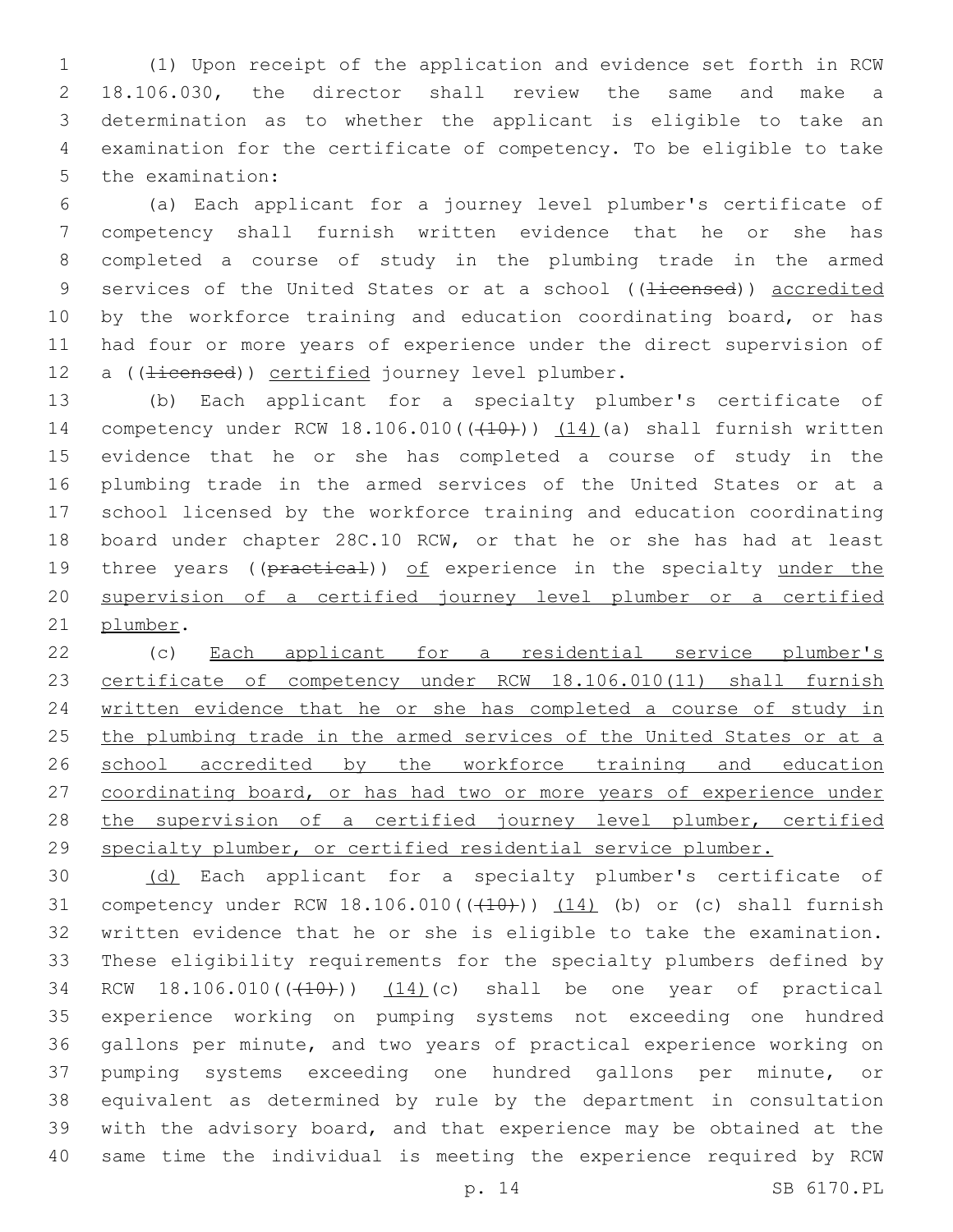(1) Upon receipt of the application and evidence set forth in RCW 18.106.030, the director shall review the same and make a determination as to whether the applicant is eligible to take an examination for the certificate of competency. To be eligible to take the examination:

(a) Each applicant for a journey level plumber's certificate of competency shall furnish written evidence that he or she has completed a course of study in the plumbing trade in the armed services of the United States or at a school ((~~licensed~~)) accredited by the workforce training and education coordinating board, or has had four or more years of experience under the direct supervision of a ((~~licensed~~)) certified journey level plumber.

(b) Each applicant for a specialty plumber's certificate of competency under RCW 18.106.010((~~(10)~~)) (14)(a) shall furnish written evidence that he or she has completed a course of study in the plumbing trade in the armed services of the United States or at a school licensed by the workforce training and education coordinating board under chapter 28C.10 RCW, or that he or she has had at least three years ((~~practical~~)) of experience in the specialty under the supervision of a certified journey level plumber or a certified plumber.

(c) Each applicant for a residential service plumber's certificate of competency under RCW 18.106.010(11) shall furnish written evidence that he or she has completed a course of study in the plumbing trade in the armed services of the United States or at a school accredited by the workforce training and education coordinating board, or has had two or more years of experience under the supervision of a certified journey level plumber, certified specialty plumber, or certified residential service plumber.

(d) Each applicant for a specialty plumber's certificate of competency under RCW 18.106.010((~~(10)~~)) (14) (b) or (c) shall furnish written evidence that he or she is eligible to take the examination. These eligibility requirements for the specialty plumbers defined by RCW 18.106.010((~~(10)~~)) (14)(c) shall be one year of practical experience working on pumping systems not exceeding one hundred gallons per minute, and two years of practical experience working on pumping systems exceeding one hundred gallons per minute, or equivalent as determined by rule by the department in consultation with the advisory board, and that experience may be obtained at the same time the individual is meeting the experience required by RCW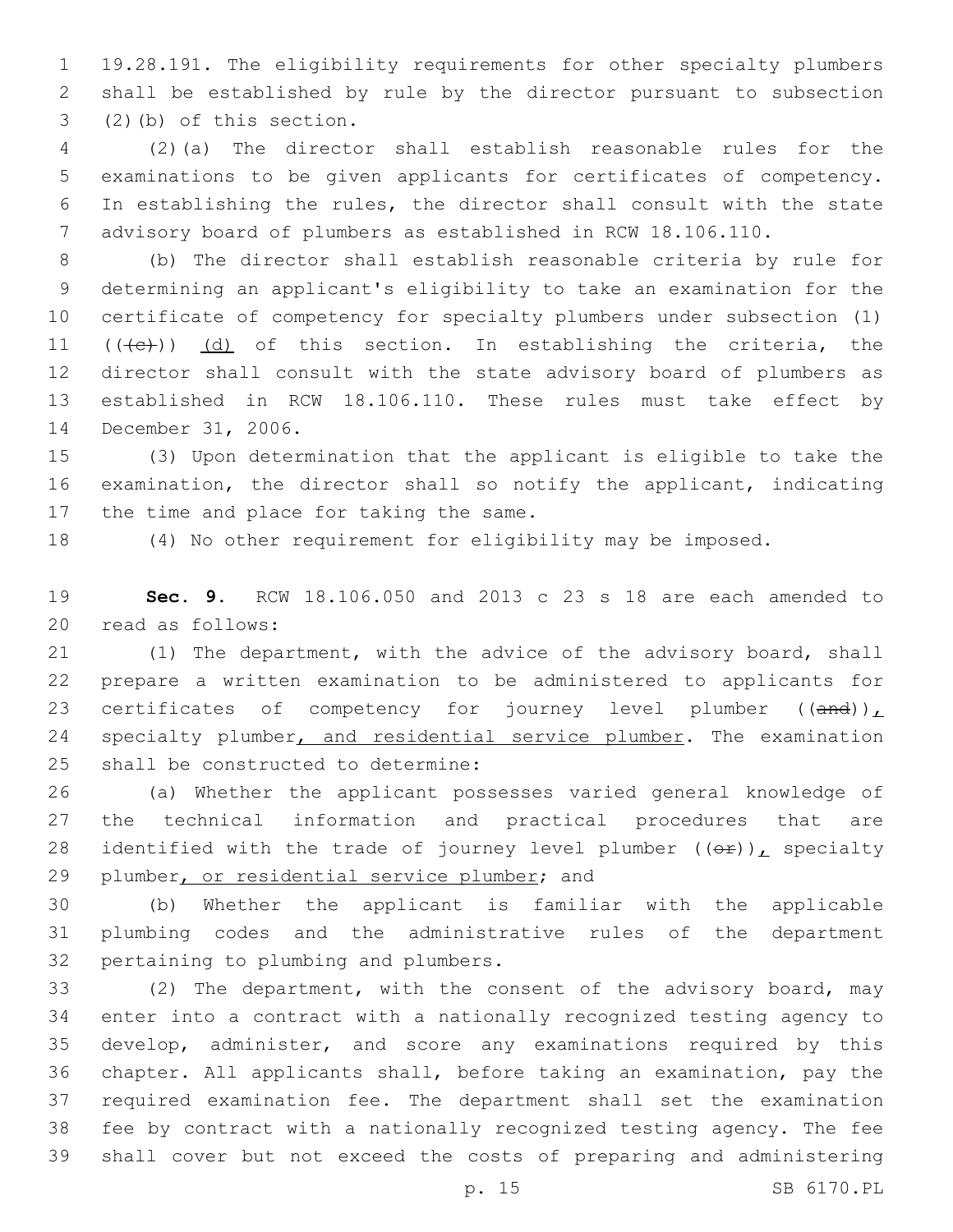19.28.191. The eligibility requirements for other specialty plumbers shall be established by rule by the director pursuant to subsection (2)(b) of this section.

(2)(a) The director shall establish reasonable rules for the examinations to be given applicants for certificates of competency. In establishing the rules, the director shall consult with the state advisory board of plumbers as established in RCW 18.106.110.

(b) The director shall establish reasonable criteria by rule for determining an applicant's eligibility to take an examination for the certificate of competency for specialty plumbers under subsection (1) ~~((c))~~ <u>(d)</u> of this section. In establishing the criteria, the director shall consult with the state advisory board of plumbers as established in RCW 18.106.110. These rules must take effect by December 31, 2006.

(3) Upon determination that the applicant is eligible to take the examination, the director shall so notify the applicant, indicating the time and place for taking the same.

(4) No other requirement for eligibility may be imposed.

**Sec. 9.** RCW 18.106.050 and 2013 c 23 s 18 are each amended to read as follows:

(1) The department, with the advice of the advisory board, shall prepare a written examination to be administered to applicants for certificates of competency for journey level plumber ~~((and))~~<u>,</u> specialty plumber<u>, and residential service plumber</u>. The examination shall be constructed to determine:

(a) Whether the applicant possesses varied general knowledge of the technical information and practical procedures that are identified with the trade of journey level plumber ~~((or))~~<u>,</u> specialty plumber<u>, or residential service plumber</u>; and

(b) Whether the applicant is familiar with the applicable plumbing codes and the administrative rules of the department pertaining to plumbing and plumbers.

(2) The department, with the consent of the advisory board, may enter into a contract with a nationally recognized testing agency to develop, administer, and score any examinations required by this chapter. All applicants shall, before taking an examination, pay the required examination fee. The department shall set the examination fee by contract with a nationally recognized testing agency. The fee shall cover but not exceed the costs of preparing and administering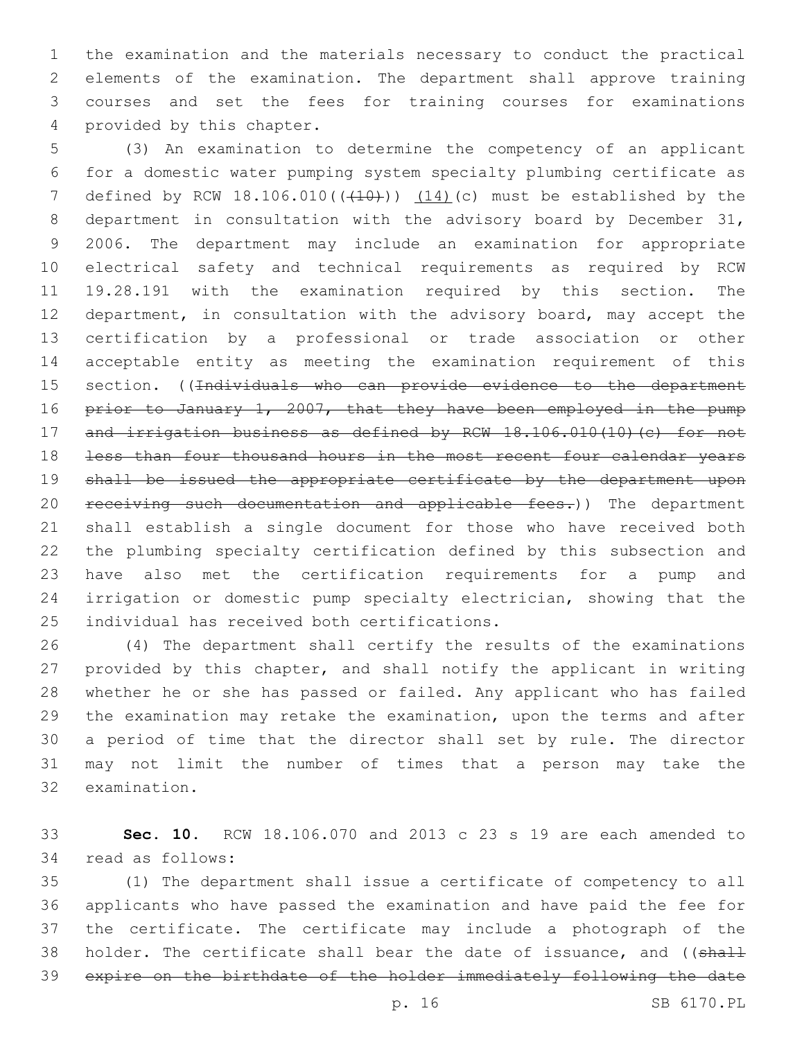the examination and the materials necessary to conduct the practical elements of the examination. The department shall approve training courses and set the fees for training courses for examinations provided by this chapter.

(3) An examination to determine the competency of an applicant for a domestic water pumping system specialty plumbing certificate as defined by RCW 18.106.010((~~(10)~~)) (14)(c) must be established by the department in consultation with the advisory board by December 31, 2006. The department may include an examination for appropriate electrical safety and technical requirements as required by RCW 19.28.191 with the examination required by this section. The department, in consultation with the advisory board, may accept the certification by a professional or trade association or other acceptable entity as meeting the examination requirement of this section. ((~~Individuals who can provide evidence to the department prior to January 1, 2007, that they have been employed in the pump and irrigation business as defined by RCW 18.106.010(10)(c) for not less than four thousand hours in the most recent four calendar years shall be issued the appropriate certificate by the department upon receiving such documentation and applicable fees.~~)) The department shall establish a single document for those who have received both the plumbing specialty certification defined by this subsection and have also met the certification requirements for a pump and irrigation or domestic pump specialty electrician, showing that the individual has received both certifications.

(4) The department shall certify the results of the examinations provided by this chapter, and shall notify the applicant in writing whether he or she has passed or failed. Any applicant who has failed the examination may retake the examination, upon the terms and after a period of time that the director shall set by rule. The director may not limit the number of times that a person may take the examination.

**Sec. 10.** RCW 18.106.070 and 2013 c 23 s 19 are each amended to read as follows:

(1) The department shall issue a certificate of competency to all applicants who have passed the examination and have paid the fee for the certificate. The certificate may include a photograph of the holder. The certificate shall bear the date of issuance, and ((~~shall expire on the birthdate of the holder immediately following the date~~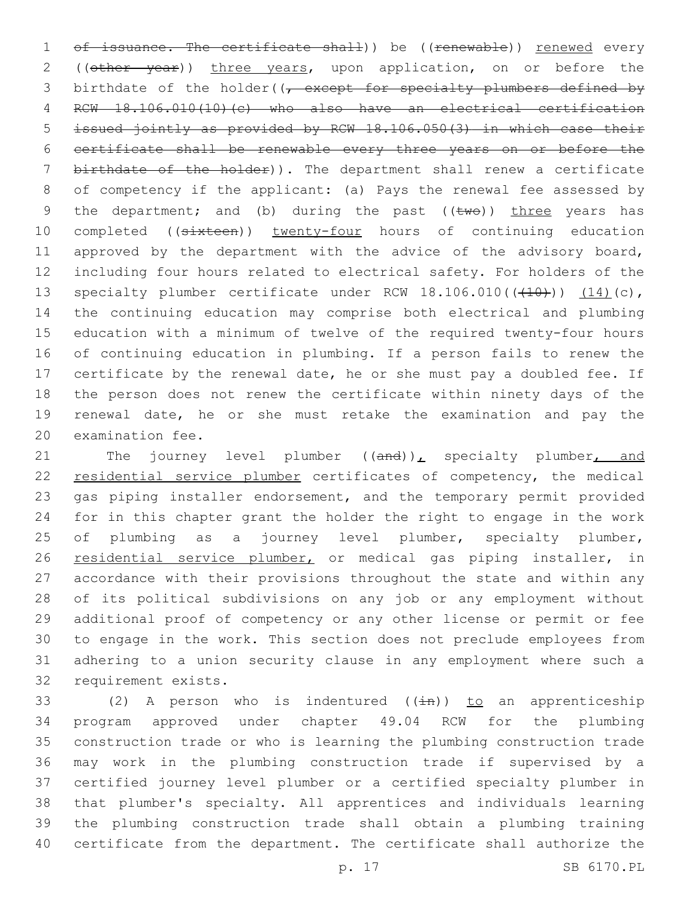of issuance. The certificate shall)) be ((renewable)) renewed every ((other year)) three years, upon application, on or before the birthdate of the holder((, except for specialty plumbers defined by RCW 18.106.010(10)(c) who also have an electrical certification issued jointly as provided by RCW 18.106.050(3) in which case their certificate shall be renewable every three years on or before the birthdate of the holder)). The department shall renew a certificate of competency if the applicant: (a) Pays the renewal fee assessed by the department; and (b) during the past ((two)) three years has completed ((sixteen)) twenty-four hours of continuing education approved by the department with the advice of the advisory board, including four hours related to electrical safety. For holders of the specialty plumber certificate under RCW 18.106.010(((10))) (14)(c), the continuing education may comprise both electrical and plumbing education with a minimum of twelve of the required twenty-four hours of continuing education in plumbing. If a person fails to renew the certificate by the renewal date, he or she must pay a doubled fee. If the person does not renew the certificate within ninety days of the renewal date, he or she must retake the examination and pay the examination fee.

The journey level plumber ((and)), specialty plumber, and residential service plumber certificates of competency, the medical gas piping installer endorsement, and the temporary permit provided for in this chapter grant the holder the right to engage in the work of plumbing as a journey level plumber, specialty plumber, residential service plumber, or medical gas piping installer, in accordance with their provisions throughout the state and within any of its political subdivisions on any job or any employment without additional proof of competency or any other license or permit or fee to engage in the work. This section does not preclude employees from adhering to a union security clause in any employment where such a requirement exists.

(2) A person who is indentured ((in)) to an apprenticeship program approved under chapter 49.04 RCW for the plumbing construction trade or who is learning the plumbing construction trade may work in the plumbing construction trade if supervised by a certified journey level plumber or a certified specialty plumber in that plumber's specialty. All apprentices and individuals learning the plumbing construction trade shall obtain a plumbing training certificate from the department. The certificate shall authorize the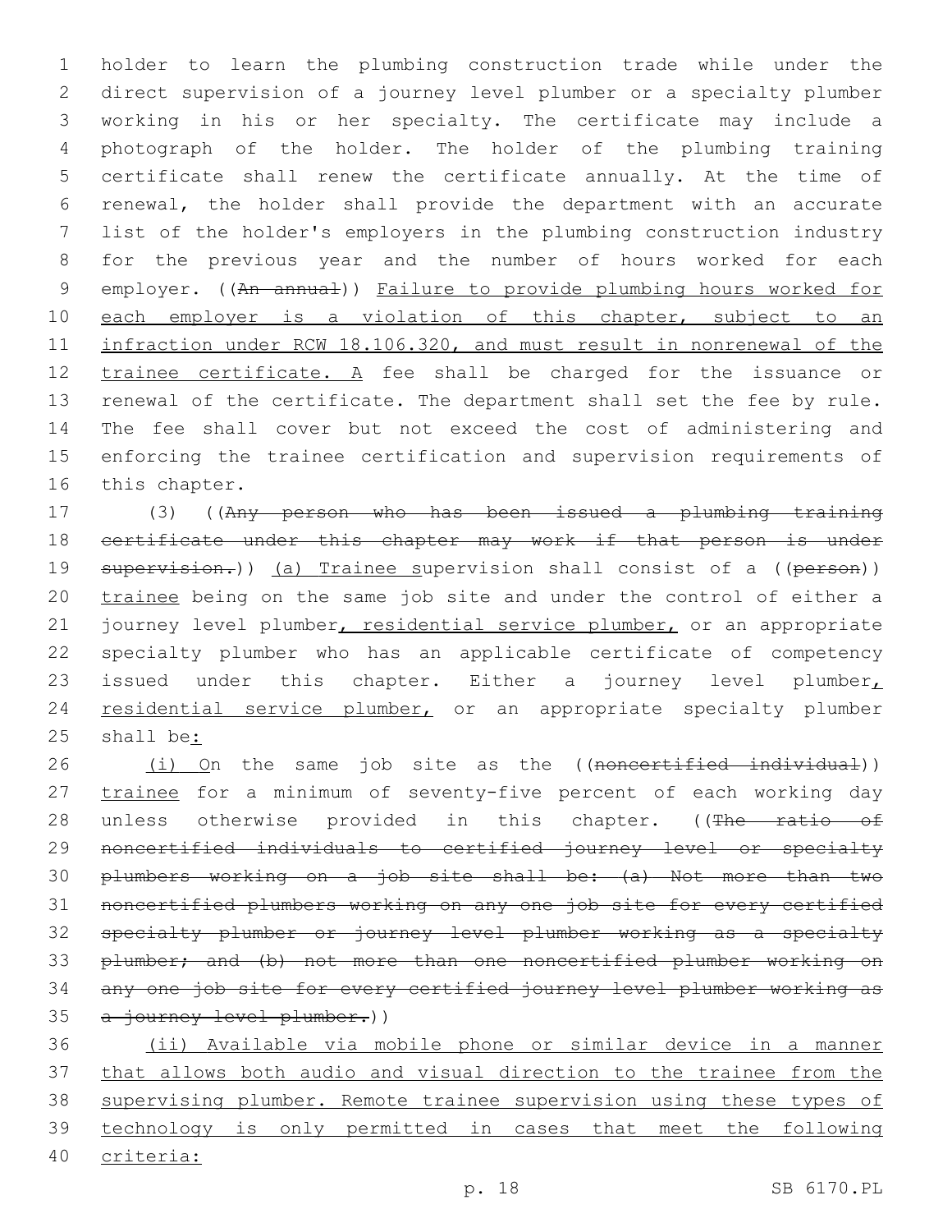holder to learn the plumbing construction trade while under the direct supervision of a journey level plumber or a specialty plumber working in his or her specialty. The certificate may include a photograph of the holder. The holder of the plumbing training certificate shall renew the certificate annually. At the time of renewal, the holder shall provide the department with an accurate list of the holder's employers in the plumbing construction industry for the previous year and the number of hours worked for each employer. ((~~An annual~~)) <u>Failure to provide plumbing hours worked for each employer is a violation of this chapter, subject to an infraction under RCW 18.106.320, and must result in nonrenewal of the trainee certificate. A</u> fee shall be charged for the issuance or renewal of the certificate. The department shall set the fee by rule. The fee shall cover but not exceed the cost of administering and enforcing the trainee certification and supervision requirements of this chapter.

(3) ((~~Any person who has been issued a plumbing training certificate under this chapter may work if that person is under supervision.~~)) <u>(a) Trainee s</u>upervision shall consist of a ((~~person~~)) <u>trainee</u> being on the same job site and under the control of either a journey level plumber<u>, residential service plumber,</u> or an appropriate specialty plumber who has an applicable certificate of competency issued under this chapter. Either a journey level plumber<u>, residential service plumber,</u> or an appropriate specialty plumber shall be<u>:</u>

<u>(i) O</u>n the same job site as the ((~~noncertified individual~~)) <u>trainee</u> for a minimum of seventy-five percent of each working day unless otherwise provided in this chapter. ((~~The ratio of noncertified individuals to certified journey level or specialty plumbers working on a job site shall be: (a) Not more than two noncertified plumbers working on any one job site for every certified specialty plumber or journey level plumber working as a specialty plumber; and (b) not more than one noncertified plumber working on any one job site for every certified journey level plumber working as a journey level plumber.~~))

<u>(ii) Available via mobile phone or similar device in a manner that allows both audio and visual direction to the trainee from the supervising plumber. Remote trainee supervision using these types of technology is only permitted in cases that meet the following criteria:</u>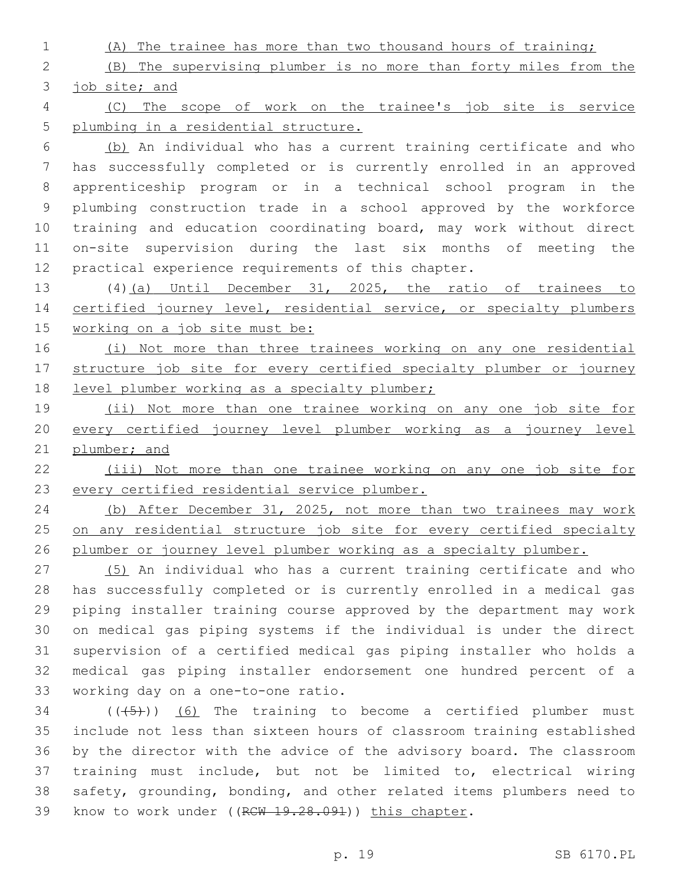(A) The trainee has more than two thousand hours of training;

(B) The supervising plumber is no more than forty miles from the job site; and

(C) The scope of work on the trainee's job site is service plumbing in a residential structure.

(b) An individual who has a current training certificate and who has successfully completed or is currently enrolled in an approved apprenticeship program or in a technical school program in the plumbing construction trade in a school approved by the workforce training and education coordinating board, may work without direct on-site supervision during the last six months of meeting the practical experience requirements of this chapter.

(4)(a) Until December 31, 2025, the ratio of trainees to certified journey level, residential service, or specialty plumbers working on a job site must be:

(i) Not more than three trainees working on any one residential structure job site for every certified specialty plumber or journey level plumber working as a specialty plumber;

(ii) Not more than one trainee working on any one job site for every certified journey level plumber working as a journey level plumber; and

(iii) Not more than one trainee working on any one job site for every certified residential service plumber.

(b) After December 31, 2025, not more than two trainees may work on any residential structure job site for every certified specialty plumber or journey level plumber working as a specialty plumber.

(5) An individual who has a current training certificate and who has successfully completed or is currently enrolled in a medical gas piping installer training course approved by the department may work on medical gas piping systems if the individual is under the direct supervision of a certified medical gas piping installer who holds a medical gas piping installer endorsement one hundred percent of a working day on a one-to-one ratio.

(((5))) (6) The training to become a certified plumber must include not less than sixteen hours of classroom training established by the director with the advice of the advisory board. The classroom training must include, but not be limited to, electrical wiring safety, grounding, bonding, and other related items plumbers need to know to work under ((RCW 19.28.091)) this chapter.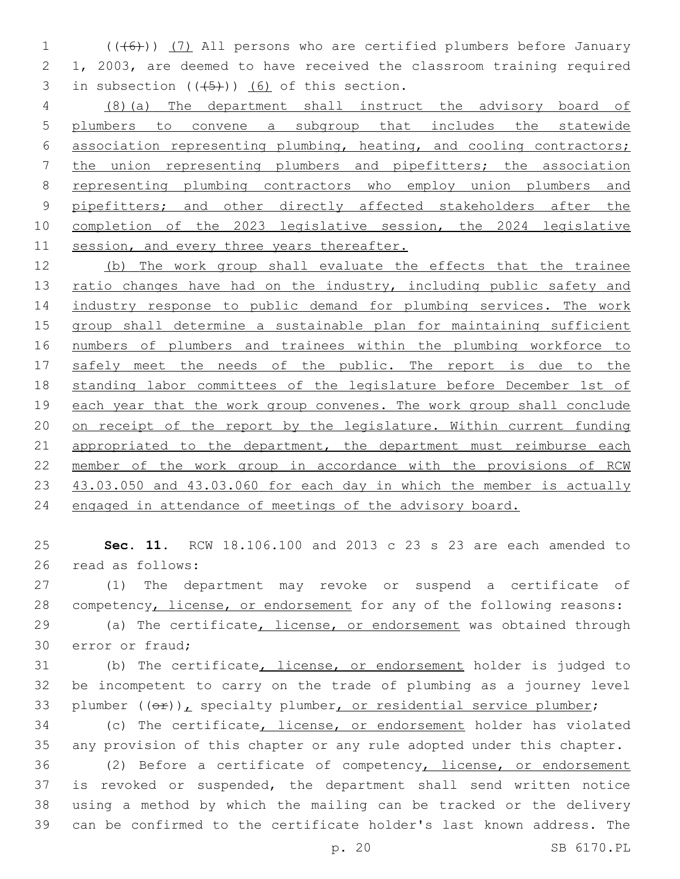((~~(6)~~)) (7) All persons who are certified plumbers before January 1, 2003, are deemed to have received the classroom training required in subsection ((~~(5)~~)) (6) of this section.

(8)(a) The department shall instruct the advisory board of plumbers to convene a subgroup that includes the statewide association representing plumbing, heating, and cooling contractors; the union representing plumbers and pipefitters; the association representing plumbing contractors who employ union plumbers and pipefitters; and other directly affected stakeholders after the completion of the 2023 legislative session, the 2024 legislative session, and every three years thereafter.

(b) The work group shall evaluate the effects that the trainee ratio changes have had on the industry, including public safety and industry response to public demand for plumbing services. The work group shall determine a sustainable plan for maintaining sufficient numbers of plumbers and trainees within the plumbing workforce to safely meet the needs of the public. The report is due to the standing labor committees of the legislature before December 1st of each year that the work group convenes. The work group shall conclude on receipt of the report by the legislature. Within current funding appropriated to the department, the department must reimburse each member of the work group in accordance with the provisions of RCW 43.03.050 and 43.03.060 for each day in which the member is actually engaged in attendance of meetings of the advisory board.

**Sec. 11.** RCW 18.106.100 and 2013 c 23 s 23 are each amended to read as follows:

(1) The department may revoke or suspend a certificate of competency, license, or endorsement for any of the following reasons:

(a) The certificate, license, or endorsement was obtained through error or fraud;

(b) The certificate, license, or endorsement holder is judged to be incompetent to carry on the trade of plumbing as a journey level plumber ((~~or~~)), specialty plumber, or residential service plumber;

(c) The certificate, license, or endorsement holder has violated any provision of this chapter or any rule adopted under this chapter.

(2) Before a certificate of competency, license, or endorsement is revoked or suspended, the department shall send written notice using a method by which the mailing can be tracked or the delivery can be confirmed to the certificate holder's last known address. The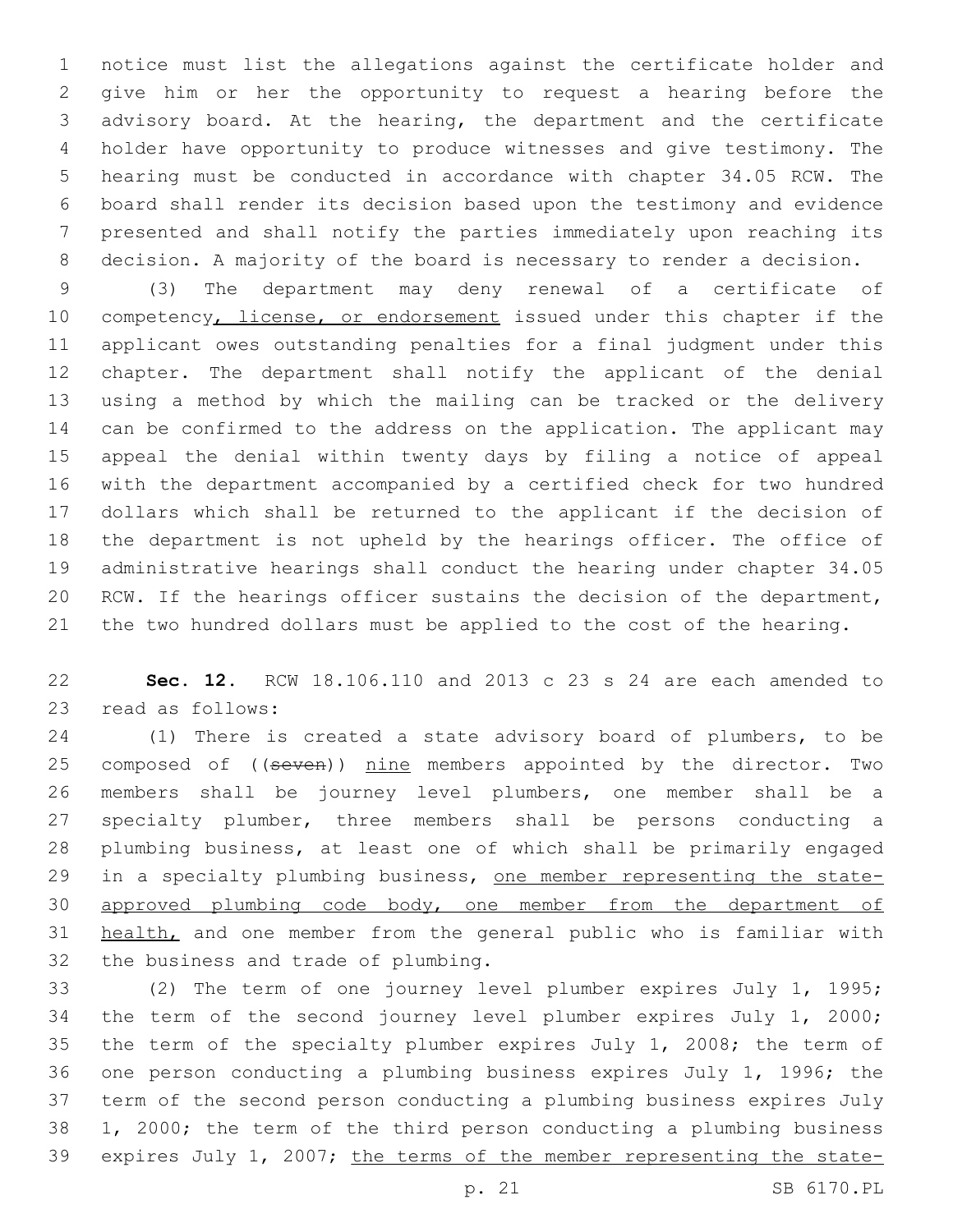notice must list the allegations against the certificate holder and give him or her the opportunity to request a hearing before the advisory board. At the hearing, the department and the certificate holder have opportunity to produce witnesses and give testimony. The hearing must be conducted in accordance with chapter 34.05 RCW. The board shall render its decision based upon the testimony and evidence presented and shall notify the parties immediately upon reaching its decision. A majority of the board is necessary to render a decision.

(3) The department may deny renewal of a certificate of competency, license, or endorsement issued under this chapter if the applicant owes outstanding penalties for a final judgment under this chapter. The department shall notify the applicant of the denial using a method by which the mailing can be tracked or the delivery can be confirmed to the address on the application. The applicant may appeal the denial within twenty days by filing a notice of appeal with the department accompanied by a certified check for two hundred dollars which shall be returned to the applicant if the decision of the department is not upheld by the hearings officer. The office of administrative hearings shall conduct the hearing under chapter 34.05 RCW. If the hearings officer sustains the decision of the department, the two hundred dollars must be applied to the cost of the hearing.

**Sec. 12.** RCW 18.106.110 and 2013 c 23 s 24 are each amended to read as follows:

(1) There is created a state advisory board of plumbers, to be composed of ((~~seven~~)) nine members appointed by the director. Two members shall be journey level plumbers, one member shall be a specialty plumber, three members shall be persons conducting a plumbing business, at least one of which shall be primarily engaged in a specialty plumbing business, one member representing the state-approved plumbing code body, one member from the department of health, and one member from the general public who is familiar with the business and trade of plumbing.

(2) The term of one journey level plumber expires July 1, 1995; the term of the second journey level plumber expires July 1, 2000; the term of the specialty plumber expires July 1, 2008; the term of one person conducting a plumbing business expires July 1, 1996; the term of the second person conducting a plumbing business expires July 1, 2000; the term of the third person conducting a plumbing business expires July 1, 2007; the terms of the member representing the state-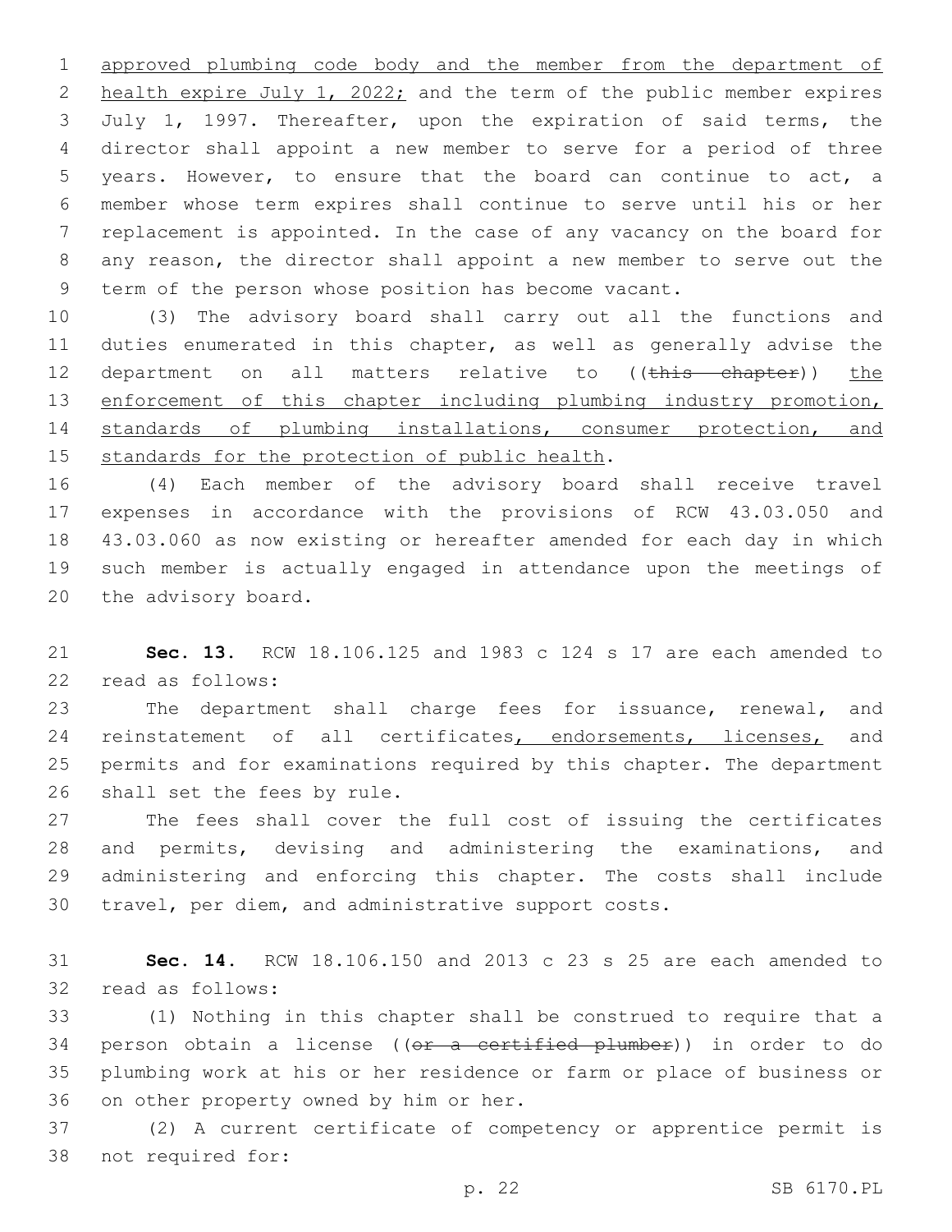approved plumbing code body and the member from the department of health expire July 1, 2022; and the term of the public member expires July 1, 1997. Thereafter, upon the expiration of said terms, the director shall appoint a new member to serve for a period of three years. However, to ensure that the board can continue to act, a member whose term expires shall continue to serve until his or her replacement is appointed. In the case of any vacancy on the board for any reason, the director shall appoint a new member to serve out the term of the person whose position has become vacant.

(3) The advisory board shall carry out all the functions and duties enumerated in this chapter, as well as generally advise the department on all matters relative to ((~~this chapter~~)) the enforcement of this chapter including plumbing industry promotion, standards of plumbing installations, consumer protection, and standards for the protection of public health.

(4) Each member of the advisory board shall receive travel expenses in accordance with the provisions of RCW 43.03.050 and 43.03.060 as now existing or hereafter amended for each day in which such member is actually engaged in attendance upon the meetings of the advisory board.

**Sec. 13.** RCW 18.106.125 and 1983 c 124 s 17 are each amended to read as follows:

The department shall charge fees for issuance, renewal, and reinstatement of all certificates, endorsements, licenses, and permits and for examinations required by this chapter. The department shall set the fees by rule.

The fees shall cover the full cost of issuing the certificates and permits, devising and administering the examinations, and administering and enforcing this chapter. The costs shall include travel, per diem, and administrative support costs.

**Sec. 14.** RCW 18.106.150 and 2013 c 23 s 25 are each amended to read as follows:

(1) Nothing in this chapter shall be construed to require that a person obtain a license ((~~or a certified plumber~~)) in order to do plumbing work at his or her residence or farm or place of business or on other property owned by him or her.

(2) A current certificate of competency or apprentice permit is not required for: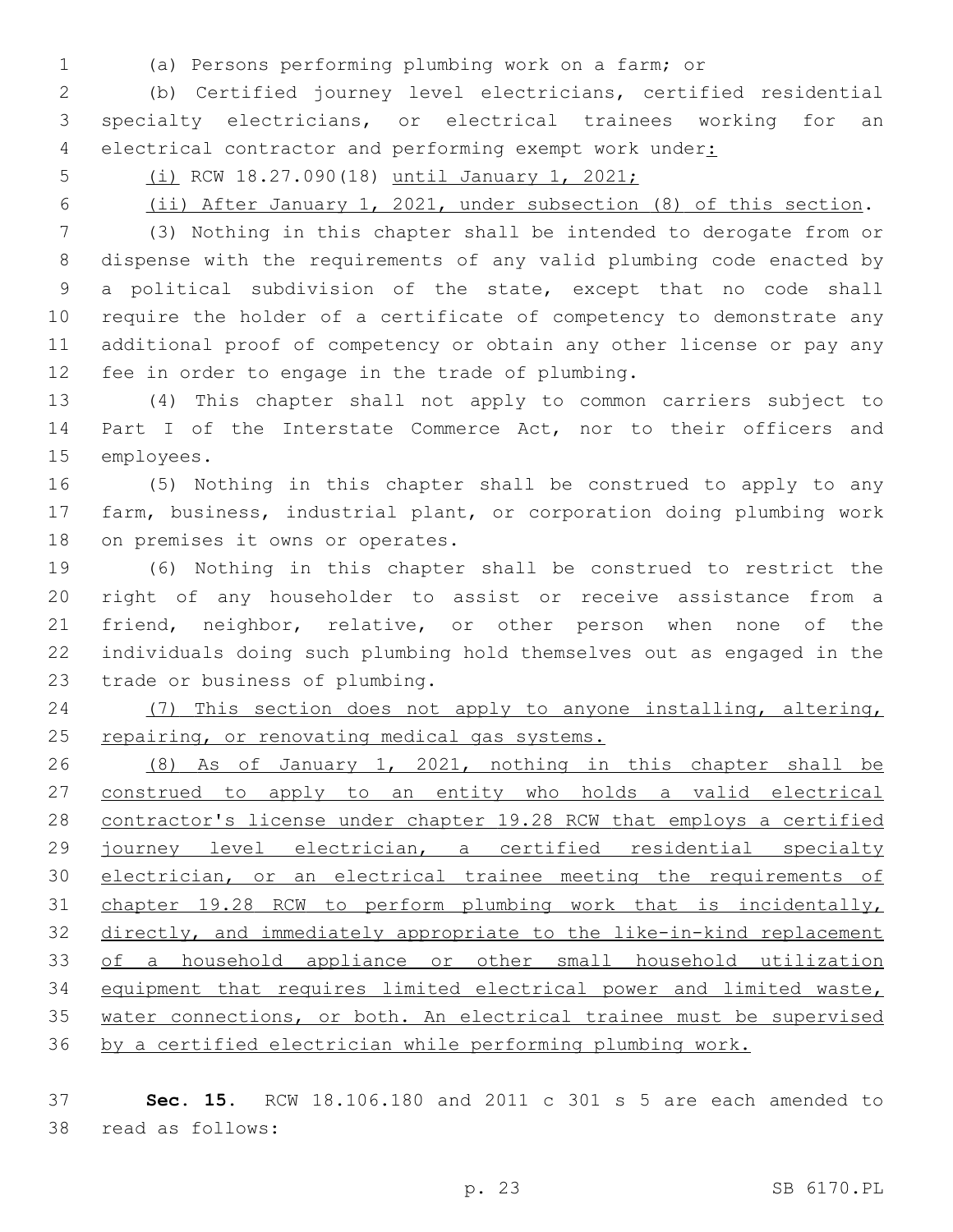(a) Persons performing plumbing work on a farm; or

(b) Certified journey level electricians, certified residential specialty electricians, or electrical trainees working for an electrical contractor and performing exempt work under:

(i) RCW 18.27.090(18) until January 1, 2021;

(ii) After January 1, 2021, under subsection (8) of this section.

(3) Nothing in this chapter shall be intended to derogate from or dispense with the requirements of any valid plumbing code enacted by a political subdivision of the state, except that no code shall require the holder of a certificate of competency to demonstrate any additional proof of competency or obtain any other license or pay any fee in order to engage in the trade of plumbing.

(4) This chapter shall not apply to common carriers subject to Part I of the Interstate Commerce Act, nor to their officers and employees.

(5) Nothing in this chapter shall be construed to apply to any farm, business, industrial plant, or corporation doing plumbing work on premises it owns or operates.

(6) Nothing in this chapter shall be construed to restrict the right of any householder to assist or receive assistance from a friend, neighbor, relative, or other person when none of the individuals doing such plumbing hold themselves out as engaged in the trade or business of plumbing.

(7) This section does not apply to anyone installing, altering, repairing, or renovating medical gas systems.

(8) As of January 1, 2021, nothing in this chapter shall be construed to apply to an entity who holds a valid electrical contractor's license under chapter 19.28 RCW that employs a certified journey level electrician, a certified residential specialty electrician, or an electrical trainee meeting the requirements of chapter 19.28 RCW to perform plumbing work that is incidentally, directly, and immediately appropriate to the like-in-kind replacement of a household appliance or other small household utilization equipment that requires limited electrical power and limited waste, water connections, or both. An electrical trainee must be supervised by a certified electrician while performing plumbing work.

**Sec. 15.** RCW 18.106.180 and 2011 c 301 s 5 are each amended to read as follows: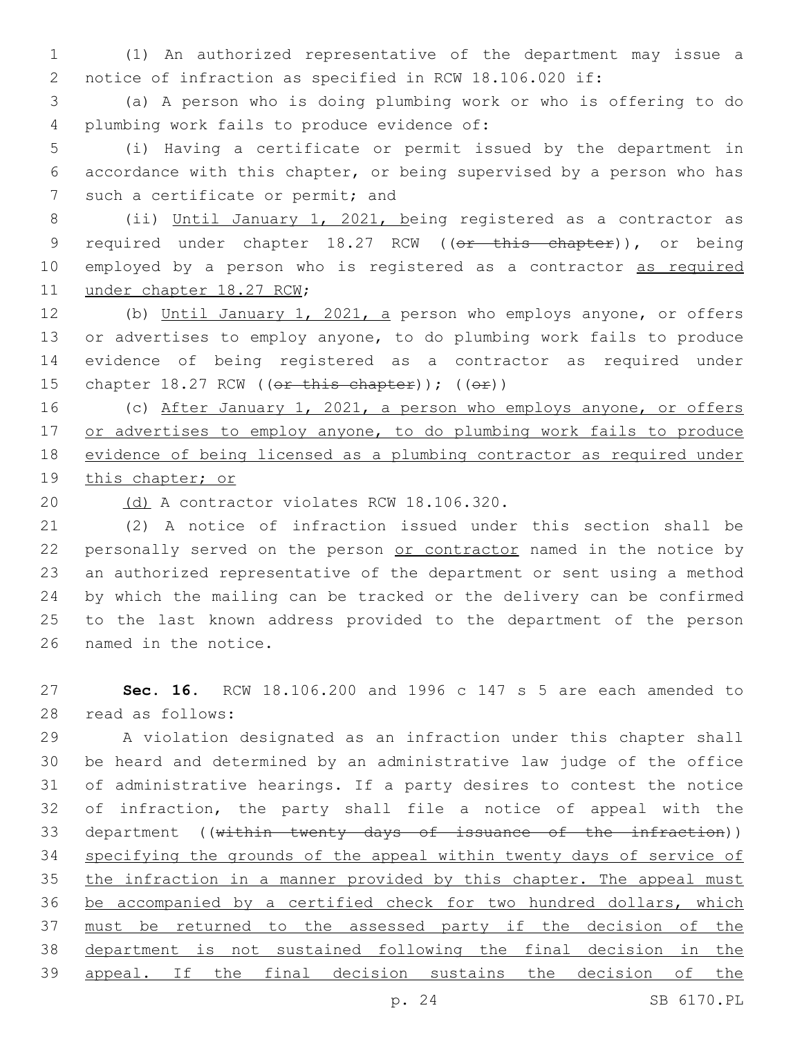(1) An authorized representative of the department may issue a notice of infraction as specified in RCW 18.106.020 if:

(a) A person who is doing plumbing work or who is offering to do plumbing work fails to produce evidence of:

(i) Having a certificate or permit issued by the department in accordance with this chapter, or being supervised by a person who has such a certificate or permit; and

(ii) Until January 1, 2021, being registered as a contractor as required under chapter 18.27 RCW ((~~or this chapter~~)), or being employed by a person who is registered as a contractor as required under chapter 18.27 RCW;

(b) Until January 1, 2021, a person who employs anyone, or offers or advertises to employ anyone, to do plumbing work fails to produce evidence of being registered as a contractor as required under chapter 18.27 RCW ((~~or this chapter~~)); ((~~or~~))

(c) After January 1, 2021, a person who employs anyone, or offers or advertises to employ anyone, to do plumbing work fails to produce evidence of being licensed as a plumbing contractor as required under this chapter; or

(d) A contractor violates RCW 18.106.320.

(2) A notice of infraction issued under this section shall be personally served on the person or contractor named in the notice by an authorized representative of the department or sent using a method by which the mailing can be tracked or the delivery can be confirmed to the last known address provided to the department of the person named in the notice.

**Sec. 16.** RCW 18.106.200 and 1996 c 147 s 5 are each amended to read as follows:

A violation designated as an infraction under this chapter shall be heard and determined by an administrative law judge of the office of administrative hearings. If a party desires to contest the notice of infraction, the party shall file a notice of appeal with the department ((~~within twenty days of issuance of the infraction~~)) specifying the grounds of the appeal within twenty days of service of the infraction in a manner provided by this chapter. The appeal must be accompanied by a certified check for two hundred dollars, which must be returned to the assessed party if the decision of the department is not sustained following the final decision in the appeal. If the final decision sustains the decision of the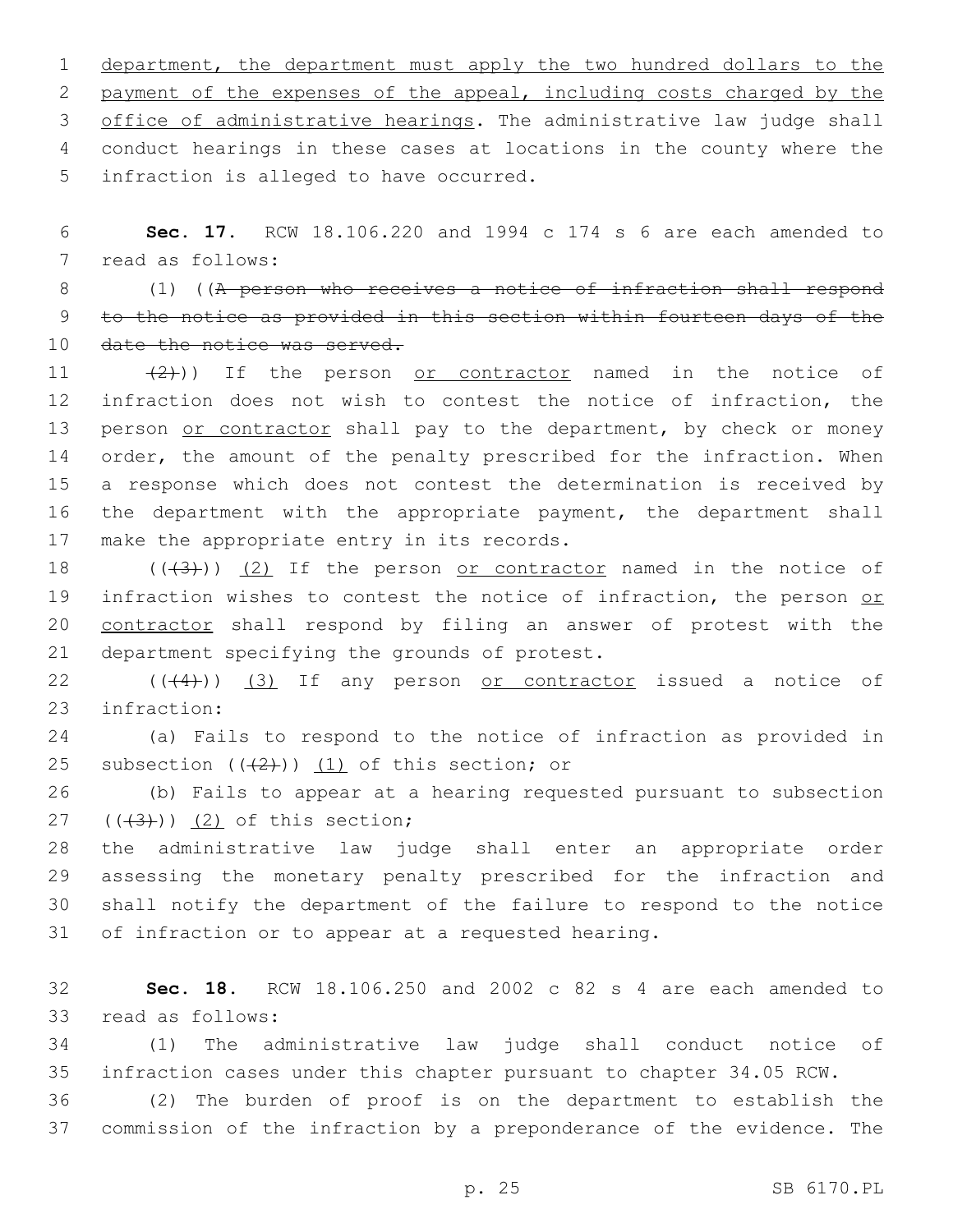department, the department must apply the two hundred dollars to the payment of the expenses of the appeal, including costs charged by the office of administrative hearings. The administrative law judge shall conduct hearings in these cases at locations in the county where the infraction is alleged to have occurred.

**Sec. 17.** RCW 18.106.220 and 1994 c 174 s 6 are each amended to read as follows:

(1) ((~~A person who receives a notice of infraction shall respond to the notice as provided in this section within fourteen days of the date the notice was served.~~

~~(2)~~)) If the person or contractor named in the notice of infraction does not wish to contest the notice of infraction, the person or contractor shall pay to the department, by check or money order, the amount of the penalty prescribed for the infraction. When a response which does not contest the determination is received by the department with the appropriate payment, the department shall make the appropriate entry in its records.

((~~(3)~~)) (2) If the person or contractor named in the notice of infraction wishes to contest the notice of infraction, the person or contractor shall respond by filing an answer of protest with the department specifying the grounds of protest.

((~~(4)~~)) (3) If any person or contractor issued a notice of infraction:

(a) Fails to respond to the notice of infraction as provided in subsection ((~~(2)~~)) (1) of this section; or

(b) Fails to appear at a hearing requested pursuant to subsection ((~~(3)~~)) (2) of this section;

the administrative law judge shall enter an appropriate order assessing the monetary penalty prescribed for the infraction and shall notify the department of the failure to respond to the notice of infraction or to appear at a requested hearing.

**Sec. 18.** RCW 18.106.250 and 2002 c 82 s 4 are each amended to read as follows:

(1) The administrative law judge shall conduct notice of infraction cases under this chapter pursuant to chapter 34.05 RCW.

(2) The burden of proof is on the department to establish the commission of the infraction by a preponderance of the evidence. The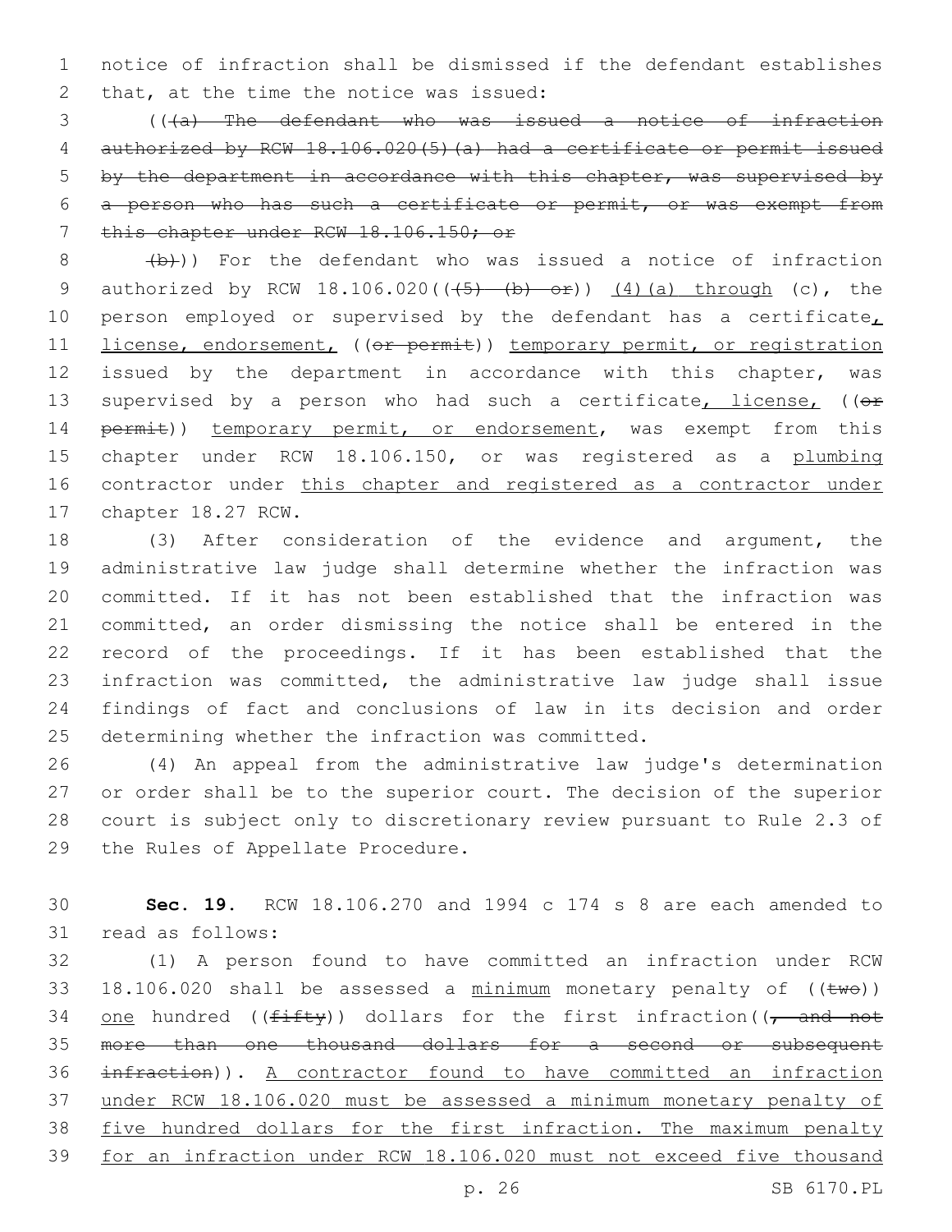notice of infraction shall be dismissed if the defendant establishes that, at the time the notice was issued:

(((a) The defendant who was issued a notice of infraction authorized by RCW 18.106.020(5)(a) had a certificate or permit issued by the department in accordance with this chapter, was supervised by a person who has such a certificate or permit, or was exempt from this chapter under RCW 18.106.150; or

(b))) For the defendant who was issued a notice of infraction authorized by RCW 18.106.020(((5) (b) or)) (4)(a) through (c), the person employed or supervised by the defendant has a certificate, license, endorsement, ((or permit)) temporary permit, or registration issued by the department in accordance with this chapter, was supervised by a person who had such a certificate, license, ((or permit)) temporary permit, or endorsement, was exempt from this chapter under RCW 18.106.150, or was registered as a plumbing contractor under this chapter and registered as a contractor under chapter 18.27 RCW.

(3) After consideration of the evidence and argument, the administrative law judge shall determine whether the infraction was committed. If it has not been established that the infraction was committed, an order dismissing the notice shall be entered in the record of the proceedings. If it has been established that the infraction was committed, the administrative law judge shall issue findings of fact and conclusions of law in its decision and order determining whether the infraction was committed.

(4) An appeal from the administrative law judge's determination or order shall be to the superior court. The decision of the superior court is subject only to discretionary review pursuant to Rule 2.3 of the Rules of Appellate Procedure.

**Sec. 19.** RCW 18.106.270 and 1994 c 174 s 8 are each amended to read as follows:

(1) A person found to have committed an infraction under RCW 18.106.020 shall be assessed a minimum monetary penalty of ((two)) one hundred ((fifty)) dollars for the first infraction((, and not more than one thousand dollars for a second or subsequent infraction)). A contractor found to have committed an infraction under RCW 18.106.020 must be assessed a minimum monetary penalty of five hundred dollars for the first infraction. The maximum penalty for an infraction under RCW 18.106.020 must not exceed five thousand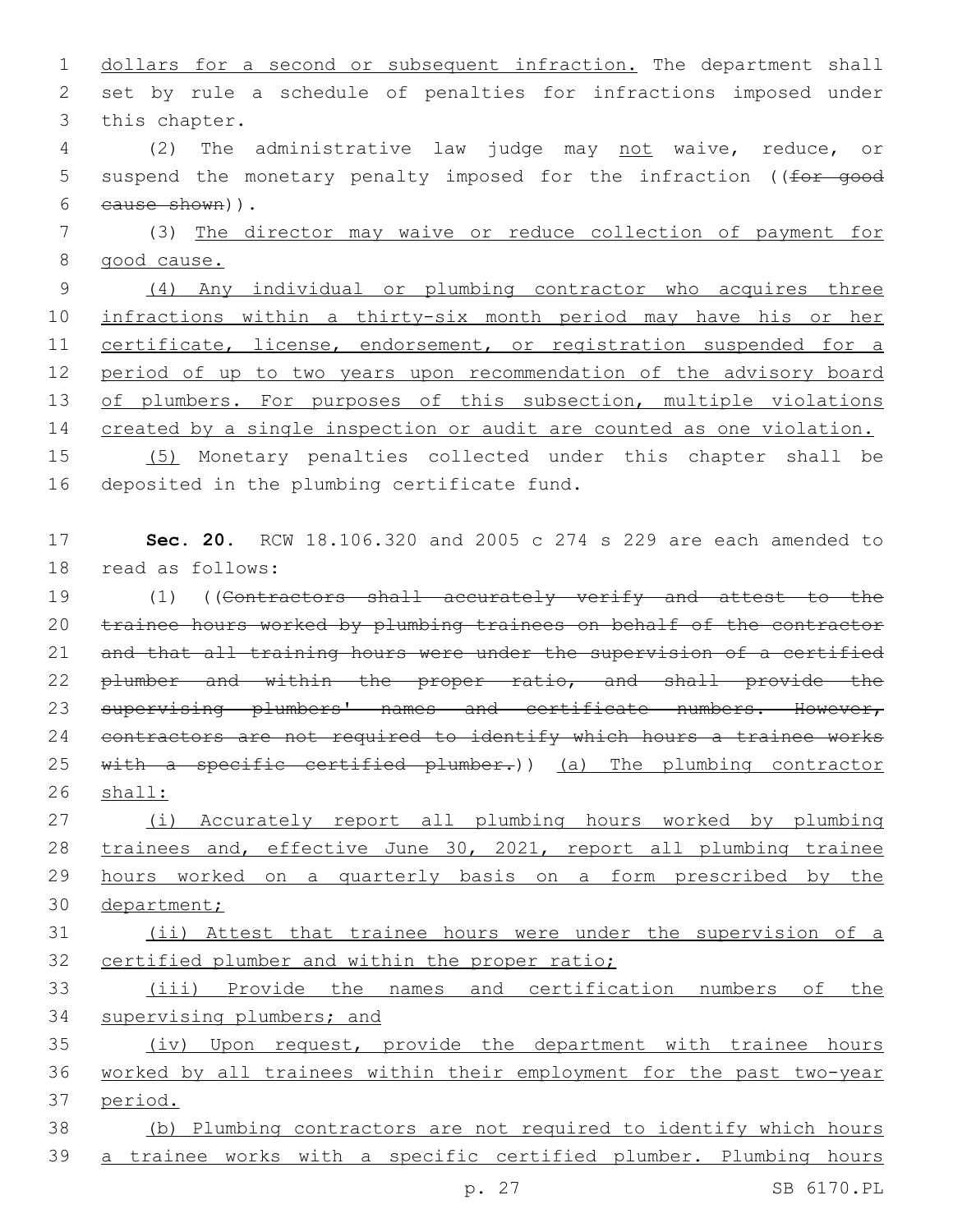dollars for a second or subsequent infraction. The department shall set by rule a schedule of penalties for infractions imposed under this chapter.

(2) The administrative law judge may not waive, reduce, or suspend the monetary penalty imposed for the infraction ((~~for good cause shown~~)).

(3) The director may waive or reduce collection of payment for good cause.

(4) Any individual or plumbing contractor who acquires three infractions within a thirty-six month period may have his or her certificate, license, endorsement, or registration suspended for a period of up to two years upon recommendation of the advisory board of plumbers. For purposes of this subsection, multiple violations created by a single inspection or audit are counted as one violation.

(5) Monetary penalties collected under this chapter shall be deposited in the plumbing certificate fund.

**Sec. 20.** RCW 18.106.320 and 2005 c 274 s 229 are each amended to read as follows:

(1) ((~~Contractors shall accurately verify and attest to the trainee hours worked by plumbing trainees on behalf of the contractor and that all training hours were under the supervision of a certified plumber and within the proper ratio, and shall provide the supervising plumbers' names and certificate numbers. However, contractors are not required to identify which hours a trainee works with a specific certified plumber.~~)) (a) The plumbing contractor shall:

(i) Accurately report all plumbing hours worked by plumbing trainees and, effective June 30, 2021, report all plumbing trainee hours worked on a quarterly basis on a form prescribed by the department;

(ii) Attest that trainee hours were under the supervision of a certified plumber and within the proper ratio;

(iii) Provide the names and certification numbers of the supervising plumbers; and

(iv) Upon request, provide the department with trainee hours worked by all trainees within their employment for the past two-year period.

(b) Plumbing contractors are not required to identify which hours a trainee works with a specific certified plumber. Plumbing hours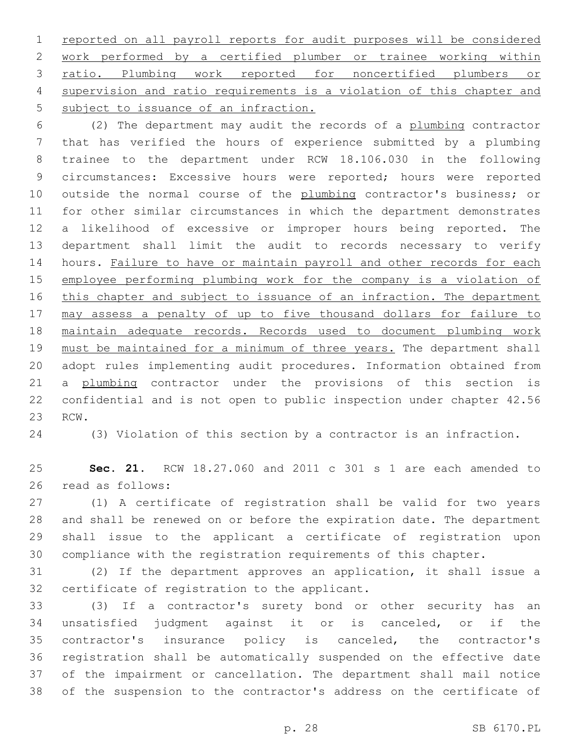reported on all payroll reports for audit purposes will be considered work performed by a certified plumber or trainee working within ratio. Plumbing work reported for noncertified plumbers or supervision and ratio requirements is a violation of this chapter and subject to issuance of an infraction.

(2) The department may audit the records of a plumbing contractor that has verified the hours of experience submitted by a plumbing trainee to the department under RCW 18.106.030 in the following circumstances: Excessive hours were reported; hours were reported outside the normal course of the plumbing contractor's business; or for other similar circumstances in which the department demonstrates a likelihood of excessive or improper hours being reported. The department shall limit the audit to records necessary to verify hours. Failure to have or maintain payroll and other records for each employee performing plumbing work for the company is a violation of this chapter and subject to issuance of an infraction. The department may assess a penalty of up to five thousand dollars for failure to maintain adequate records. Records used to document plumbing work must be maintained for a minimum of three years. The department shall adopt rules implementing audit procedures. Information obtained from a plumbing contractor under the provisions of this section is confidential and is not open to public inspection under chapter 42.56 RCW.

(3) Violation of this section by a contractor is an infraction.

**Sec. 21.** RCW 18.27.060 and 2011 c 301 s 1 are each amended to read as follows:

(1) A certificate of registration shall be valid for two years and shall be renewed on or before the expiration date. The department shall issue to the applicant a certificate of registration upon compliance with the registration requirements of this chapter.

(2) If the department approves an application, it shall issue a certificate of registration to the applicant.

(3) If a contractor's surety bond or other security has an unsatisfied judgment against it or is canceled, or if the contractor's insurance policy is canceled, the contractor's registration shall be automatically suspended on the effective date of the impairment or cancellation. The department shall mail notice of the suspension to the contractor's address on the certificate of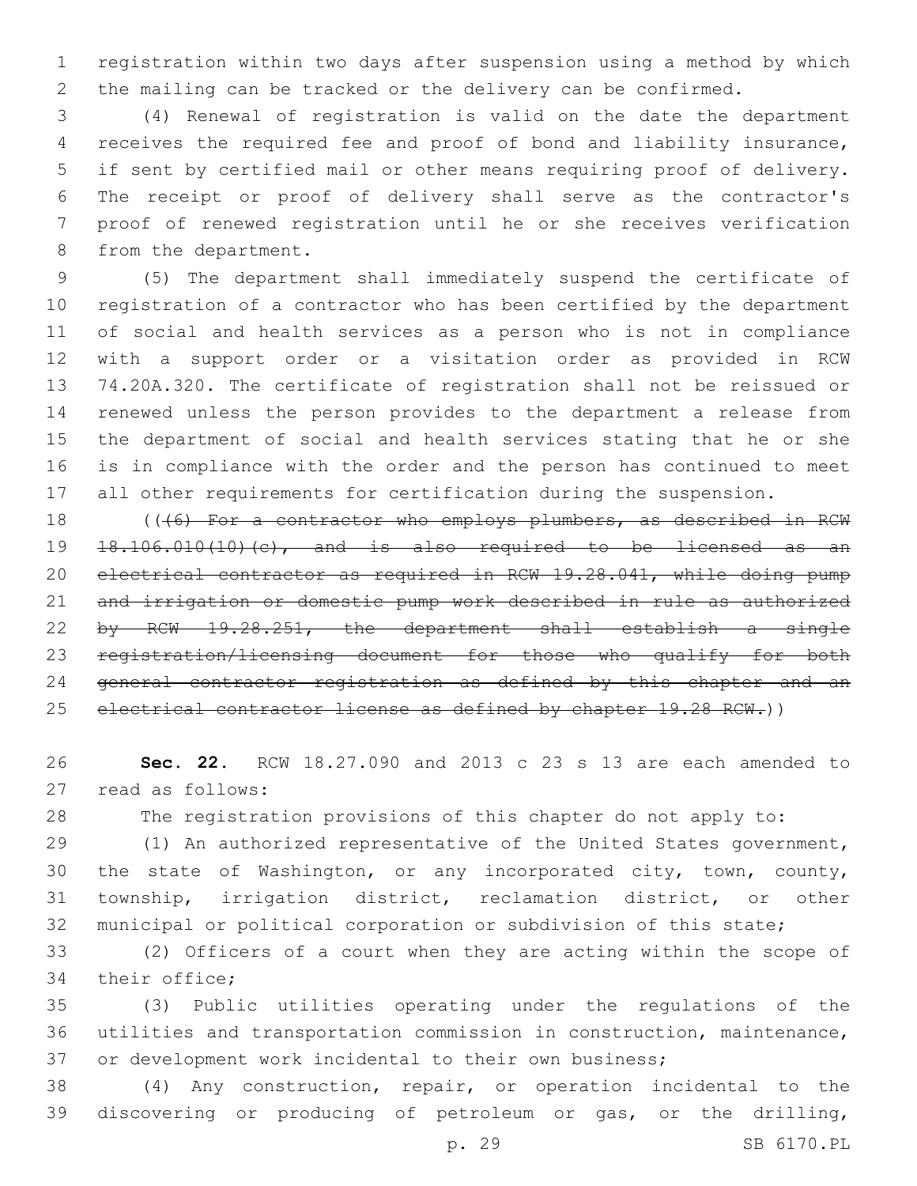registration within two days after suspension using a method by which the mailing can be tracked or the delivery can be confirmed.

(4) Renewal of registration is valid on the date the department receives the required fee and proof of bond and liability insurance, if sent by certified mail or other means requiring proof of delivery. The receipt or proof of delivery shall serve as the contractor's proof of renewed registration until he or she receives verification from the department.

(5) The department shall immediately suspend the certificate of registration of a contractor who has been certified by the department of social and health services as a person who is not in compliance with a support order or a visitation order as provided in RCW 74.20A.320. The certificate of registration shall not be reissued or renewed unless the person provides to the department a release from the department of social and health services stating that he or she is in compliance with the order and the person has continued to meet all other requirements for certification during the suspension.

((~~(6) For a contractor who employs plumbers, as described in RCW 18.106.010(10)(c), and is also required to be licensed as an electrical contractor as required in RCW 19.28.041, while doing pump and irrigation or domestic pump work described in rule as authorized by RCW 19.28.251, the department shall establish a single registration/licensing document for those who qualify for both general contractor registration as defined by this chapter and an electrical contractor license as defined by chapter 19.28 RCW.~~))

**Sec. 22.** RCW 18.27.090 and 2013 c 23 s 13 are each amended to read as follows:

The registration provisions of this chapter do not apply to:

(1) An authorized representative of the United States government, the state of Washington, or any incorporated city, town, county, township, irrigation district, reclamation district, or other municipal or political corporation or subdivision of this state;

(2) Officers of a court when they are acting within the scope of their office;

(3) Public utilities operating under the regulations of the utilities and transportation commission in construction, maintenance, or development work incidental to their own business;

(4) Any construction, repair, or operation incidental to the discovering or producing of petroleum or gas, or the drilling,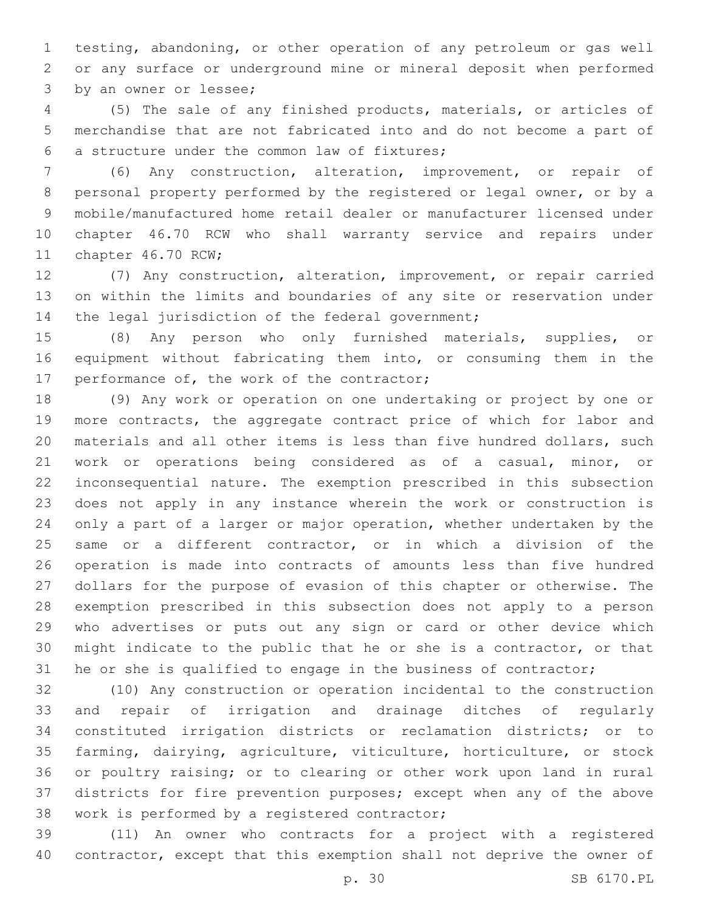testing, abandoning, or other operation of any petroleum or gas well or any surface or underground mine or mineral deposit when performed by an owner or lessee;

(5) The sale of any finished products, materials, or articles of merchandise that are not fabricated into and do not become a part of a structure under the common law of fixtures;

(6) Any construction, alteration, improvement, or repair of personal property performed by the registered or legal owner, or by a mobile/manufactured home retail dealer or manufacturer licensed under chapter 46.70 RCW who shall warranty service and repairs under chapter 46.70 RCW;

(7) Any construction, alteration, improvement, or repair carried on within the limits and boundaries of any site or reservation under the legal jurisdiction of the federal government;

(8) Any person who only furnished materials, supplies, or equipment without fabricating them into, or consuming them in the performance of, the work of the contractor;

(9) Any work or operation on one undertaking or project by one or more contracts, the aggregate contract price of which for labor and materials and all other items is less than five hundred dollars, such work or operations being considered as of a casual, minor, or inconsequential nature. The exemption prescribed in this subsection does not apply in any instance wherein the work or construction is only a part of a larger or major operation, whether undertaken by the same or a different contractor, or in which a division of the operation is made into contracts of amounts less than five hundred dollars for the purpose of evasion of this chapter or otherwise. The exemption prescribed in this subsection does not apply to a person who advertises or puts out any sign or card or other device which might indicate to the public that he or she is a contractor, or that he or she is qualified to engage in the business of contractor;

(10) Any construction or operation incidental to the construction and repair of irrigation and drainage ditches of regularly constituted irrigation districts or reclamation districts; or to farming, dairying, agriculture, viticulture, horticulture, or stock or poultry raising; or to clearing or other work upon land in rural districts for fire prevention purposes; except when any of the above work is performed by a registered contractor;

(11) An owner who contracts for a project with a registered contractor, except that this exemption shall not deprive the owner of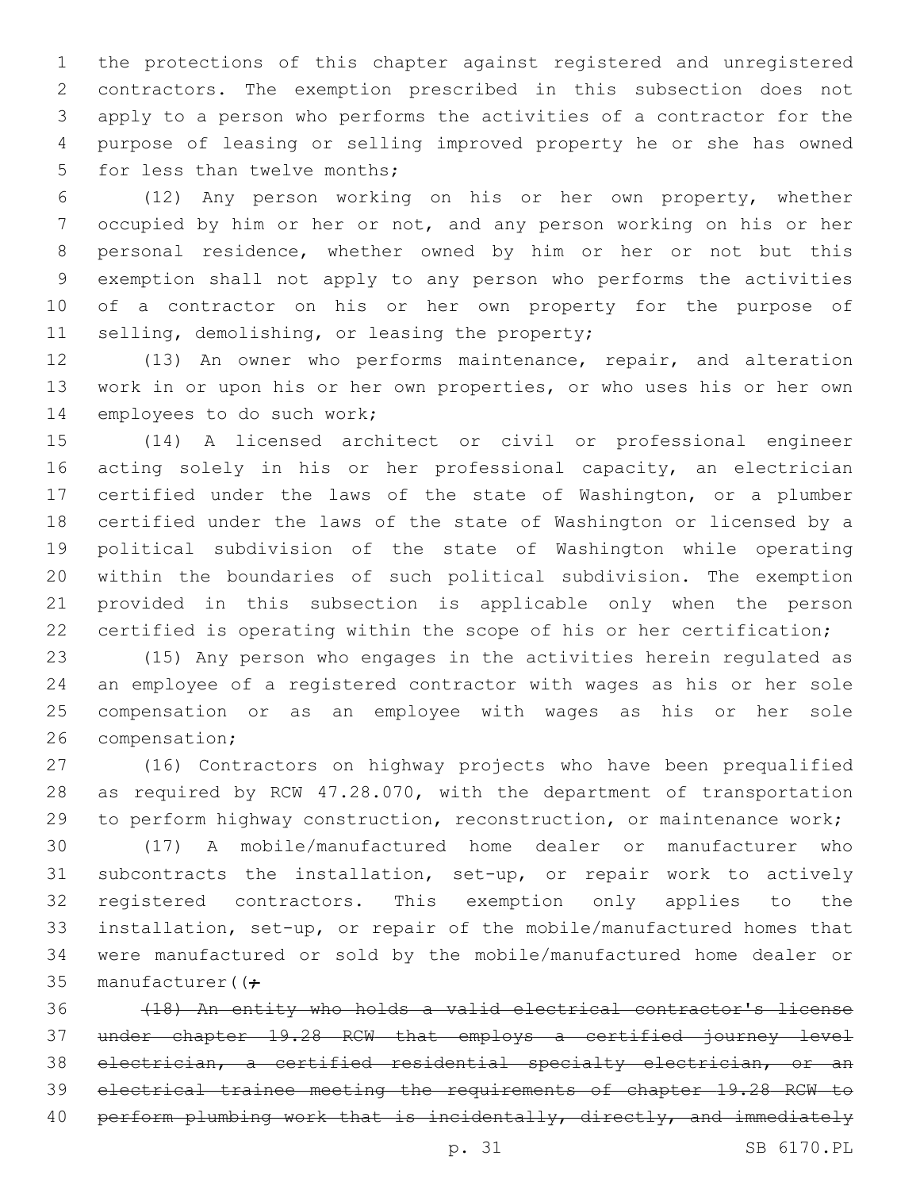the protections of this chapter against registered and unregistered contractors. The exemption prescribed in this subsection does not apply to a person who performs the activities of a contractor for the purpose of leasing or selling improved property he or she has owned for less than twelve months;

(12) Any person working on his or her own property, whether occupied by him or her or not, and any person working on his or her personal residence, whether owned by him or her or not but this exemption shall not apply to any person who performs the activities of a contractor on his or her own property for the purpose of selling, demolishing, or leasing the property;

(13) An owner who performs maintenance, repair, and alteration work in or upon his or her own properties, or who uses his or her own employees to do such work;

(14) A licensed architect or civil or professional engineer acting solely in his or her professional capacity, an electrician certified under the laws of the state of Washington, or a plumber certified under the laws of the state of Washington or licensed by a political subdivision of the state of Washington while operating within the boundaries of such political subdivision. The exemption provided in this subsection is applicable only when the person certified is operating within the scope of his or her certification;

(15) Any person who engages in the activities herein regulated as an employee of a registered contractor with wages as his or her sole compensation or as an employee with wages as his or her sole compensation;

(16) Contractors on highway projects who have been prequalified as required by RCW 47.28.070, with the department of transportation to perform highway construction, reconstruction, or maintenance work;

(17) A mobile/manufactured home dealer or manufacturer who subcontracts the installation, set-up, or repair work to actively registered contractors. This exemption only applies to the installation, set-up, or repair of the mobile/manufactured homes that were manufactured or sold by the mobile/manufactured home dealer or manufacturer((~~;~~

~~(18) An entity who holds a valid electrical contractor's license under chapter 19.28 RCW that employs a certified journey level electrician, a certified residential specialty electrician, or an electrical trainee meeting the requirements of chapter 19.28 RCW to perform plumbing work that is incidentally, directly, and immediately~~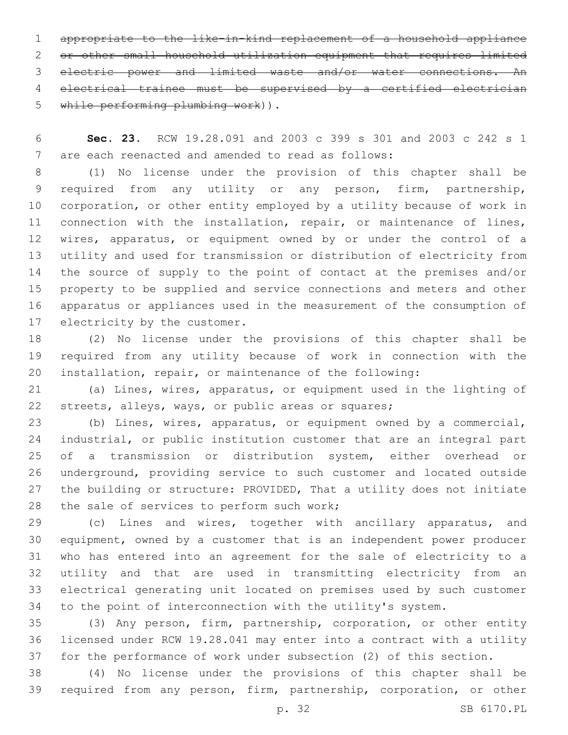~~appropriate to the like-in-kind replacement of a household appliance or other small household utilization equipment that requires limited electric power and limited waste and/or water connections. An electrical trainee must be supervised by a certified electrician while performing plumbing work~~)).

**Sec. 23.** RCW 19.28.091 and 2003 c 399 s 301 and 2003 c 242 s 1 are each reenacted and amended to read as follows:

(1) No license under the provision of this chapter shall be required from any utility or any person, firm, partnership, corporation, or other entity employed by a utility because of work in connection with the installation, repair, or maintenance of lines, wires, apparatus, or equipment owned by or under the control of a utility and used for transmission or distribution of electricity from the source of supply to the point of contact at the premises and/or property to be supplied and service connections and meters and other apparatus or appliances used in the measurement of the consumption of electricity by the customer.

(2) No license under the provisions of this chapter shall be required from any utility because of work in connection with the installation, repair, or maintenance of the following:

(a) Lines, wires, apparatus, or equipment used in the lighting of streets, alleys, ways, or public areas or squares;

(b) Lines, wires, apparatus, or equipment owned by a commercial, industrial, or public institution customer that are an integral part of a transmission or distribution system, either overhead or underground, providing service to such customer and located outside the building or structure: PROVIDED, That a utility does not initiate the sale of services to perform such work;

(c) Lines and wires, together with ancillary apparatus, and equipment, owned by a customer that is an independent power producer who has entered into an agreement for the sale of electricity to a utility and that are used in transmitting electricity from an electrical generating unit located on premises used by such customer to the point of interconnection with the utility's system.

(3) Any person, firm, partnership, corporation, or other entity licensed under RCW 19.28.041 may enter into a contract with a utility for the performance of work under subsection (2) of this section.

(4) No license under the provisions of this chapter shall be required from any person, firm, partnership, corporation, or other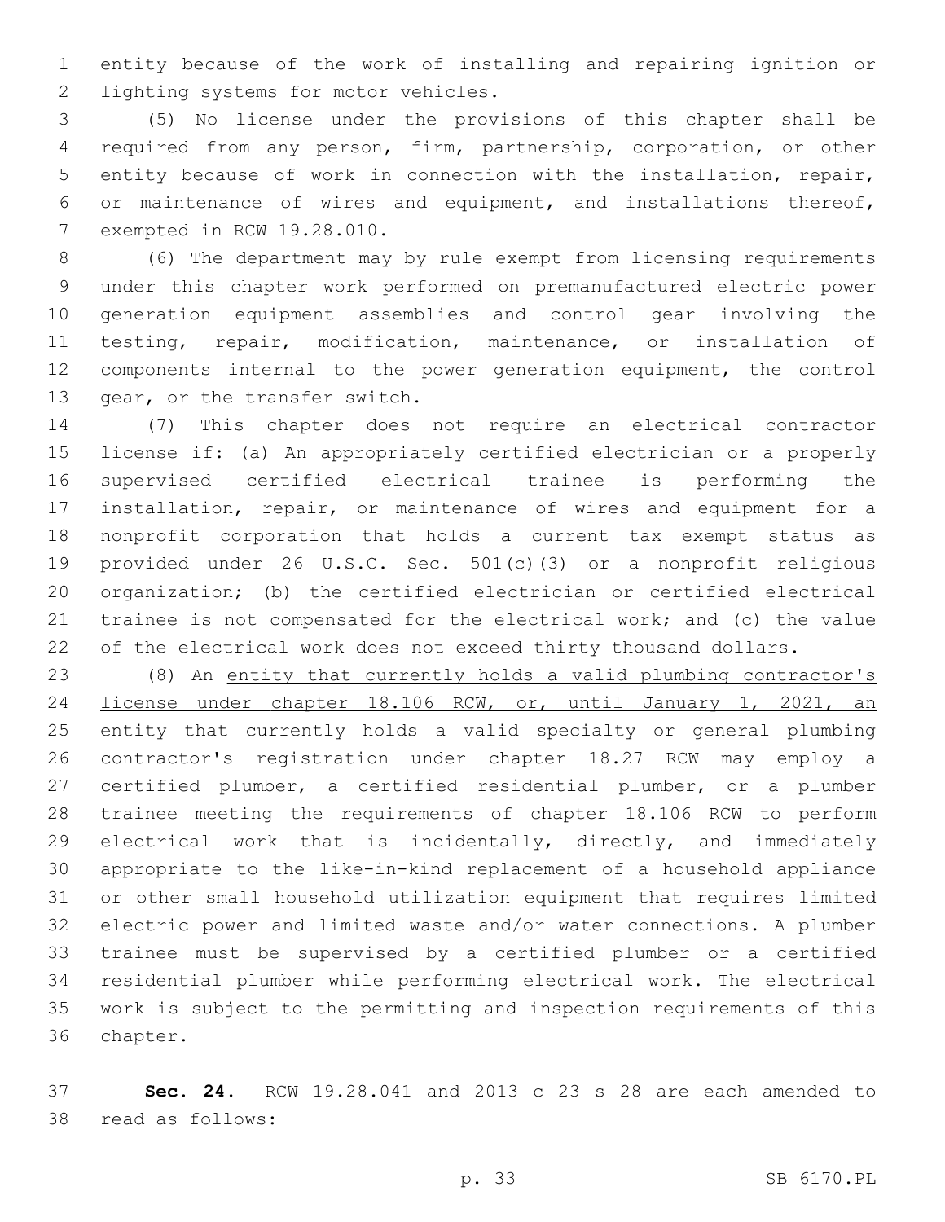entity because of the work of installing and repairing ignition or lighting systems for motor vehicles.

(5) No license under the provisions of this chapter shall be required from any person, firm, partnership, corporation, or other entity because of work in connection with the installation, repair, or maintenance of wires and equipment, and installations thereof, exempted in RCW 19.28.010.

(6) The department may by rule exempt from licensing requirements under this chapter work performed on premanufactured electric power generation equipment assemblies and control gear involving the testing, repair, modification, maintenance, or installation of components internal to the power generation equipment, the control gear, or the transfer switch.

(7) This chapter does not require an electrical contractor license if: (a) An appropriately certified electrician or a properly supervised certified electrical trainee is performing the installation, repair, or maintenance of wires and equipment for a nonprofit corporation that holds a current tax exempt status as provided under 26 U.S.C. Sec. 501(c)(3) or a nonprofit religious organization; (b) the certified electrician or certified electrical trainee is not compensated for the electrical work; and (c) the value of the electrical work does not exceed thirty thousand dollars.

(8) An <u>entity that currently holds a valid plumbing contractor's license under chapter 18.106 RCW, or, until January 1, 2021, an</u> entity that currently holds a valid specialty or general plumbing contractor's registration under chapter 18.27 RCW may employ a certified plumber, a certified residential plumber, or a plumber trainee meeting the requirements of chapter 18.106 RCW to perform electrical work that is incidentally, directly, and immediately appropriate to the like-in-kind replacement of a household appliance or other small household utilization equipment that requires limited electric power and limited waste and/or water connections. A plumber trainee must be supervised by a certified plumber or a certified residential plumber while performing electrical work. The electrical work is subject to the permitting and inspection requirements of this chapter.

**Sec. 24.** RCW 19.28.041 and 2013 c 23 s 28 are each amended to read as follows: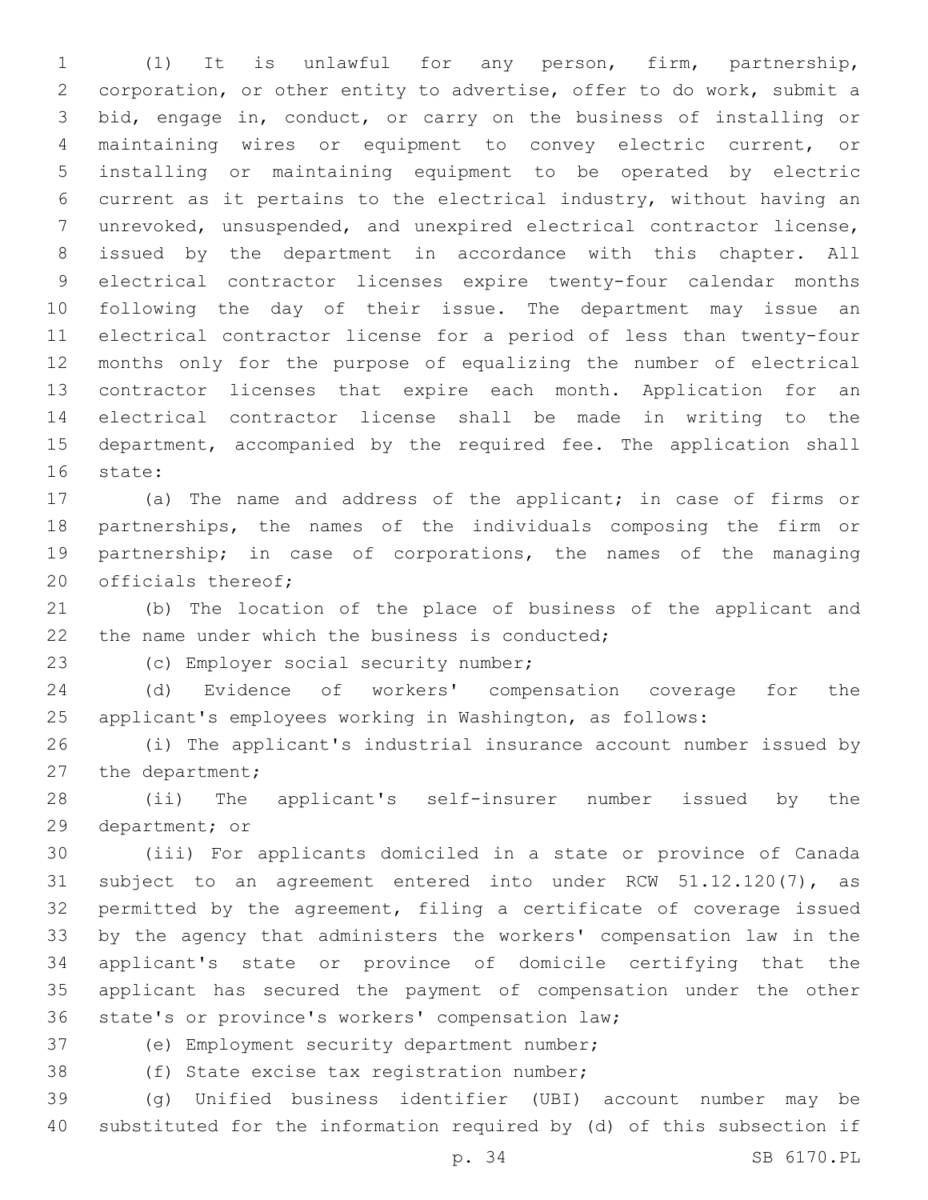(1) It is unlawful for any person, firm, partnership, corporation, or other entity to advertise, offer to do work, submit a bid, engage in, conduct, or carry on the business of installing or maintaining wires or equipment to convey electric current, or installing or maintaining equipment to be operated by electric current as it pertains to the electrical industry, without having an unrevoked, unsuspended, and unexpired electrical contractor license, issued by the department in accordance with this chapter. All electrical contractor licenses expire twenty-four calendar months following the day of their issue. The department may issue an electrical contractor license for a period of less than twenty-four months only for the purpose of equalizing the number of electrical contractor licenses that expire each month. Application for an electrical contractor license shall be made in writing to the department, accompanied by the required fee. The application shall state:

(a) The name and address of the applicant; in case of firms or partnerships, the names of the individuals composing the firm or partnership; in case of corporations, the names of the managing officials thereof;

(b) The location of the place of business of the applicant and the name under which the business is conducted;

(c) Employer social security number;

(d) Evidence of workers' compensation coverage for the applicant's employees working in Washington, as follows:

(i) The applicant's industrial insurance account number issued by the department;

(ii) The applicant's self-insurer number issued by the department; or

(iii) For applicants domiciled in a state or province of Canada subject to an agreement entered into under RCW 51.12.120(7), as permitted by the agreement, filing a certificate of coverage issued by the agency that administers the workers' compensation law in the applicant's state or province of domicile certifying that the applicant has secured the payment of compensation under the other state's or province's workers' compensation law;

(e) Employment security department number;

(f) State excise tax registration number;

(g) Unified business identifier (UBI) account number may be substituted for the information required by (d) of this subsection if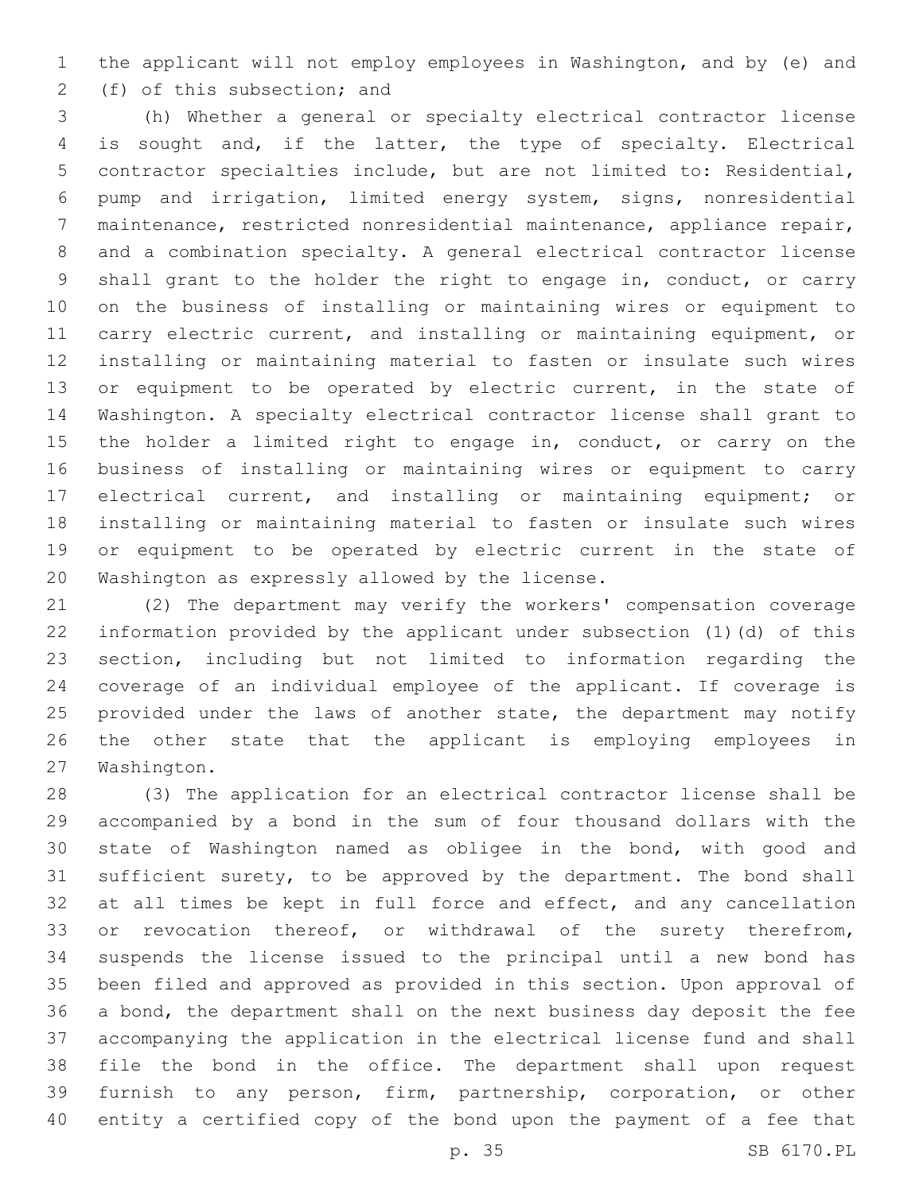the applicant will not employ employees in Washington, and by (e) and (f) of this subsection; and

(h) Whether a general or specialty electrical contractor license is sought and, if the latter, the type of specialty. Electrical contractor specialties include, but are not limited to: Residential, pump and irrigation, limited energy system, signs, nonresidential maintenance, restricted nonresidential maintenance, appliance repair, and a combination specialty. A general electrical contractor license shall grant to the holder the right to engage in, conduct, or carry on the business of installing or maintaining wires or equipment to carry electric current, and installing or maintaining equipment, or installing or maintaining material to fasten or insulate such wires or equipment to be operated by electric current, in the state of Washington. A specialty electrical contractor license shall grant to the holder a limited right to engage in, conduct, or carry on the business of installing or maintaining wires or equipment to carry electrical current, and installing or maintaining equipment; or installing or maintaining material to fasten or insulate such wires or equipment to be operated by electric current in the state of Washington as expressly allowed by the license.

(2) The department may verify the workers' compensation coverage information provided by the applicant under subsection (1)(d) of this section, including but not limited to information regarding the coverage of an individual employee of the applicant. If coverage is provided under the laws of another state, the department may notify the other state that the applicant is employing employees in Washington.

(3) The application for an electrical contractor license shall be accompanied by a bond in the sum of four thousand dollars with the state of Washington named as obligee in the bond, with good and sufficient surety, to be approved by the department. The bond shall at all times be kept in full force and effect, and any cancellation or revocation thereof, or withdrawal of the surety therefrom, suspends the license issued to the principal until a new bond has been filed and approved as provided in this section. Upon approval of a bond, the department shall on the next business day deposit the fee accompanying the application in the electrical license fund and shall file the bond in the office. The department shall upon request furnish to any person, firm, partnership, corporation, or other entity a certified copy of the bond upon the payment of a fee that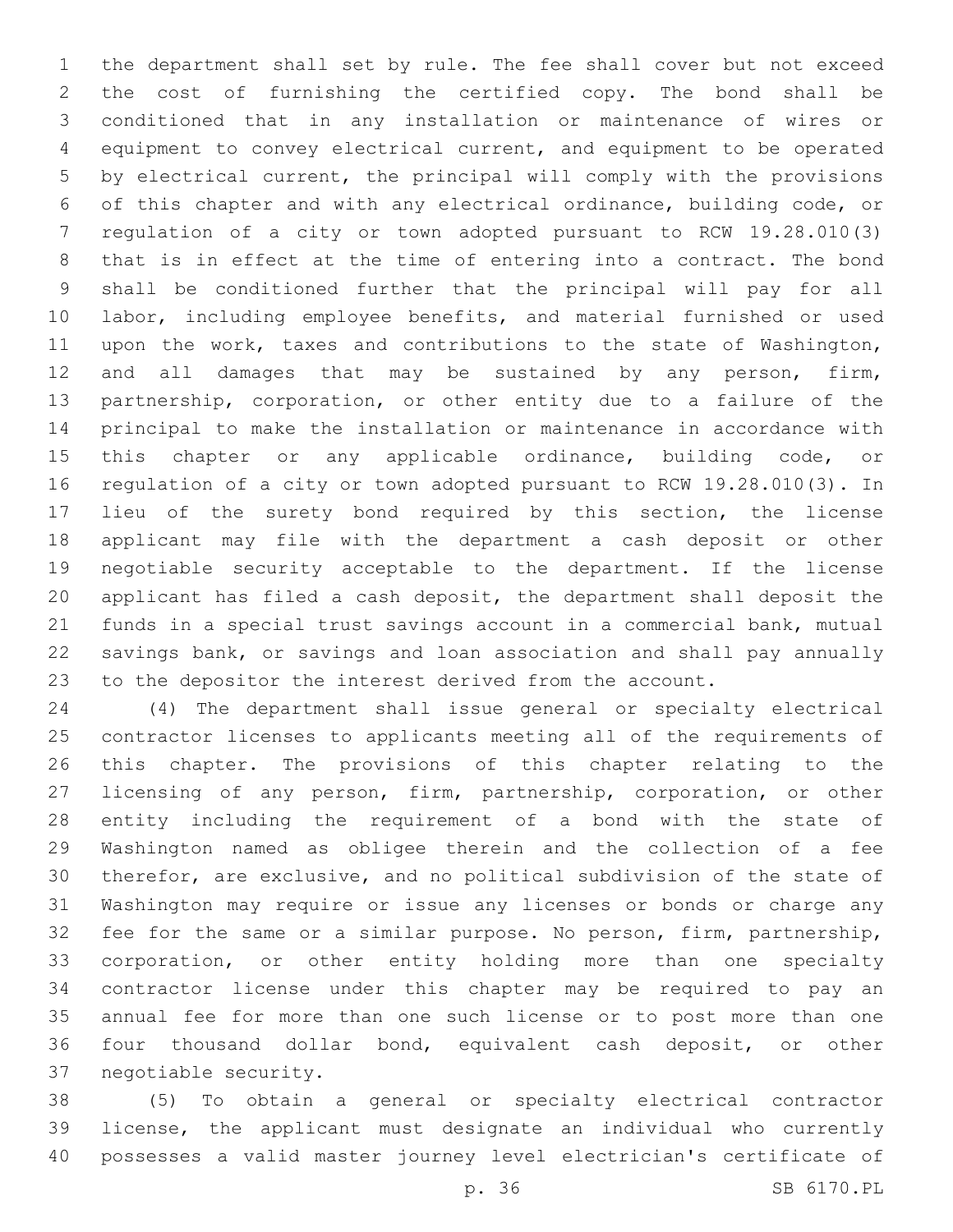the department shall set by rule. The fee shall cover but not exceed the cost of furnishing the certified copy. The bond shall be conditioned that in any installation or maintenance of wires or equipment to convey electrical current, and equipment to be operated by electrical current, the principal will comply with the provisions of this chapter and with any electrical ordinance, building code, or regulation of a city or town adopted pursuant to RCW 19.28.010(3) that is in effect at the time of entering into a contract. The bond shall be conditioned further that the principal will pay for all labor, including employee benefits, and material furnished or used upon the work, taxes and contributions to the state of Washington, and all damages that may be sustained by any person, firm, partnership, corporation, or other entity due to a failure of the principal to make the installation or maintenance in accordance with this chapter or any applicable ordinance, building code, or regulation of a city or town adopted pursuant to RCW 19.28.010(3). In lieu of the surety bond required by this section, the license applicant may file with the department a cash deposit or other negotiable security acceptable to the department. If the license applicant has filed a cash deposit, the department shall deposit the funds in a special trust savings account in a commercial bank, mutual savings bank, or savings and loan association and shall pay annually to the depositor the interest derived from the account.

(4) The department shall issue general or specialty electrical contractor licenses to applicants meeting all of the requirements of this chapter. The provisions of this chapter relating to the licensing of any person, firm, partnership, corporation, or other entity including the requirement of a bond with the state of Washington named as obligee therein and the collection of a fee therefor, are exclusive, and no political subdivision of the state of Washington may require or issue any licenses or bonds or charge any fee for the same or a similar purpose. No person, firm, partnership, corporation, or other entity holding more than one specialty contractor license under this chapter may be required to pay an annual fee for more than one such license or to post more than one four thousand dollar bond, equivalent cash deposit, or other negotiable security.

(5) To obtain a general or specialty electrical contractor license, the applicant must designate an individual who currently possesses a valid master journey level electrician's certificate of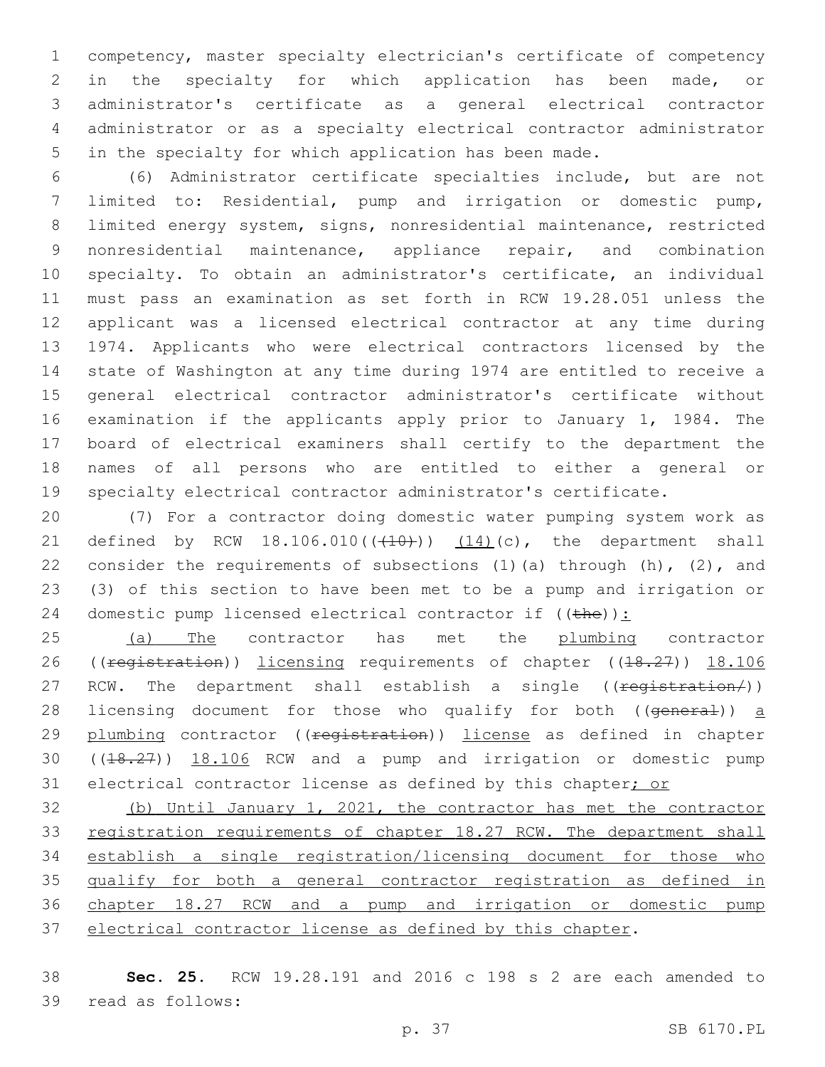competency, master specialty electrician's certificate of competency in the specialty for which application has been made, or administrator's certificate as a general electrical contractor administrator or as a specialty electrical contractor administrator in the specialty for which application has been made.

(6) Administrator certificate specialties include, but are not limited to: Residential, pump and irrigation or domestic pump, limited energy system, signs, nonresidential maintenance, restricted nonresidential maintenance, appliance repair, and combination specialty. To obtain an administrator's certificate, an individual must pass an examination as set forth in RCW 19.28.051 unless the applicant was a licensed electrical contractor at any time during 1974. Applicants who were electrical contractors licensed by the state of Washington at any time during 1974 are entitled to receive a general electrical contractor administrator's certificate without examination if the applicants apply prior to January 1, 1984. The board of electrical examiners shall certify to the department the names of all persons who are entitled to either a general or specialty electrical contractor administrator's certificate.

(7) For a contractor doing domestic water pumping system work as defined by RCW 18.106.010((~~(10)~~)) <u>(14)</u>(c), the department shall consider the requirements of subsections (1)(a) through (h), (2), and (3) of this section to have been met to be a pump and irrigation or domestic pump licensed electrical contractor if ((~~the~~))<u>:</u>

<u>(a) The</u> contractor has met the <u>plumbing</u> contractor ((~~registration~~)) <u>licensing</u> requirements of chapter ((~~18.27~~)) <u>18.106</u> RCW. The department shall establish a single ((~~registration/~~)) licensing document for those who qualify for both ((~~general~~)) <u>a plumbing</u> contractor ((~~registration~~)) <u>license</u> as defined in chapter ((~~18.27~~)) <u>18.106</u> RCW and a pump and irrigation or domestic pump electrical contractor license as defined by this chapter<u>; or</u>

<u>(b) Until January 1, 2021, the contractor has met the contractor registration requirements of chapter 18.27 RCW. The department shall establish a single registration/licensing document for those who qualify for both a general contractor registration as defined in chapter 18.27 RCW and a pump and irrigation or domestic pump electrical contractor license as defined by this chapter</u>.

**Sec. 25.** RCW 19.28.191 and 2016 c 198 s 2 are each amended to read as follows: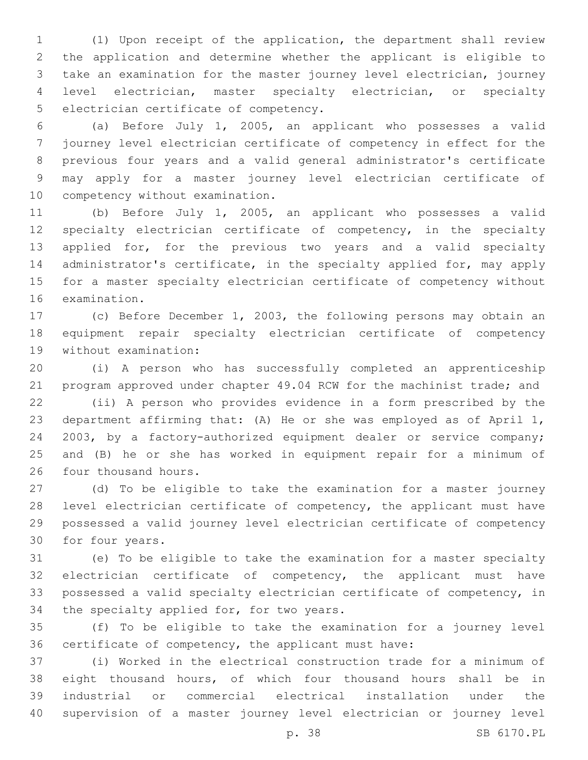(1) Upon receipt of the application, the department shall review the application and determine whether the applicant is eligible to take an examination for the master journey level electrician, journey level electrician, master specialty electrician, or specialty electrician certificate of competency.

(a) Before July 1, 2005, an applicant who possesses a valid journey level electrician certificate of competency in effect for the previous four years and a valid general administrator's certificate may apply for a master journey level electrician certificate of competency without examination.

(b) Before July 1, 2005, an applicant who possesses a valid specialty electrician certificate of competency, in the specialty applied for, for the previous two years and a valid specialty administrator's certificate, in the specialty applied for, may apply for a master specialty electrician certificate of competency without examination.

(c) Before December 1, 2003, the following persons may obtain an equipment repair specialty electrician certificate of competency without examination:

(i) A person who has successfully completed an apprenticeship program approved under chapter 49.04 RCW for the machinist trade; and

(ii) A person who provides evidence in a form prescribed by the department affirming that: (A) He or she was employed as of April 1, 2003, by a factory-authorized equipment dealer or service company; and (B) he or she has worked in equipment repair for a minimum of four thousand hours.

(d) To be eligible to take the examination for a master journey level electrician certificate of competency, the applicant must have possessed a valid journey level electrician certificate of competency for four years.

(e) To be eligible to take the examination for a master specialty electrician certificate of competency, the applicant must have possessed a valid specialty electrician certificate of competency, in the specialty applied for, for two years.

(f) To be eligible to take the examination for a journey level certificate of competency, the applicant must have:

(i) Worked in the electrical construction trade for a minimum of eight thousand hours, of which four thousand hours shall be in industrial or commercial electrical installation under the supervision of a master journey level electrician or journey level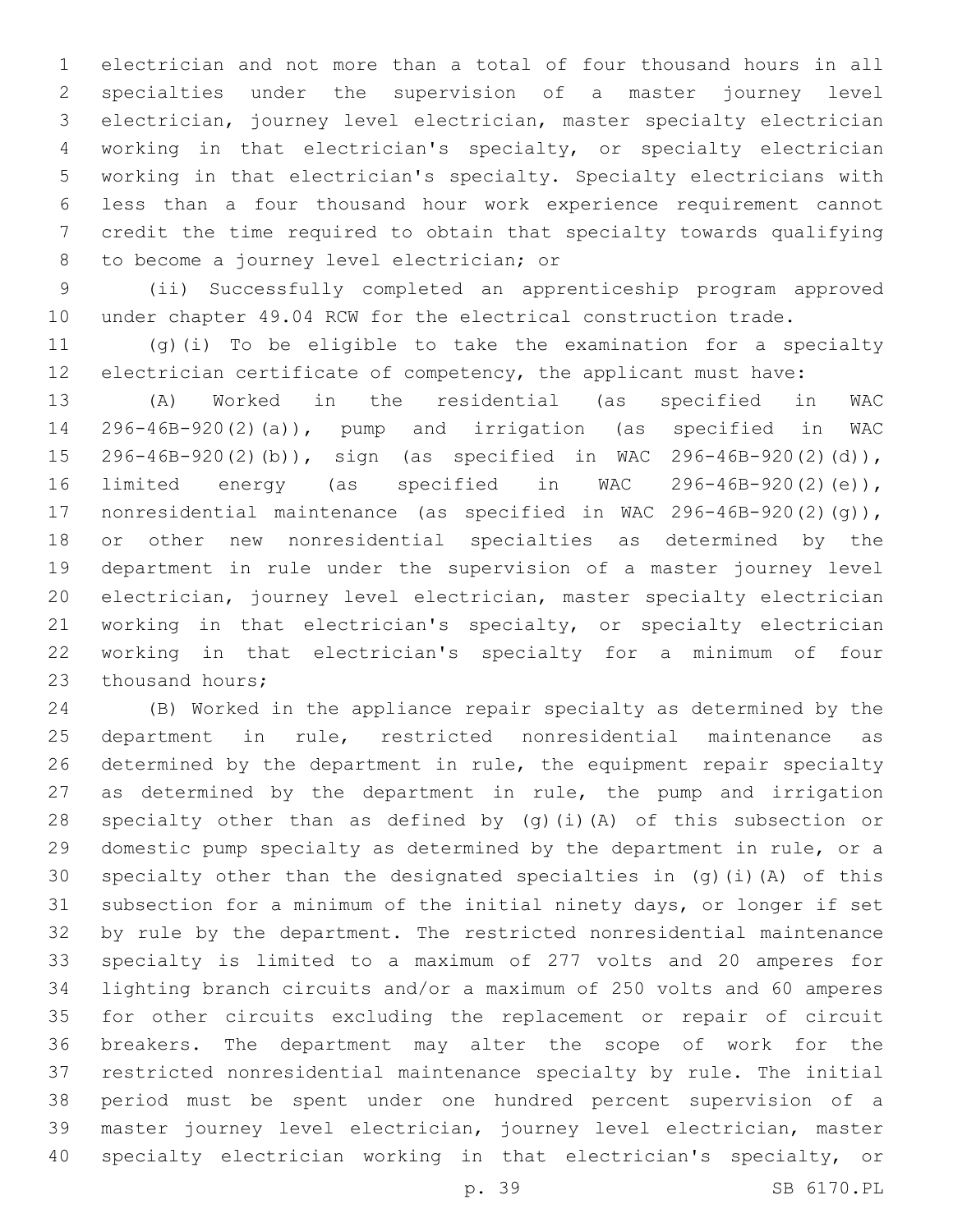electrician and not more than a total of four thousand hours in all specialties under the supervision of a master journey level electrician, journey level electrician, master specialty electrician working in that electrician's specialty, or specialty electrician working in that electrician's specialty. Specialty electricians with less than a four thousand hour work experience requirement cannot credit the time required to obtain that specialty towards qualifying to become a journey level electrician; or

(ii) Successfully completed an apprenticeship program approved under chapter 49.04 RCW for the electrical construction trade.

(g)(i) To be eligible to take the examination for a specialty electrician certificate of competency, the applicant must have:

(A) Worked in the residential (as specified in WAC 296-46B-920(2)(a)), pump and irrigation (as specified in WAC 296-46B-920(2)(b)), sign (as specified in WAC 296-46B-920(2)(d)), limited energy (as specified in WAC 296-46B-920(2)(e)), nonresidential maintenance (as specified in WAC 296-46B-920(2)(g)), or other new nonresidential specialties as determined by the department in rule under the supervision of a master journey level electrician, journey level electrician, master specialty electrician working in that electrician's specialty, or specialty electrician working in that electrician's specialty for a minimum of four thousand hours;

(B) Worked in the appliance repair specialty as determined by the department in rule, restricted nonresidential maintenance as determined by the department in rule, the equipment repair specialty as determined by the department in rule, the pump and irrigation specialty other than as defined by (g)(i)(A) of this subsection or domestic pump specialty as determined by the department in rule, or a specialty other than the designated specialties in (g)(i)(A) of this subsection for a minimum of the initial ninety days, or longer if set by rule by the department. The restricted nonresidential maintenance specialty is limited to a maximum of 277 volts and 20 amperes for lighting branch circuits and/or a maximum of 250 volts and 60 amperes for other circuits excluding the replacement or repair of circuit breakers. The department may alter the scope of work for the restricted nonresidential maintenance specialty by rule. The initial period must be spent under one hundred percent supervision of a master journey level electrician, journey level electrician, master specialty electrician working in that electrician's specialty, or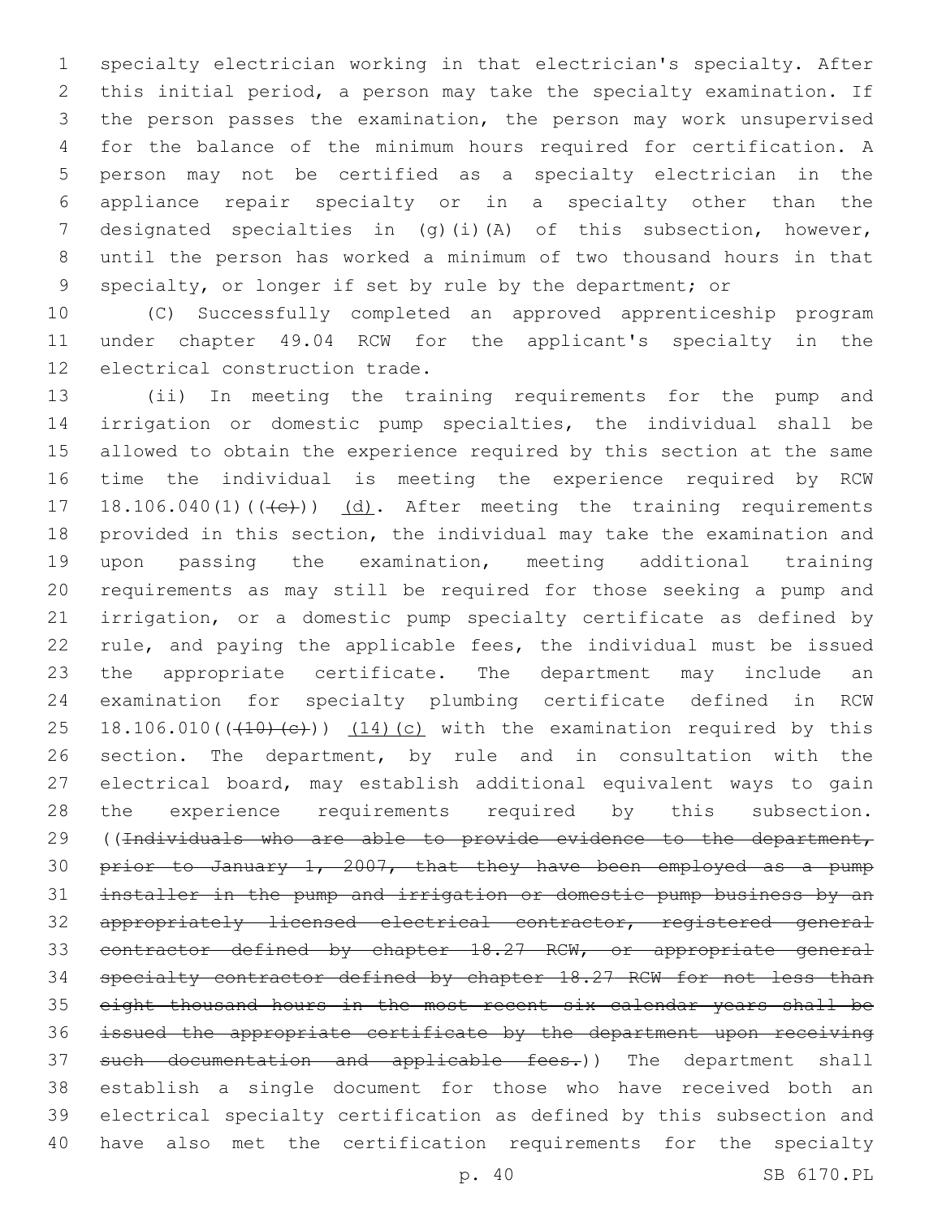specialty electrician working in that electrician's specialty. After this initial period, a person may take the specialty examination. If the person passes the examination, the person may work unsupervised for the balance of the minimum hours required for certification. A person may not be certified as a specialty electrician in the appliance repair specialty or in a specialty other than the designated specialties in (g)(i)(A) of this subsection, however, until the person has worked a minimum of two thousand hours in that specialty, or longer if set by rule by the department; or

(C) Successfully completed an approved apprenticeship program under chapter 49.04 RCW for the applicant's specialty in the electrical construction trade.

(ii) In meeting the training requirements for the pump and irrigation or domestic pump specialties, the individual shall be allowed to obtain the experience required by this section at the same time the individual is meeting the experience required by RCW 18.106.040(1)((~~(c)~~)) <u>(d)</u>. After meeting the training requirements provided in this section, the individual may take the examination and upon passing the examination, meeting additional training requirements as may still be required for those seeking a pump and irrigation, or a domestic pump specialty certificate as defined by rule, and paying the applicable fees, the individual must be issued the appropriate certificate. The department may include an examination for specialty plumbing certificate defined in RCW 18.106.010((~~(10)(c)~~)) <u>(14)(c)</u> with the examination required by this section. The department, by rule and in consultation with the electrical board, may establish additional equivalent ways to gain the experience requirements required by this subsection. ((~~Individuals who are able to provide evidence to the department, prior to January 1, 2007, that they have been employed as a pump installer in the pump and irrigation or domestic pump business by an appropriately licensed electrical contractor, registered general contractor defined by chapter 18.27 RCW, or appropriate general specialty contractor defined by chapter 18.27 RCW for not less than eight thousand hours in the most recent six calendar years shall be issued the appropriate certificate by the department upon receiving such documentation and applicable fees.~~)) The department shall establish a single document for those who have received both an electrical specialty certification as defined by this subsection and have also met the certification requirements for the specialty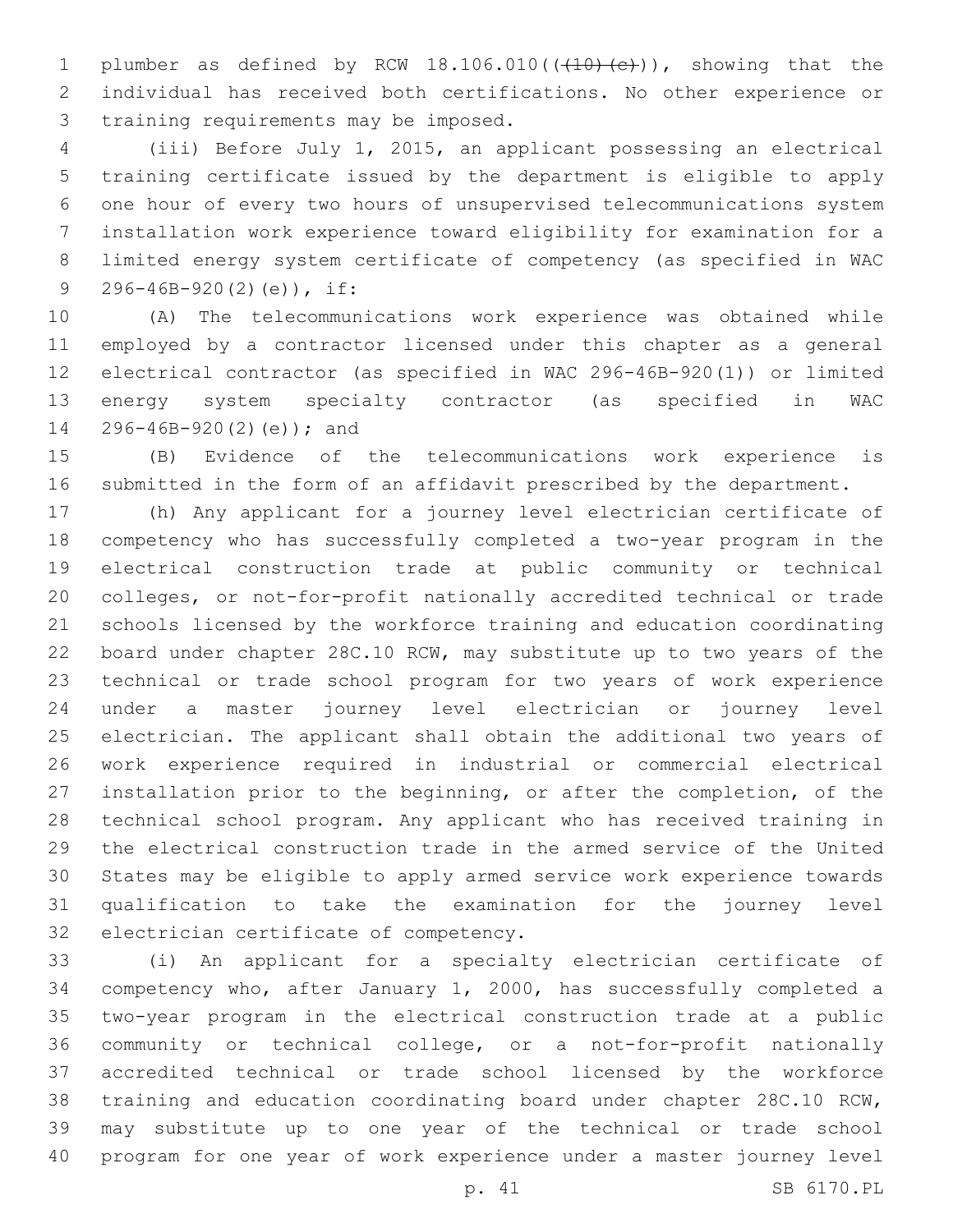plumber as defined by RCW 18.106.010(~~((10)(c))~~), showing that the individual has received both certifications. No other experience or training requirements may be imposed.

(iii) Before July 1, 2015, an applicant possessing an electrical training certificate issued by the department is eligible to apply one hour of every two hours of unsupervised telecommunications system installation work experience toward eligibility for examination for a limited energy system certificate of competency (as specified in WAC 296-46B-920(2)(e)), if:

(A) The telecommunications work experience was obtained while employed by a contractor licensed under this chapter as a general electrical contractor (as specified in WAC 296-46B-920(1)) or limited energy system specialty contractor (as specified in WAC 296-46B-920(2)(e)); and

(B) Evidence of the telecommunications work experience is submitted in the form of an affidavit prescribed by the department.

(h) Any applicant for a journey level electrician certificate of competency who has successfully completed a two-year program in the electrical construction trade at public community or technical colleges, or not-for-profit nationally accredited technical or trade schools licensed by the workforce training and education coordinating board under chapter 28C.10 RCW, may substitute up to two years of the technical or trade school program for two years of work experience under a master journey level electrician or journey level electrician. The applicant shall obtain the additional two years of work experience required in industrial or commercial electrical installation prior to the beginning, or after the completion, of the technical school program. Any applicant who has received training in the electrical construction trade in the armed service of the United States may be eligible to apply armed service work experience towards qualification to take the examination for the journey level electrician certificate of competency.

(i) An applicant for a specialty electrician certificate of competency who, after January 1, 2000, has successfully completed a two-year program in the electrical construction trade at a public community or technical college, or a not-for-profit nationally accredited technical or trade school licensed by the workforce training and education coordinating board under chapter 28C.10 RCW, may substitute up to one year of the technical or trade school program for one year of work experience under a master journey level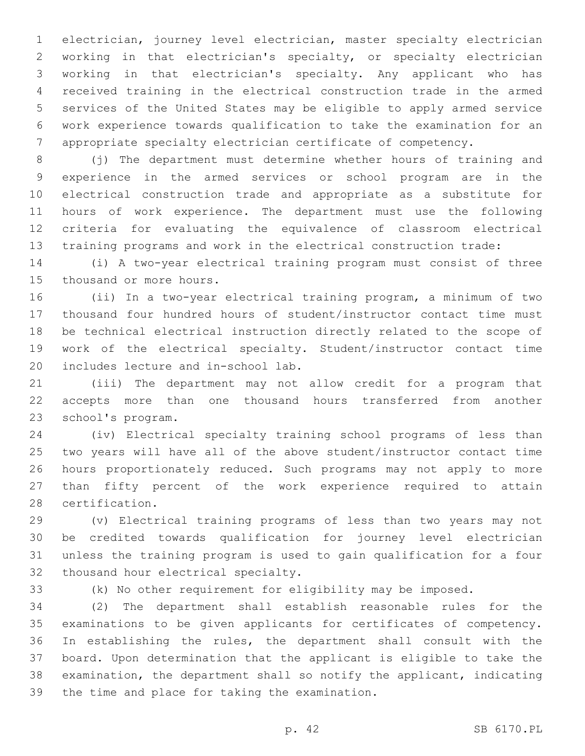electrician, journey level electrician, master specialty electrician working in that electrician's specialty, or specialty electrician working in that electrician's specialty. Any applicant who has received training in the electrical construction trade in the armed services of the United States may be eligible to apply armed service work experience towards qualification to take the examination for an appropriate specialty electrician certificate of competency.

(j) The department must determine whether hours of training and experience in the armed services or school program are in the electrical construction trade and appropriate as a substitute for hours of work experience. The department must use the following criteria for evaluating the equivalence of classroom electrical training programs and work in the electrical construction trade:

(i) A two-year electrical training program must consist of three thousand or more hours.

(ii) In a two-year electrical training program, a minimum of two thousand four hundred hours of student/instructor contact time must be technical electrical instruction directly related to the scope of work of the electrical specialty. Student/instructor contact time includes lecture and in-school lab.

(iii) The department may not allow credit for a program that accepts more than one thousand hours transferred from another school's program.

(iv) Electrical specialty training school programs of less than two years will have all of the above student/instructor contact time hours proportionately reduced. Such programs may not apply to more than fifty percent of the work experience required to attain certification.

(v) Electrical training programs of less than two years may not be credited towards qualification for journey level electrician unless the training program is used to gain qualification for a four thousand hour electrical specialty.

(k) No other requirement for eligibility may be imposed.

(2) The department shall establish reasonable rules for the examinations to be given applicants for certificates of competency. In establishing the rules, the department shall consult with the board. Upon determination that the applicant is eligible to take the examination, the department shall so notify the applicant, indicating the time and place for taking the examination.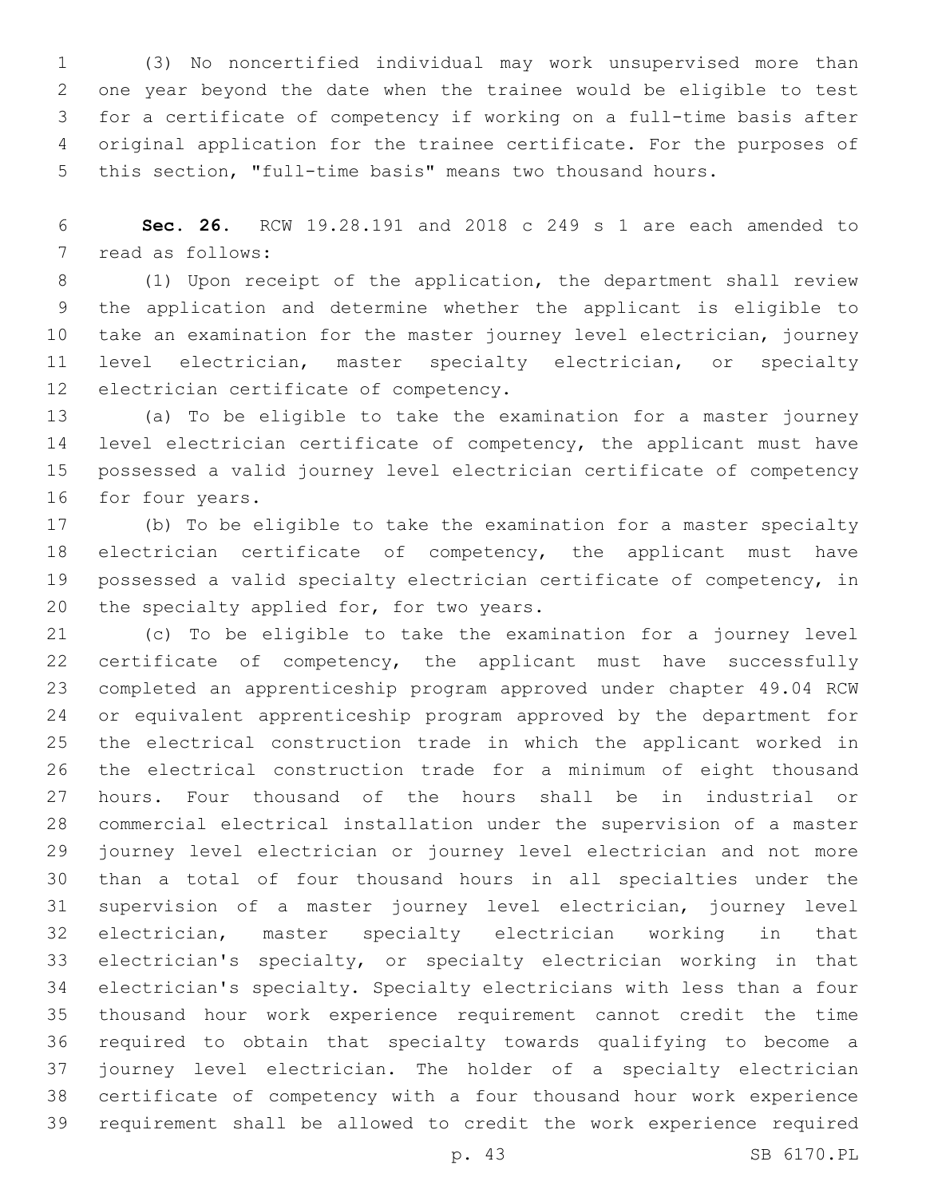(3) No noncertified individual may work unsupervised more than one year beyond the date when the trainee would be eligible to test for a certificate of competency if working on a full-time basis after original application for the trainee certificate. For the purposes of this section, "full-time basis" means two thousand hours.

**Sec. 26.** RCW 19.28.191 and 2018 c 249 s 1 are each amended to read as follows:

(1) Upon receipt of the application, the department shall review the application and determine whether the applicant is eligible to take an examination for the master journey level electrician, journey level electrician, master specialty electrician, or specialty electrician certificate of competency.

(a) To be eligible to take the examination for a master journey level electrician certificate of competency, the applicant must have possessed a valid journey level electrician certificate of competency for four years.

(b) To be eligible to take the examination for a master specialty electrician certificate of competency, the applicant must have possessed a valid specialty electrician certificate of competency, in the specialty applied for, for two years.

(c) To be eligible to take the examination for a journey level certificate of competency, the applicant must have successfully completed an apprenticeship program approved under chapter 49.04 RCW or equivalent apprenticeship program approved by the department for the electrical construction trade in which the applicant worked in the electrical construction trade for a minimum of eight thousand hours. Four thousand of the hours shall be in industrial or commercial electrical installation under the supervision of a master journey level electrician or journey level electrician and not more than a total of four thousand hours in all specialties under the supervision of a master journey level electrician, journey level electrician, master specialty electrician working in that electrician's specialty, or specialty electrician working in that electrician's specialty. Specialty electricians with less than a four thousand hour work experience requirement cannot credit the time required to obtain that specialty towards qualifying to become a journey level electrician. The holder of a specialty electrician certificate of competency with a four thousand hour work experience requirement shall be allowed to credit the work experience required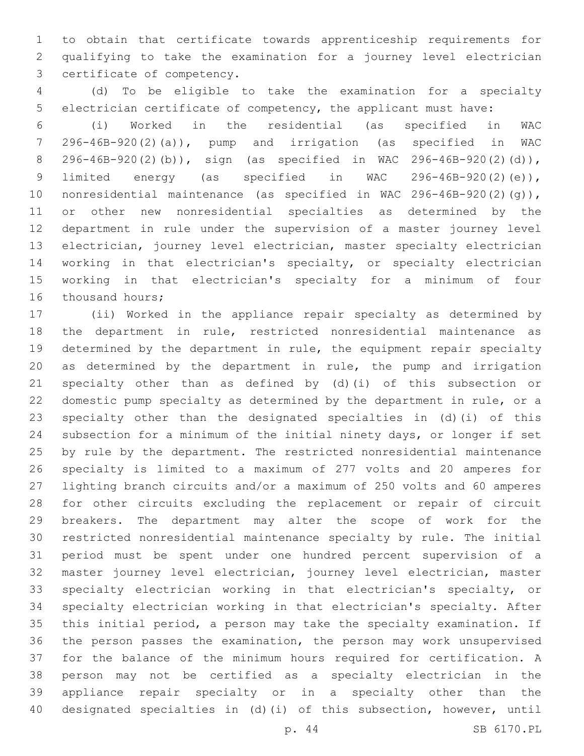to obtain that certificate towards apprenticeship requirements for qualifying to take the examination for a journey level electrician certificate of competency.

(d) To be eligible to take the examination for a specialty electrician certificate of competency, the applicant must have:

(i) Worked in the residential (as specified in WAC 296-46B-920(2)(a)), pump and irrigation (as specified in WAC 296-46B-920(2)(b)), sign (as specified in WAC 296-46B-920(2)(d)), limited energy (as specified in WAC 296-46B-920(2)(e)), nonresidential maintenance (as specified in WAC 296-46B-920(2)(g)), or other new nonresidential specialties as determined by the department in rule under the supervision of a master journey level electrician, journey level electrician, master specialty electrician working in that electrician's specialty, or specialty electrician working in that electrician's specialty for a minimum of four thousand hours;

(ii) Worked in the appliance repair specialty as determined by the department in rule, restricted nonresidential maintenance as determined by the department in rule, the equipment repair specialty as determined by the department in rule, the pump and irrigation specialty other than as defined by (d)(i) of this subsection or domestic pump specialty as determined by the department in rule, or a specialty other than the designated specialties in (d)(i) of this subsection for a minimum of the initial ninety days, or longer if set by rule by the department. The restricted nonresidential maintenance specialty is limited to a maximum of 277 volts and 20 amperes for lighting branch circuits and/or a maximum of 250 volts and 60 amperes for other circuits excluding the replacement or repair of circuit breakers. The department may alter the scope of work for the restricted nonresidential maintenance specialty by rule. The initial period must be spent under one hundred percent supervision of a master journey level electrician, journey level electrician, master specialty electrician working in that electrician's specialty, or specialty electrician working in that electrician's specialty. After this initial period, a person may take the specialty examination. If the person passes the examination, the person may work unsupervised for the balance of the minimum hours required for certification. A person may not be certified as a specialty electrician in the appliance repair specialty or in a specialty other than the designated specialties in (d)(i) of this subsection, however, until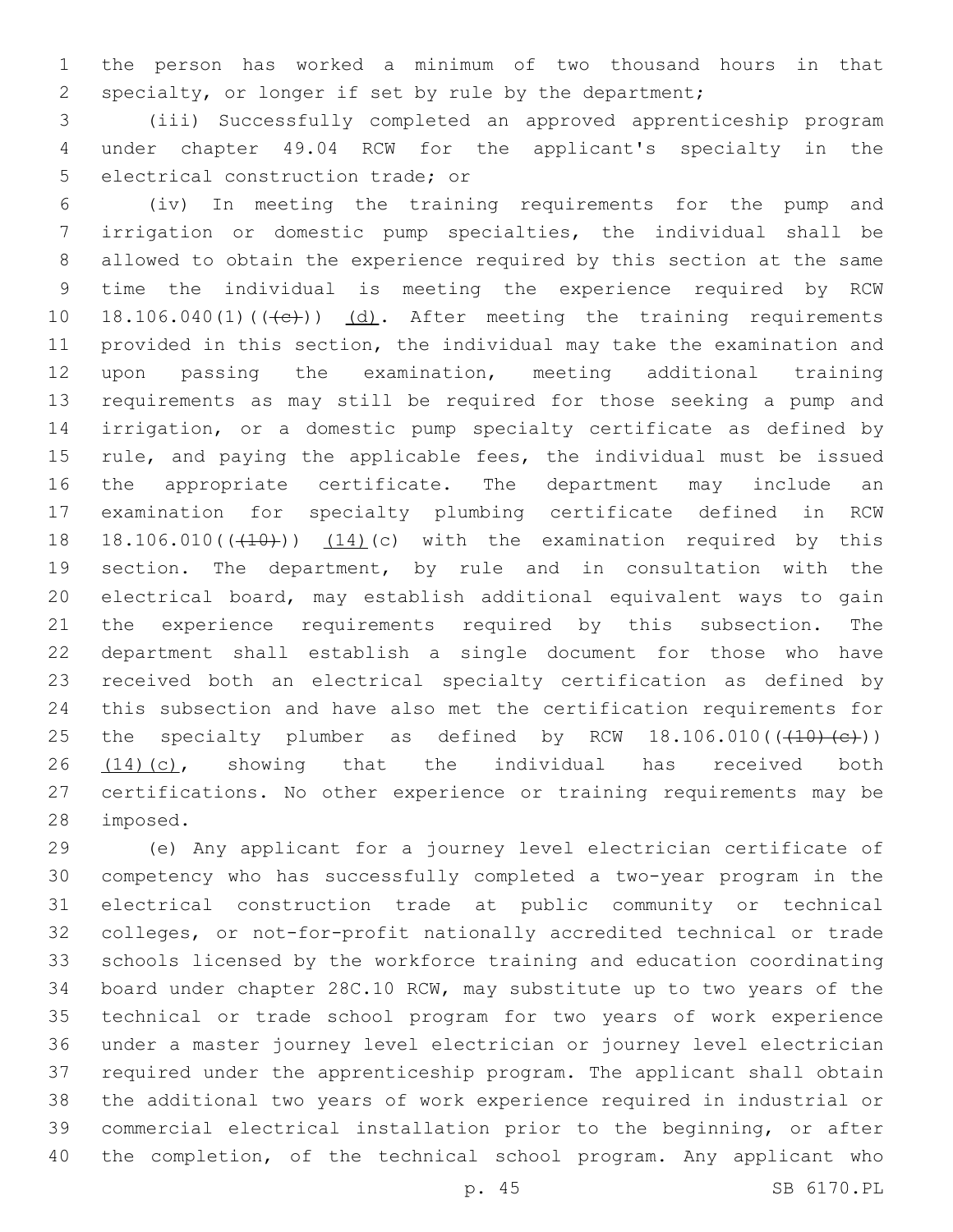the person has worked a minimum of two thousand hours in that specialty, or longer if set by rule by the department;

(iii) Successfully completed an approved apprenticeship program under chapter 49.04 RCW for the applicant's specialty in the electrical construction trade; or

(iv) In meeting the training requirements for the pump and irrigation or domestic pump specialties, the individual shall be allowed to obtain the experience required by this section at the same time the individual is meeting the experience required by RCW 18.106.040(1)((~~(c)~~)) (d). After meeting the training requirements provided in this section, the individual may take the examination and upon passing the examination, meeting additional training requirements as may still be required for those seeking a pump and irrigation, or a domestic pump specialty certificate as defined by rule, and paying the applicable fees, the individual must be issued the appropriate certificate. The department may include an examination for specialty plumbing certificate defined in RCW 18.106.010((~~(10)~~)) (14)(c) with the examination required by this section. The department, by rule and in consultation with the electrical board, may establish additional equivalent ways to gain the experience requirements required by this subsection. The department shall establish a single document for those who have received both an electrical specialty certification as defined by this subsection and have also met the certification requirements for the specialty plumber as defined by RCW 18.106.010((~~(10)(c)~~)) (14)(c), showing that the individual has received both certifications. No other experience or training requirements may be imposed.

(e) Any applicant for a journey level electrician certificate of competency who has successfully completed a two-year program in the electrical construction trade at public community or technical colleges, or not-for-profit nationally accredited technical or trade schools licensed by the workforce training and education coordinating board under chapter 28C.10 RCW, may substitute up to two years of the technical or trade school program for two years of work experience under a master journey level electrician or journey level electrician required under the apprenticeship program. The applicant shall obtain the additional two years of work experience required in industrial or commercial electrical installation prior to the beginning, or after the completion, of the technical school program. Any applicant who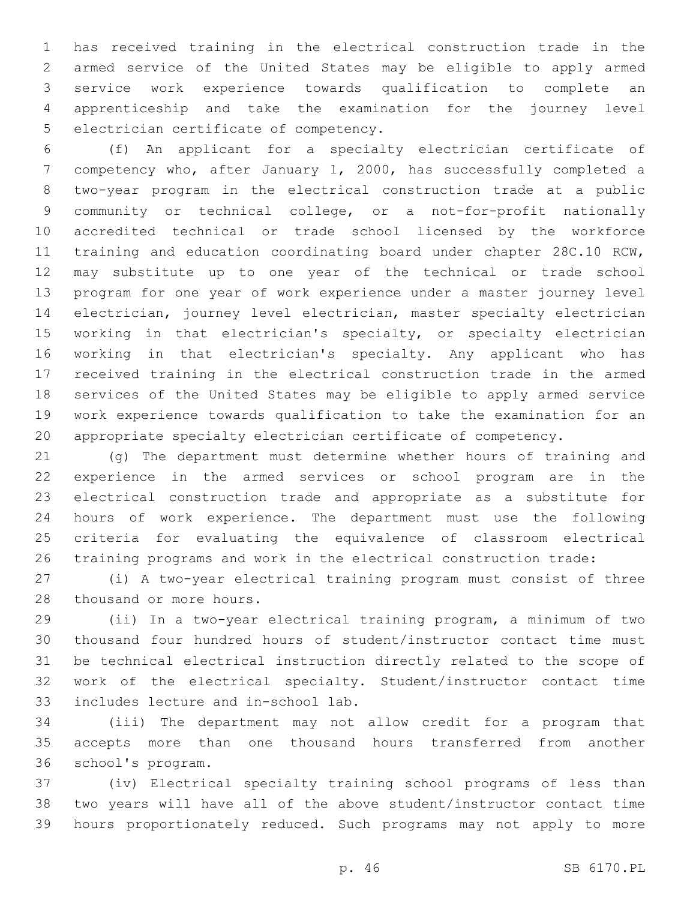has received training in the electrical construction trade in the armed service of the United States may be eligible to apply armed service work experience towards qualification to complete an apprenticeship and take the examination for the journey level electrician certificate of competency.

(f) An applicant for a specialty electrician certificate of competency who, after January 1, 2000, has successfully completed a two-year program in the electrical construction trade at a public community or technical college, or a not-for-profit nationally accredited technical or trade school licensed by the workforce training and education coordinating board under chapter 28C.10 RCW, may substitute up to one year of the technical or trade school program for one year of work experience under a master journey level electrician, journey level electrician, master specialty electrician working in that electrician's specialty, or specialty electrician working in that electrician's specialty. Any applicant who has received training in the electrical construction trade in the armed services of the United States may be eligible to apply armed service work experience towards qualification to take the examination for an appropriate specialty electrician certificate of competency.

(g) The department must determine whether hours of training and experience in the armed services or school program are in the electrical construction trade and appropriate as a substitute for hours of work experience. The department must use the following criteria for evaluating the equivalence of classroom electrical training programs and work in the electrical construction trade:

(i) A two-year electrical training program must consist of three thousand or more hours.

(ii) In a two-year electrical training program, a minimum of two thousand four hundred hours of student/instructor contact time must be technical electrical instruction directly related to the scope of work of the electrical specialty. Student/instructor contact time includes lecture and in-school lab.

(iii) The department may not allow credit for a program that accepts more than one thousand hours transferred from another school's program.

(iv) Electrical specialty training school programs of less than two years will have all of the above student/instructor contact time hours proportionately reduced. Such programs may not apply to more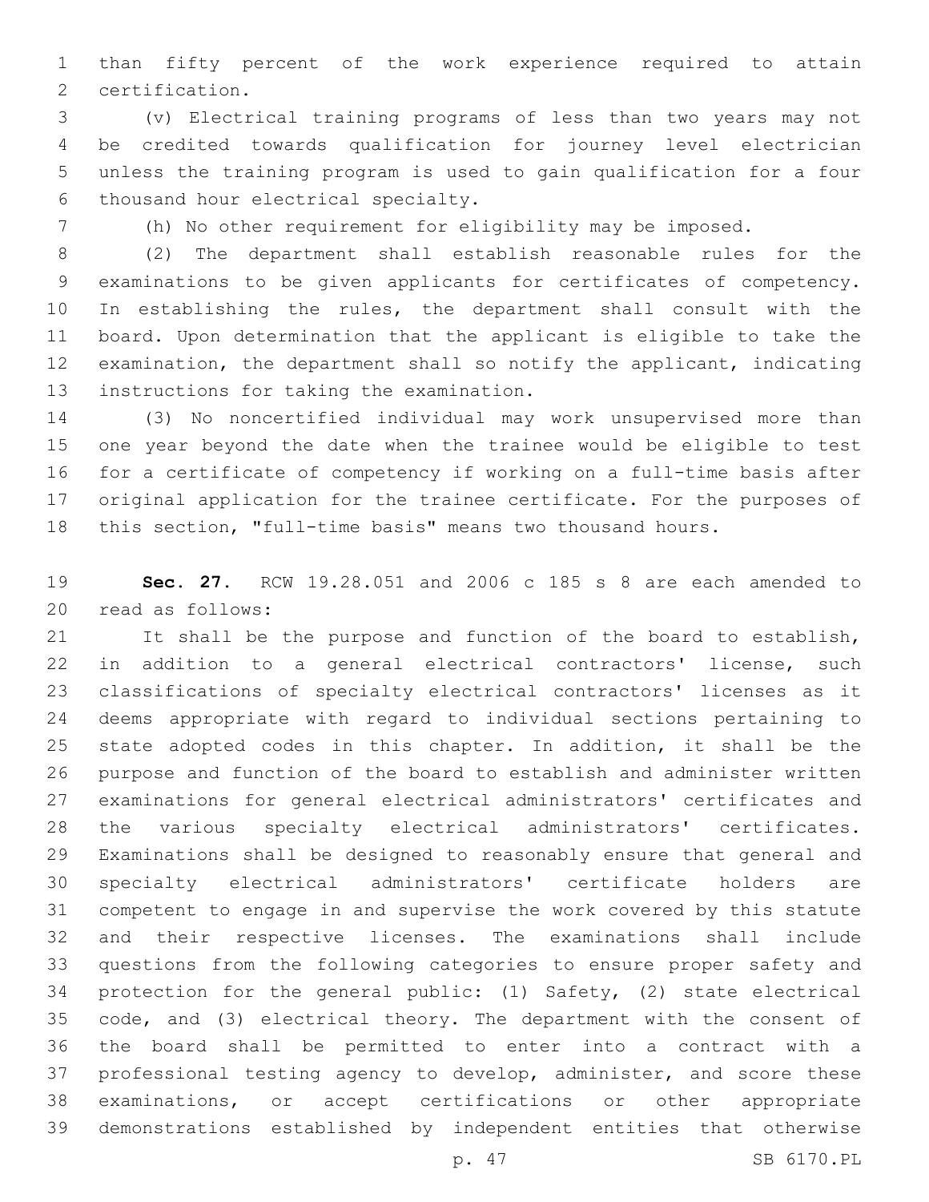than fifty percent of the work experience required to attain certification.

(v) Electrical training programs of less than two years may not be credited towards qualification for journey level electrician unless the training program is used to gain qualification for a four thousand hour electrical specialty.

(h) No other requirement for eligibility may be imposed.

(2) The department shall establish reasonable rules for the examinations to be given applicants for certificates of competency. In establishing the rules, the department shall consult with the board. Upon determination that the applicant is eligible to take the examination, the department shall so notify the applicant, indicating instructions for taking the examination.

(3) No noncertified individual may work unsupervised more than one year beyond the date when the trainee would be eligible to test for a certificate of competency if working on a full-time basis after original application for the trainee certificate. For the purposes of this section, "full-time basis" means two thousand hours.

**Sec. 27.** RCW 19.28.051 and 2006 c 185 s 8 are each amended to read as follows:

It shall be the purpose and function of the board to establish, in addition to a general electrical contractors' license, such classifications of specialty electrical contractors' licenses as it deems appropriate with regard to individual sections pertaining to state adopted codes in this chapter. In addition, it shall be the purpose and function of the board to establish and administer written examinations for general electrical administrators' certificates and the various specialty electrical administrators' certificates. Examinations shall be designed to reasonably ensure that general and specialty electrical administrators' certificate holders are competent to engage in and supervise the work covered by this statute and their respective licenses. The examinations shall include questions from the following categories to ensure proper safety and protection for the general public: (1) Safety, (2) state electrical code, and (3) electrical theory. The department with the consent of the board shall be permitted to enter into a contract with a professional testing agency to develop, administer, and score these examinations, or accept certifications or other appropriate demonstrations established by independent entities that otherwise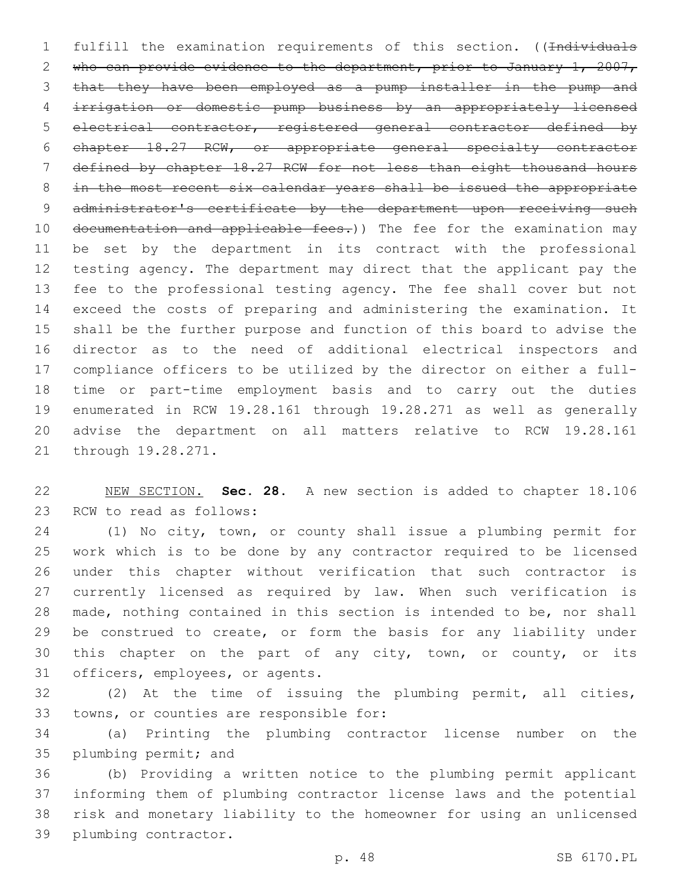fulfill the examination requirements of this section. ((~~Individuals who can provide evidence to the department, prior to January 1, 2007, that they have been employed as a pump installer in the pump and irrigation or domestic pump business by an appropriately licensed electrical contractor, registered general contractor defined by chapter 18.27 RCW, or appropriate general specialty contractor defined by chapter 18.27 RCW for not less than eight thousand hours in the most recent six calendar years shall be issued the appropriate administrator's certificate by the department upon receiving such documentation and applicable fees.~~)) The fee for the examination may be set by the department in its contract with the professional testing agency. The department may direct that the applicant pay the fee to the professional testing agency. The fee shall cover but not exceed the costs of preparing and administering the examination. It shall be the further purpose and function of this board to advise the director as to the need of additional electrical inspectors and compliance officers to be utilized by the director on either a full-time or part-time employment basis and to carry out the duties enumerated in RCW 19.28.161 through 19.28.271 as well as generally advise the department on all matters relative to RCW 19.28.161 through 19.28.271.

NEW SECTION. **Sec. 28.** A new section is added to chapter 18.106 RCW to read as follows:

(1) No city, town, or county shall issue a plumbing permit for work which is to be done by any contractor required to be licensed under this chapter without verification that such contractor is currently licensed as required by law. When such verification is made, nothing contained in this section is intended to be, nor shall be construed to create, or form the basis for any liability under this chapter on the part of any city, town, or county, or its officers, employees, or agents.

(2) At the time of issuing the plumbing permit, all cities, towns, or counties are responsible for:

(a) Printing the plumbing contractor license number on the plumbing permit; and

(b) Providing a written notice to the plumbing permit applicant informing them of plumbing contractor license laws and the potential risk and monetary liability to the homeowner for using an unlicensed plumbing contractor.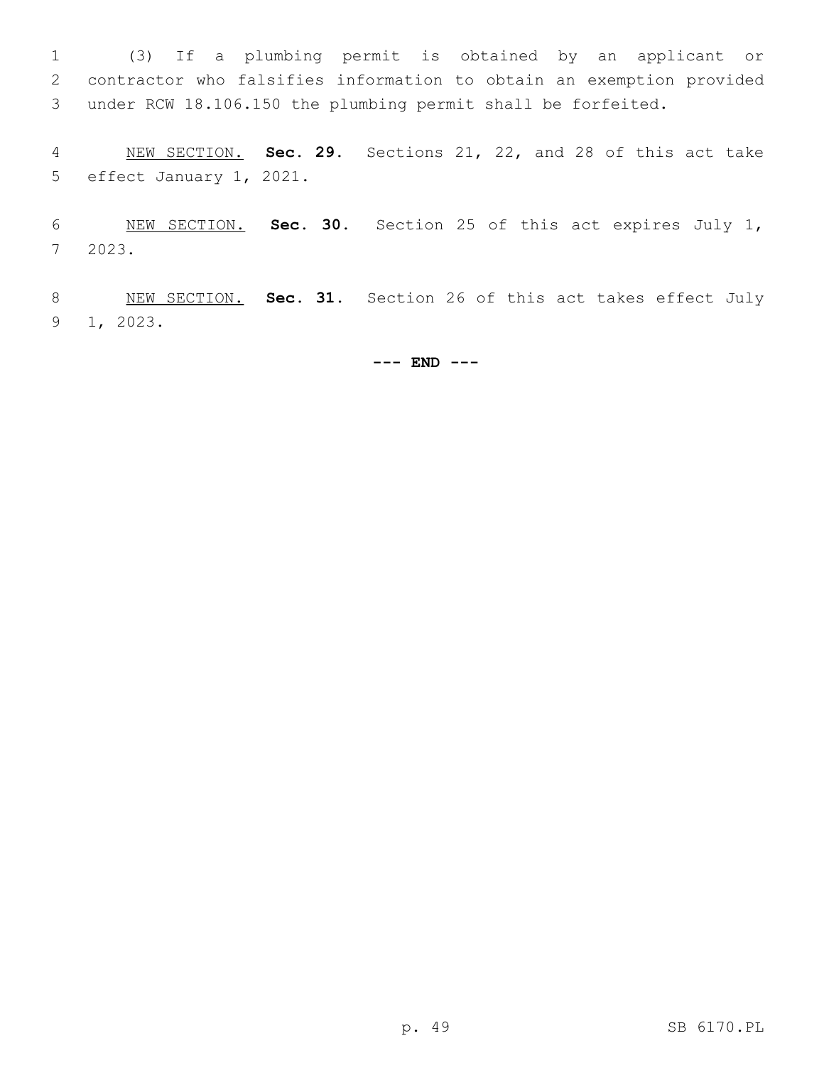(3) If a plumbing permit is obtained by an applicant or contractor who falsifies information to obtain an exemption provided under RCW 18.106.150 the plumbing permit shall be forfeited.

NEW SECTION. **Sec. 29.** Sections 21, 22, and 28 of this act take effect January 1, 2021.

NEW SECTION. **Sec. 30.** Section 25 of this act expires July 1, 2023.

NEW SECTION. **Sec. 31.** Section 26 of this act takes effect July 1, 2023.

**--- END ---**